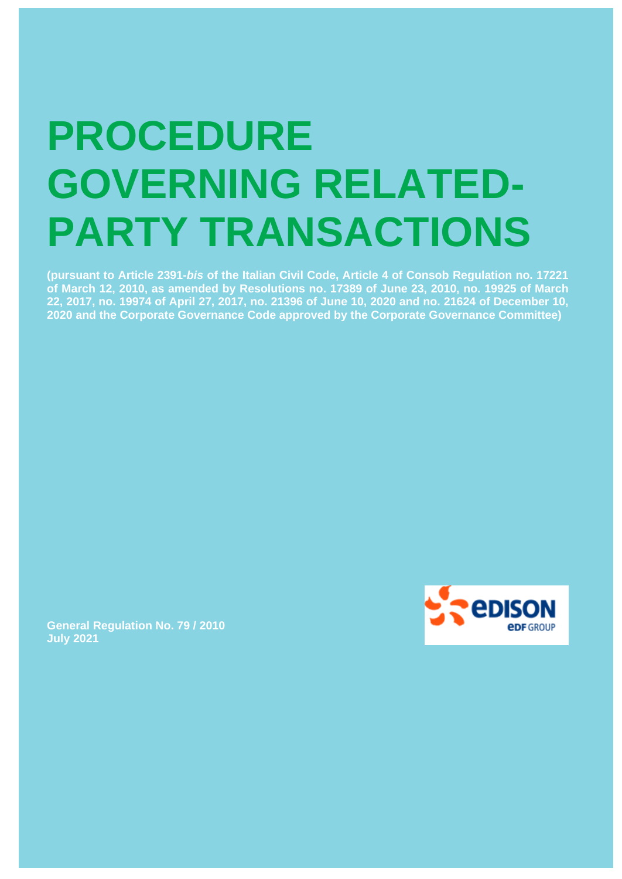# PROCEDURE GOVERNING RELATED-PARTY TRANSACTIONS

**(pursuant to Article 2391-*bis* of the Italian Civil Code, Article 4 of Consob Regulation no. 17221 of March 12, 2010, as amended by Resolutions no. 17389 of June 23, 2010, no. 19925 of March 22, 2017, no. 19974 of April 27, 2017, no. 21396 of June 10, 2020 and no. 21624 of December 10, 2020 and the Corporate Governance Code approved by the Corporate Governance Committee)**

**General Regulation No. 79 / 2010**
**July 2021**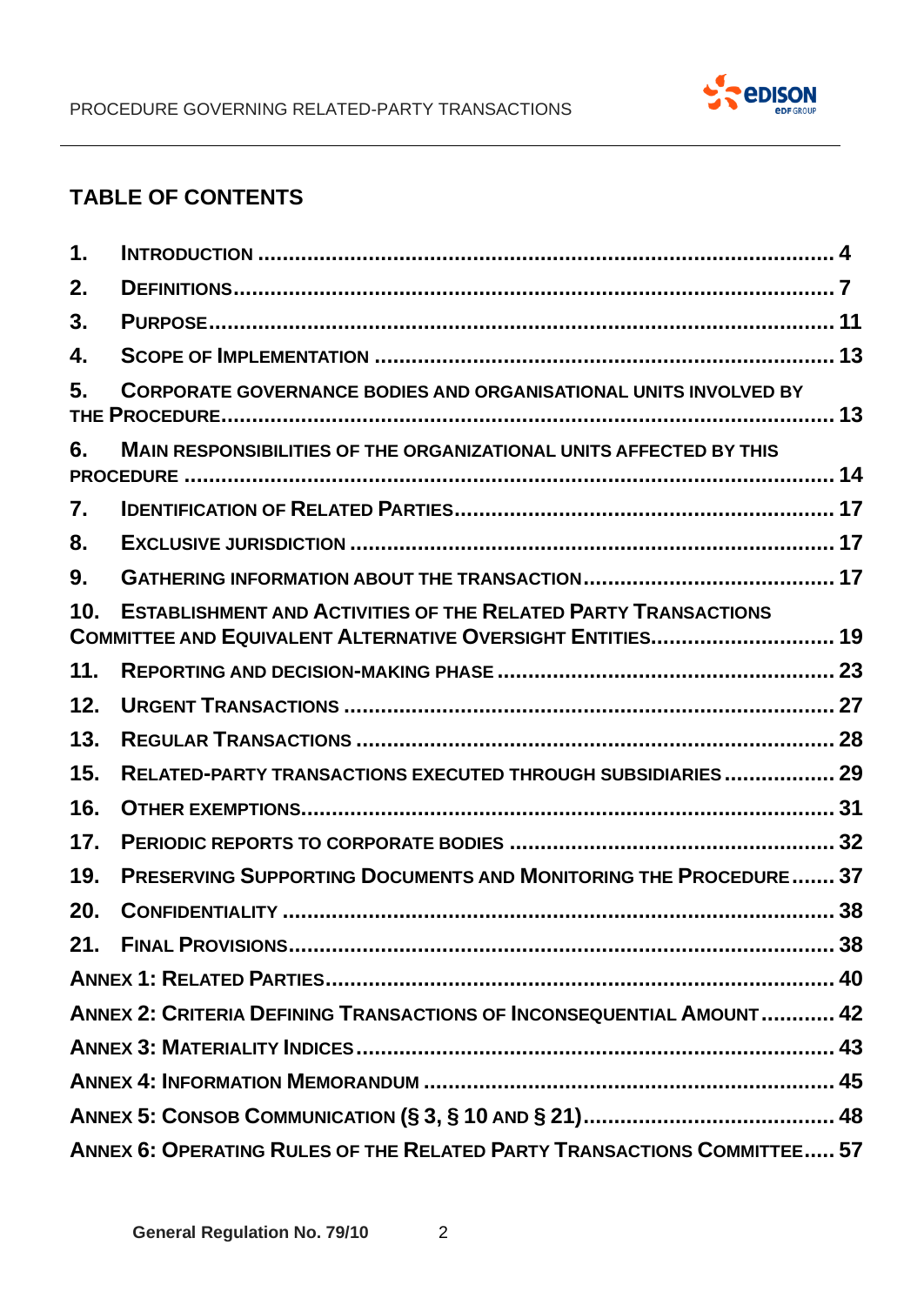## TABLE OF CONTENTS

1. INTRODUCTION .......... 4
2. DEFINITIONS .......... 7
3. PURPOSE .......... 11
4. SCOPE OF IMPLEMENTATION .......... 13
5. CORPORATE GOVERNANCE BODIES AND ORGANISATIONAL UNITS INVOLVED BY THE PROCEDURE .......... 13
6. MAIN RESPONSIBILITIES OF THE ORGANIZATIONAL UNITS AFFECTED BY THIS PROCEDURE .......... 14
7. IDENTIFICATION OF RELATED PARTIES .......... 17
8. EXCLUSIVE JURISDICTION .......... 17
9. GATHERING INFORMATION ABOUT THE TRANSACTION .......... 17
10. ESTABLISHMENT AND ACTIVITIES OF THE RELATED PARTY TRANSACTIONS COMMITTEE AND EQUIVALENT ALTERNATIVE OVERSIGHT ENTITIES .......... 19
11. REPORTING AND DECISION-MAKING PHASE .......... 23
12. URGENT TRANSACTIONS .......... 27
13. REGULAR TRANSACTIONS .......... 28
15. RELATED-PARTY TRANSACTIONS EXECUTED THROUGH SUBSIDIARIES .......... 29
16. OTHER EXEMPTIONS .......... 31
17. PERIODIC REPORTS TO CORPORATE BODIES .......... 32
19. PRESERVING SUPPORTING DOCUMENTS AND MONITORING THE PROCEDURE .......... 37
20. CONFIDENTIALITY .......... 38
21. FINAL PROVISIONS .......... 38

ANNEX 1: RELATED PARTIES .......... 40

ANNEX 2: CRITERIA DEFINING TRANSACTIONS OF INCONSEQUENTIAL AMOUNT .......... 42

ANNEX 3: MATERIALITY INDICES .......... 43

ANNEX 4: INFORMATION MEMORANDUM .......... 45

ANNEX 5: CONSOB COMMUNICATION (§ 3, § 10 AND § 21) .......... 48

ANNEX 6: OPERATING RULES OF THE RELATED PARTY TRANSACTIONS COMMITTEE .......... 57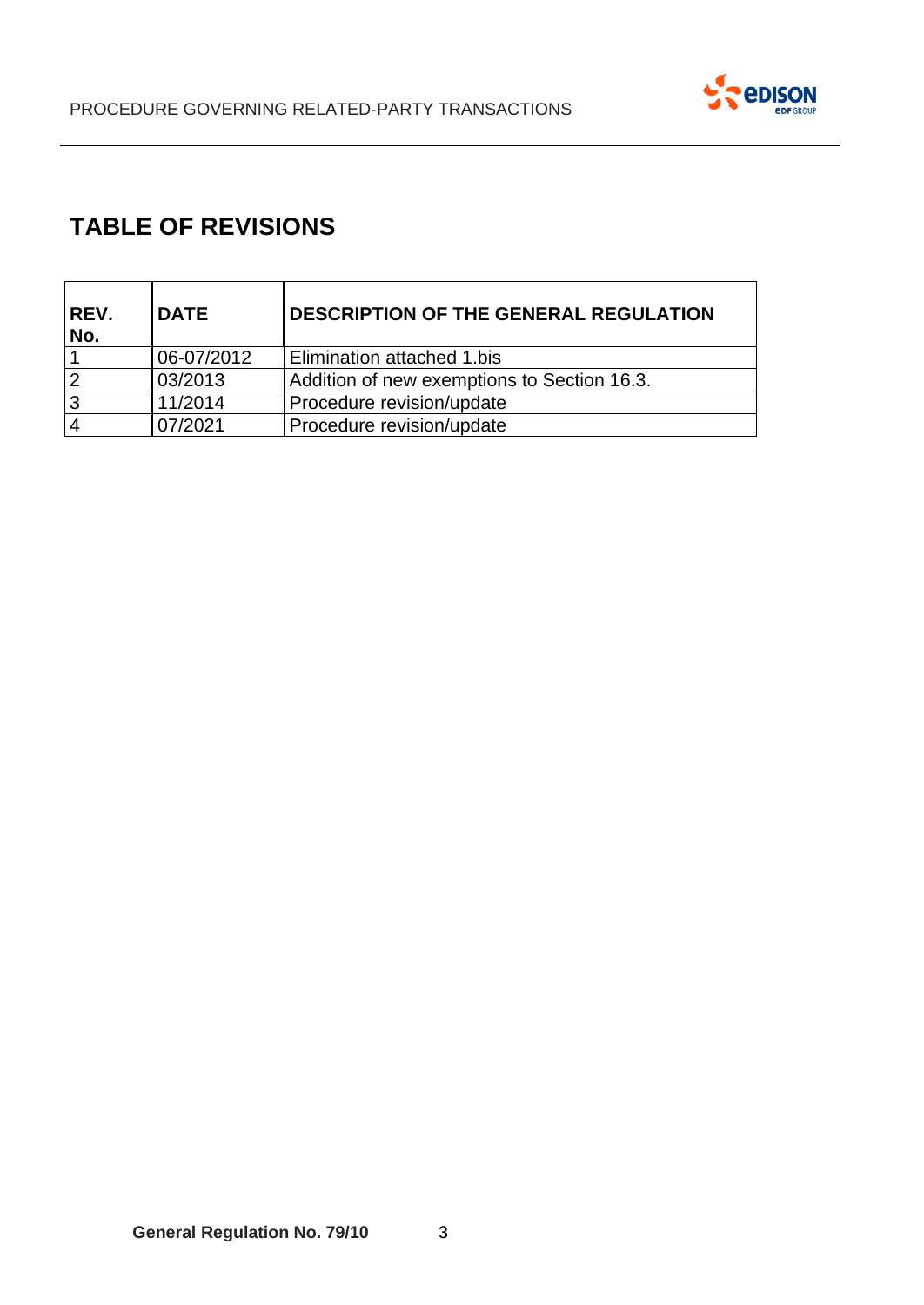## TABLE OF REVISIONS

| REV. No. | DATE | DESCRIPTION OF THE GENERAL REGULATION |
|---|---|---|
| 1 | 06-07/2012 | Elimination attached 1.bis |
| 2 | 03/2013 | Addition of new exemptions to Section 16.3. |
| 3 | 11/2014 | Procedure revision/update |
| 4 | 07/2021 | Procedure revision/update |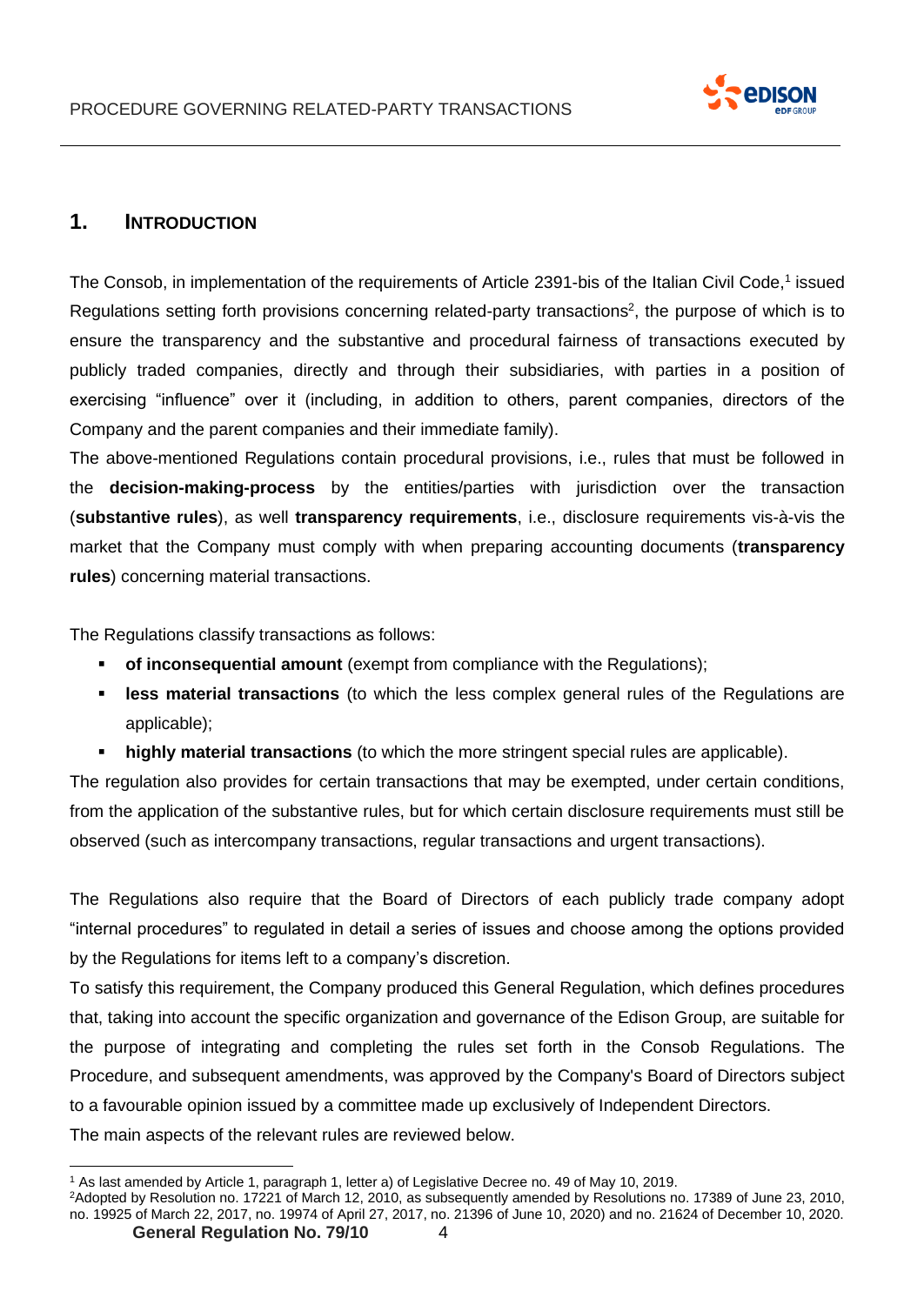## 1. INTRODUCTION

The Consob, in implementation of the requirements of Article 2391-bis of the Italian Civil Code,[1] issued Regulations setting forth provisions concerning related-party transactions[2], the purpose of which is to ensure the transparency and the substantive and procedural fairness of transactions executed by publicly traded companies, directly and through their subsidiaries, with parties in a position of exercising "influence" over it (including, in addition to others, parent companies, directors of the Company and the parent companies and their immediate family).

The above-mentioned Regulations contain procedural provisions, i.e., rules that must be followed in the **decision-making-process** by the entities/parties with jurisdiction over the transaction (**substantive rules**), as well **transparency requirements**, i.e., disclosure requirements vis-à-vis the market that the Company must comply with when preparing accounting documents (**transparency rules**) concerning material transactions.

The Regulations classify transactions as follows:

- **of inconsequential amount** (exempt from compliance with the Regulations);
- **less material transactions** (to which the less complex general rules of the Regulations are applicable);
- **highly material transactions** (to which the more stringent special rules are applicable).

The regulation also provides for certain transactions that may be exempted, under certain conditions, from the application of the substantive rules, but for which certain disclosure requirements must still be observed (such as intercompany transactions, regular transactions and urgent transactions).

The Regulations also require that the Board of Directors of each publicly trade company adopt "internal procedures" to regulated in detail a series of issues and choose among the options provided by the Regulations for items left to a company's discretion.

To satisfy this requirement, the Company produced this General Regulation, which defines procedures that, taking into account the specific organization and governance of the Edison Group, are suitable for the purpose of integrating and completing the rules set forth in the Consob Regulations. The Procedure, and subsequent amendments, was approved by the Company's Board of Directors subject to a favourable opinion issued by a committee made up exclusively of Independent Directors.

The main aspects of the relevant rules are reviewed below.

---

[1] As last amended by Article 1, paragraph 1, letter a) of Legislative Decree no. 49 of May 10, 2019.

[2] Adopted by Resolution no. 17221 of March 12, 2010, as subsequently amended by Resolutions no. 17389 of June 23, 2010, no. 19925 of March 22, 2017, no. 19974 of April 27, 2017, no. 21396 of June 10, 2020) and no. 21624 of December 10, 2020.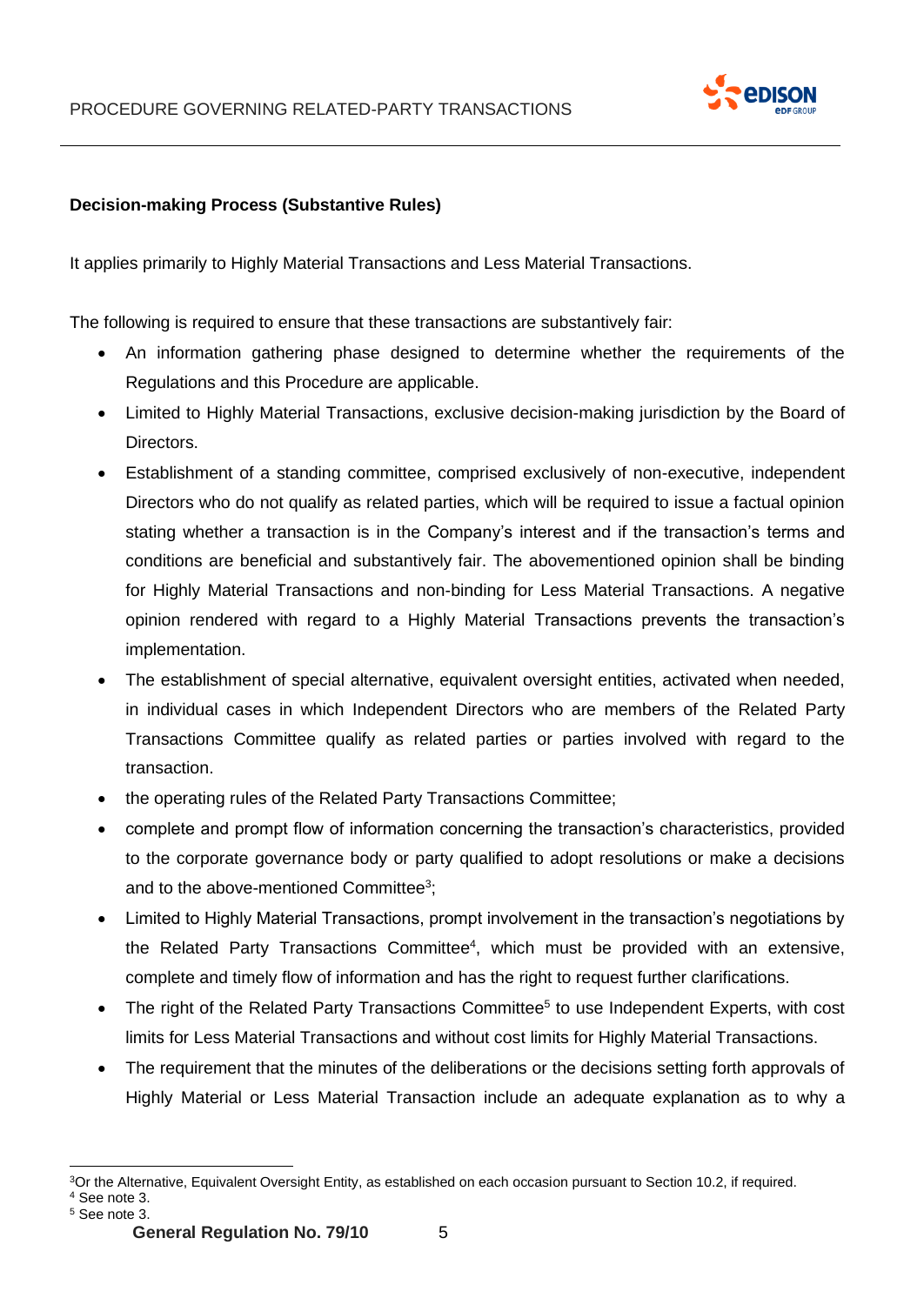**Decision-making Process (Substantive Rules)**

It applies primarily to Highly Material Transactions and Less Material Transactions.

The following is required to ensure that these transactions are substantively fair:

- An information gathering phase designed to determine whether the requirements of the Regulations and this Procedure are applicable.
- Limited to Highly Material Transactions, exclusive decision-making jurisdiction by the Board of Directors.
- Establishment of a standing committee, comprised exclusively of non-executive, independent Directors who do not qualify as related parties, which will be required to issue a factual opinion stating whether a transaction is in the Company's interest and if the transaction's terms and conditions are beneficial and substantively fair. The abovementioned opinion shall be binding for Highly Material Transactions and non-binding for Less Material Transactions. A negative opinion rendered with regard to a Highly Material Transactions prevents the transaction's implementation.
- The establishment of special alternative, equivalent oversight entities, activated when needed, in individual cases in which Independent Directors who are members of the Related Party Transactions Committee qualify as related parties or parties involved with regard to the transaction.
- the operating rules of the Related Party Transactions Committee;
- complete and prompt flow of information concerning the transaction's characteristics, provided to the corporate governance body or party qualified to adopt resolutions or make a decisions and to the above-mentioned Committee[3];
- Limited to Highly Material Transactions, prompt involvement in the transaction's negotiations by the Related Party Transactions Committee[4], which must be provided with an extensive, complete and timely flow of information and has the right to request further clarifications.
- The right of the Related Party Transactions Committee[5] to use Independent Experts, with cost limits for Less Material Transactions and without cost limits for Highly Material Transactions.
- The requirement that the minutes of the deliberations or the decisions setting forth approvals of Highly Material or Less Material Transaction include an adequate explanation as to why a

[3] Or the Alternative, Equivalent Oversight Entity, as established on each occasion pursuant to Section 10.2, if required.

[4] See note 3.

[5] See note 3.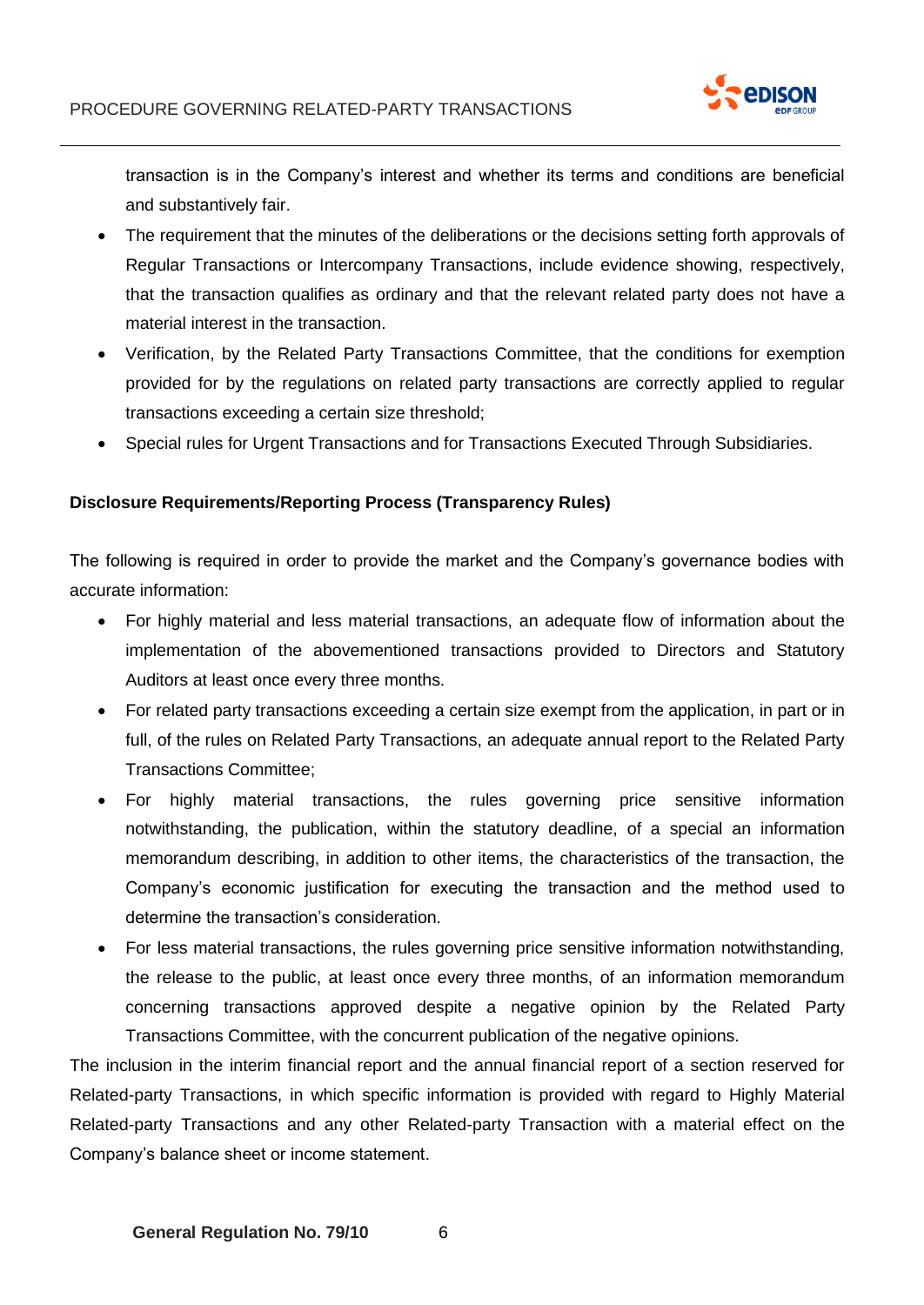transaction is in the Company's interest and whether its terms and conditions are beneficial and substantively fair.

- The requirement that the minutes of the deliberations or the decisions setting forth approvals of Regular Transactions or Intercompany Transactions, include evidence showing, respectively, that the transaction qualifies as ordinary and that the relevant related party does not have a material interest in the transaction.
- Verification, by the Related Party Transactions Committee, that the conditions for exemption provided for by the regulations on related party transactions are correctly applied to regular transactions exceeding a certain size threshold;
- Special rules for Urgent Transactions and for Transactions Executed Through Subsidiaries.

**Disclosure Requirements/Reporting Process (Transparency Rules)**

The following is required in order to provide the market and the Company's governance bodies with accurate information:

- For highly material and less material transactions, an adequate flow of information about the implementation of the abovementioned transactions provided to Directors and Statutory Auditors at least once every three months.
- For related party transactions exceeding a certain size exempt from the application, in part or in full, of the rules on Related Party Transactions, an adequate annual report to the Related Party Transactions Committee;
- For highly material transactions, the rules governing price sensitive information notwithstanding, the publication, within the statutory deadline, of a special an information memorandum describing, in addition to other items, the characteristics of the transaction, the Company's economic justification for executing the transaction and the method used to determine the transaction's consideration.
- For less material transactions, the rules governing price sensitive information notwithstanding, the release to the public, at least once every three months, of an information memorandum concerning transactions approved despite a negative opinion by the Related Party Transactions Committee, with the concurrent publication of the negative opinions.

The inclusion in the interim financial report and the annual financial report of a section reserved for Related-party Transactions, in which specific information is provided with regard to Highly Material Related-party Transactions and any other Related-party Transaction with a material effect on the Company's balance sheet or income statement.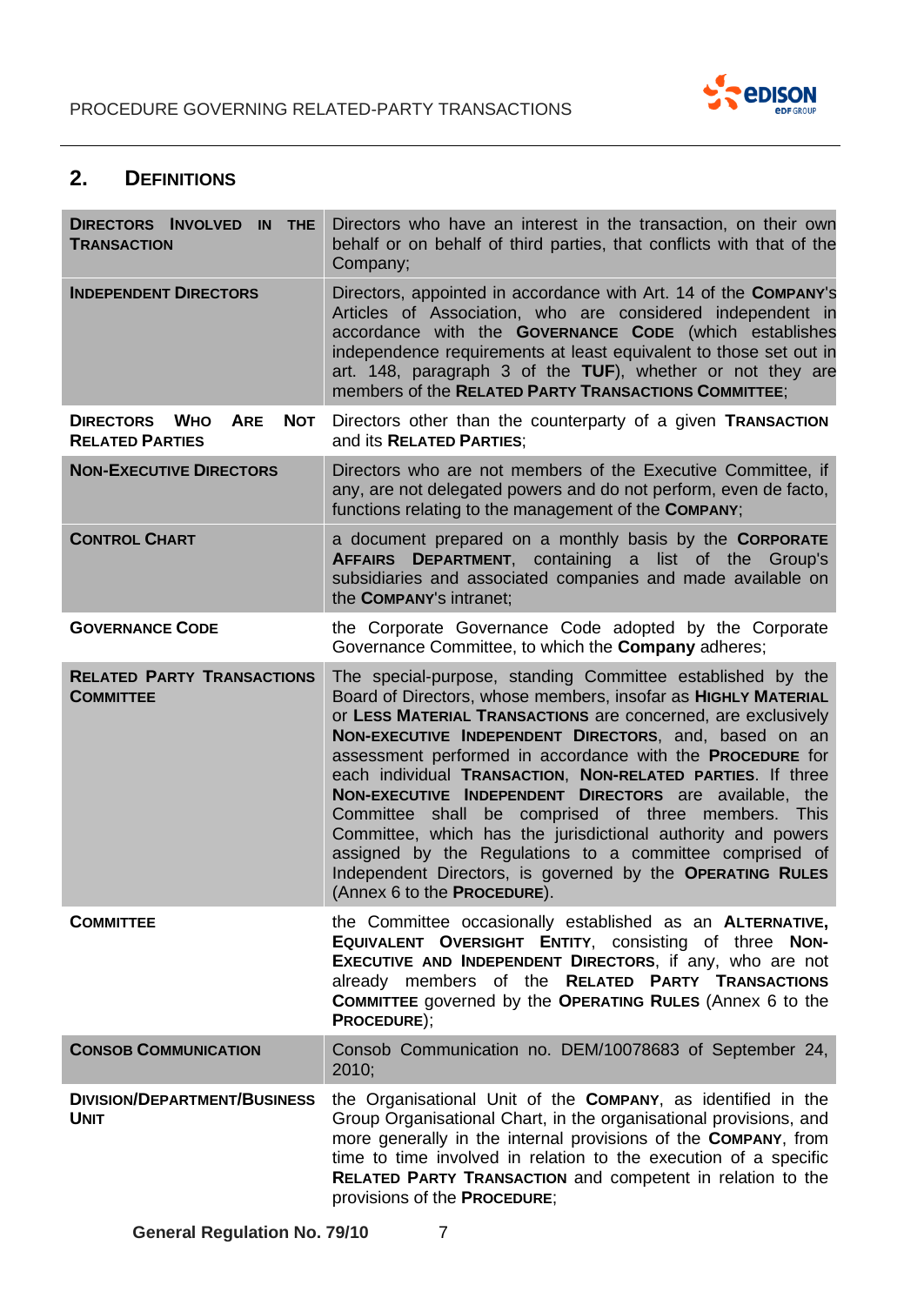## 2. DEFINITIONS

| | |
|---|---|
| **DIRECTORS INVOLVED IN THE TRANSACTION** | Directors who have an interest in the transaction, on their own behalf or on behalf of third parties, that conflicts with that of the Company; |
| **INDEPENDENT DIRECTORS** | Directors, appointed in accordance with Art. 14 of the **COMPANY**'s Articles of Association, who are considered independent in accordance with the **GOVERNANCE CODE** (which establishes independence requirements at least equivalent to those set out in art. 148, paragraph 3 of the **TUF**), whether or not they are members of the **RELATED PARTY TRANSACTIONS COMMITTEE**; |
| **DIRECTORS WHO ARE NOT RELATED PARTIES** | Directors other than the counterparty of a given **TRANSACTION** and its **RELATED PARTIES**; |
| **NON-EXECUTIVE DIRECTORS** | Directors who are not members of the Executive Committee, if any, are not delegated powers and do not perform, even de facto, functions relating to the management of the **COMPANY**; |
| **CONTROL CHART** | a document prepared on a monthly basis by the **CORPORATE AFFAIRS DEPARTMENT**, containing a list of the Group's subsidiaries and associated companies and made available on the **COMPANY**'s intranet; |
| **GOVERNANCE CODE** | the Corporate Governance Code adopted by the Corporate Governance Committee, to which the **Company** adheres; |
| **RELATED PARTY TRANSACTIONS COMMITTEE** | The special-purpose, standing Committee established by the Board of Directors, whose members, insofar as **HIGHLY MATERIAL** or **LESS MATERIAL TRANSACTIONS** are concerned, are exclusively **NON-EXECUTIVE INDEPENDENT DIRECTORS**, and, based on an assessment performed in accordance with the **PROCEDURE** for each individual **TRANSACTION**, **NON-RELATED PARTIES**. If three **NON-EXECUTIVE INDEPENDENT DIRECTORS** are available, the Committee shall be comprised of three members. This Committee, which has the jurisdictional authority and powers assigned by the Regulations to a committee comprised of Independent Directors, is governed by the **OPERATING RULES** (Annex 6 to the **PROCEDURE**). |
| **COMMITTEE** | the Committee occasionally established as an **ALTERNATIVE, EQUIVALENT OVERSIGHT ENTITY**, consisting of three **NON-EXECUTIVE AND INDEPENDENT DIRECTORS**, if any, who are not already members of the **RELATED PARTY TRANSACTIONS COMMITTEE** governed by the **OPERATING RULES** (Annex 6 to the **PROCEDURE**); |
| **CONSOB COMMUNICATION** | Consob Communication no. DEM/10078683 of September 24, 2010; |
| **DIVISION/DEPARTMENT/BUSINESS UNIT** | the Organisational Unit of the **COMPANY**, as identified in the Group Organisational Chart, in the organisational provisions, and more generally in the internal provisions of the **COMPANY**, from time to time involved in relation to the execution of a specific **RELATED PARTY TRANSACTION** and competent in relation to the provisions of the **PROCEDURE**; |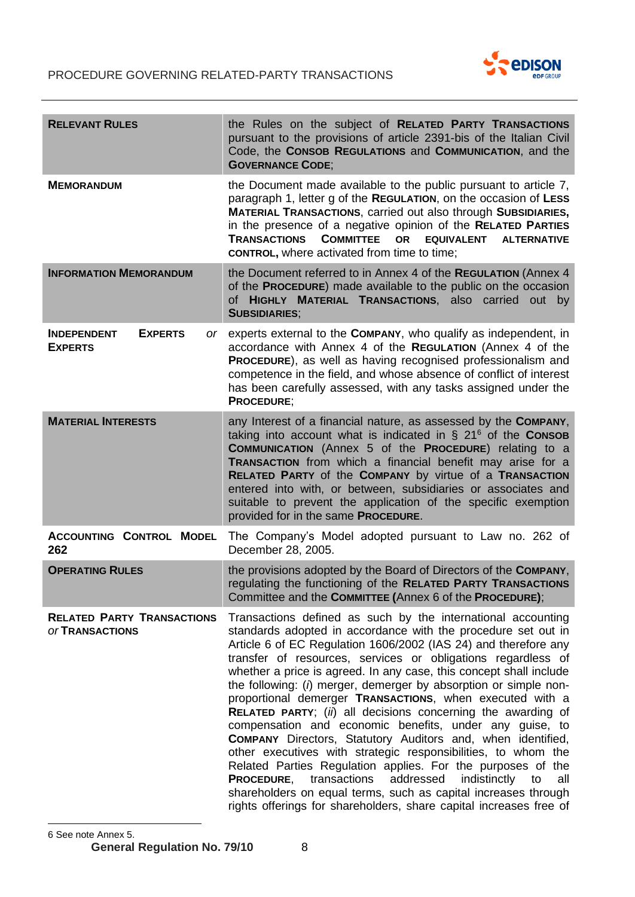| | |
|---|---|
| **RELEVANT RULES** | the Rules on the subject of **RELATED PARTY TRANSACTIONS** pursuant to the provisions of article 2391-bis of the Italian Civil Code, the **CONSOB REGULATIONS** and **COMMUNICATION**, and the **GOVERNANCE CODE**; |
| **MEMORANDUM** | the Document made available to the public pursuant to article 7, paragraph 1, letter g of the **REGULATION**, on the occasion of **LESS MATERIAL TRANSACTIONS**, carried out also through **SUBSIDIARIES,** in the presence of a negative opinion of the **RELATED PARTIES TRANSACTIONS COMMITTEE OR EQUIVALENT ALTERNATIVE CONTROL,** where activated from time to time; |
| **INFORMATION MEMORANDUM** | the Document referred to in Annex 4 of the **REGULATION** (Annex 4 of the **PROCEDURE**) made available to the public on the occasion of **HIGHLY MATERIAL TRANSACTIONS**, also carried out by **SUBSIDIARIES**; |
| **INDEPENDENT EXPERTS** *or* **EXPERTS** | experts external to the **COMPANY**, who qualify as independent, in accordance with Annex 4 of the **REGULATION** (Annex 4 of the **PROCEDURE**), as well as having recognised professionalism and competence in the field, and whose absence of conflict of interest has been carefully assessed, with any tasks assigned under the **PROCEDURE**; |
| **MATERIAL INTERESTS** | any Interest of a financial nature, as assessed by the **COMPANY**, taking into account what is indicated in § 21[6] of the **CONSOB COMMUNICATION** (Annex 5 of the **PROCEDURE**) relating to a **TRANSACTION** from which a financial benefit may arise for a **RELATED PARTY** of the **COMPANY** by virtue of a **TRANSACTION** entered into with, or between, subsidiaries or associates and suitable to prevent the application of the specific exemption provided for in the same **PROCEDURE**. |
| **ACCOUNTING CONTROL MODEL 262** | The Company's Model adopted pursuant to Law no. 262 of December 28, 2005. |
| **OPERATING RULES** | the provisions adopted by the Board of Directors of the **COMPANY**, regulating the functioning of the **RELATED PARTY TRANSACTIONS** Committee and the **COMMITTEE (**Annex 6 of the **PROCEDURE)**; |
| **RELATED PARTY TRANSACTIONS** *or* **TRANSACTIONS** | Transactions defined as such by the international accounting standards adopted in accordance with the procedure set out in Article 6 of EC Regulation 1606/2002 (IAS 24) and therefore any transfer of resources, services or obligations regardless of whether a price is agreed. In any case, this concept shall include the following: (*i*) merger, demerger by absorption or simple non-proportional demerger **TRANSACTIONS**, when executed with a **RELATED PARTY**; (*ii*) all decisions concerning the awarding of compensation and economic benefits, under any guise, to **COMPANY** Directors, Statutory Auditors and, when identified, other executives with strategic responsibilities, to whom the Related Parties Regulation applies. For the purposes of the **PROCEDURE**, transactions addressed indistinctly to all shareholders on equal terms, such as capital increases through rights offerings for shareholders, share capital increases free of |

6 See note Annex 5.

**General Regulation No. 79/10**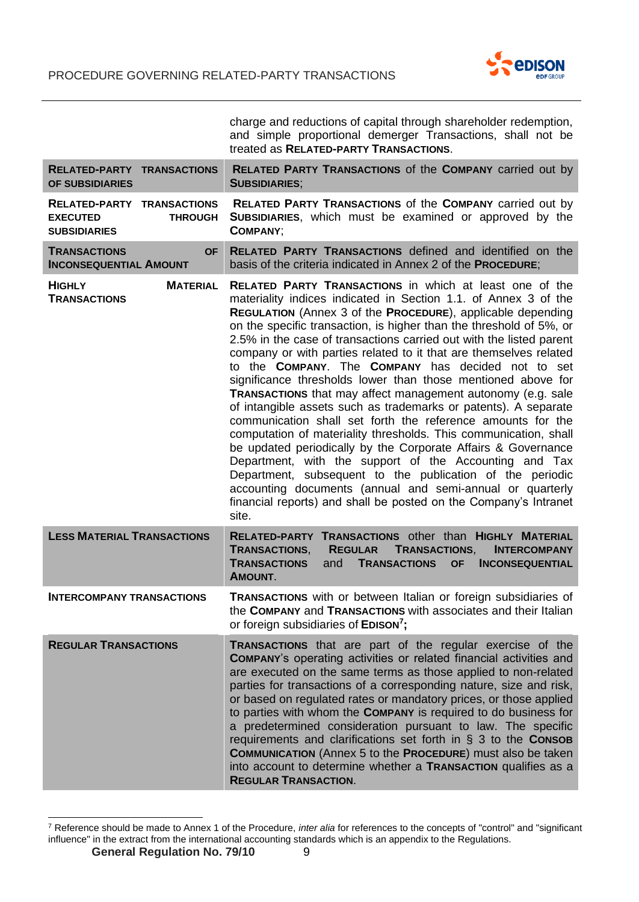| | |
|---|---|
| | charge and reductions of capital through shareholder redemption, and simple proportional demerger Transactions, shall not be treated as **RELATED-PARTY TRANSACTIONS**. |
| **RELATED-PARTY TRANSACTIONS OF SUBSIDIARIES** | **RELATED PARTY TRANSACTIONS** of the **COMPANY** carried out by **SUBSIDIARIES**; |
| **RELATED-PARTY TRANSACTIONS EXECUTED THROUGH SUBSIDIARIES** | **RELATED PARTY TRANSACTIONS** of the **COMPANY** carried out by **SUBSIDIARIES**, which must be examined or approved by the **COMPANY**; |
| **TRANSACTIONS OF INCONSEQUENTIAL AMOUNT** | **RELATED PARTY TRANSACTIONS** defined and identified on the basis of the criteria indicated in Annex 2 of the **PROCEDURE**; |
| **HIGHLY MATERIAL TRANSACTIONS** | **RELATED PARTY TRANSACTIONS** in which at least one of the materiality indices indicated in Section 1.1. of Annex 3 of the **REGULATION** (Annex 3 of the **PROCEDURE**), applicable depending on the specific transaction, is higher than the threshold of 5%, or 2.5% in the case of transactions carried out with the listed parent company or with parties related to it that are themselves related to the **COMPANY**. The **COMPANY** has decided not to set significance thresholds lower than those mentioned above for **TRANSACTIONS** that may affect management autonomy (e.g. sale of intangible assets such as trademarks or patents). A separate communication shall set forth the reference amounts for the computation of materiality thresholds. This communication, shall be updated periodically by the Corporate Affairs & Governance Department, with the support of the Accounting and Tax Department, subsequent to the publication of the periodic accounting documents (annual and semi-annual or quarterly financial reports) and shall be posted on the Company's Intranet site. |
| **LESS MATERIAL TRANSACTIONS** | **RELATED-PARTY TRANSACTIONS** other than **HIGHLY MATERIAL TRANSACTIONS**, **REGULAR TRANSACTIONS**, **INTERCOMPANY TRANSACTIONS** and **TRANSACTIONS OF INCONSEQUENTIAL AMOUNT**. |
| **INTERCOMPANY TRANSACTIONS** | **TRANSACTIONS** with or between Italian or foreign subsidiaries of the **COMPANY** and **TRANSACTIONS** with associates and their Italian or foreign subsidiaries of **EDISON**[7]; |
| **REGULAR TRANSACTIONS** | **TRANSACTIONS** that are part of the regular exercise of the **COMPANY**'s operating activities or related financial activities and are executed on the same terms as those applied to non-related parties for transactions of a corresponding nature, size and risk, or based on regulated rates or mandatory prices, or those applied to parties with whom the **COMPANY** is required to do business for a predetermined consideration pursuant to law. The specific requirements and clarifications set forth in § 3 to the **CONSOB COMMUNICATION** (Annex 5 to the **PROCEDURE**) must also be taken into account to determine whether a **TRANSACTION** qualifies as a **REGULAR TRANSACTION**. |

[7] Reference should be made to Annex 1 of the Procedure, *inter alia* for references to the concepts of "control" and "significant influence" in the extract from the international accounting standards which is an appendix to the Regulations.

**General Regulation No. 79/10**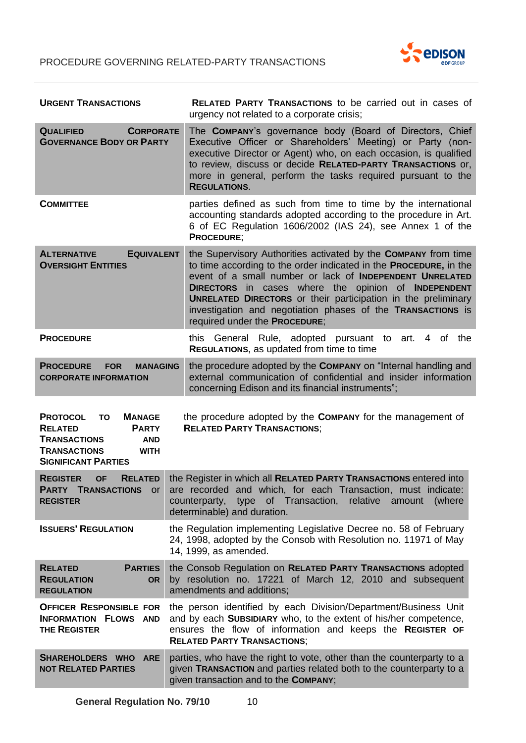| | |
|---|---|
| **URGENT TRANSACTIONS** | **RELATED PARTY TRANSACTIONS** to be carried out in cases of urgency not related to a corporate crisis; |
| **QUALIFIED CORPORATE GOVERNANCE BODY OR PARTY** | The **COMPANY**'s governance body (Board of Directors, Chief Executive Officer or Shareholders' Meeting) or Party (non-executive Director or Agent) who, on each occasion, is qualified to review, discuss or decide **RELATED-PARTY TRANSACTIONS** or, more in general, perform the tasks required pursuant to the **REGULATIONS**. |
| **COMMITTEE** | parties defined as such from time to time by the international accounting standards adopted according to the procedure in Art. 6 of EC Regulation 1606/2002 (IAS 24), see Annex 1 of the **PROCEDURE**; |
| **ALTERNATIVE EQUIVALENT OVERSIGHT ENTITIES** | the Supervisory Authorities activated by the **COMPANY** from time to time according to the order indicated in the **PROCEDURE,** in the event of a small number or lack of **INDEPENDENT UNRELATED DIRECTORS** in cases where the opinion of **INDEPENDENT UNRELATED DIRECTORS** or their participation in the preliminary investigation and negotiation phases of the **TRANSACTIONS** is required under the **PROCEDURE**; |
| **PROCEDURE** | this General Rule, adopted pursuant to art. 4 of the **REGULATIONS**, as updated from time to time |
| **PROCEDURE FOR MANAGING CORPORATE INFORMATION** | the procedure adopted by the **COMPANY** on "Internal handling and external communication of confidential and insider information concerning Edison and its financial instruments"; |
| **PROTOCOL TO MANAGE RELATED PARTY TRANSACTIONS AND TRANSACTIONS WITH SIGNIFICANT PARTIES** | the procedure adopted by the **COMPANY** for the management of **RELATED PARTY TRANSACTIONS**; |
| **REGISTER OF RELATED PARTY TRANSACTIONS or REGISTER** | the Register in which all **RELATED PARTY TRANSACTIONS** entered into are recorded and which, for each Transaction, must indicate: counterparty, type of Transaction, relative amount (where determinable) and duration. |
| **ISSUERS' REGULATION** | the Regulation implementing Legislative Decree no. 58 of February 24, 1998, adopted by the Consob with Resolution no. 11971 of May 14, 1999, as amended. |
| **RELATED PARTIES REGULATION OR REGULATION** | the Consob Regulation on **RELATED PARTY TRANSACTIONS** adopted by resolution no. 17221 of March 12, 2010 and subsequent amendments and additions; |
| **OFFICER RESPONSIBLE FOR INFORMATION FLOWS AND THE REGISTER** | the person identified by each Division/Department/Business Unit and by each **SUBSIDIARY** who, to the extent of his/her competence, ensures the flow of information and keeps the **REGISTER OF RELATED PARTY TRANSACTIONS**; |
| **SHAREHOLDERS WHO ARE NOT RELATED PARTIES** | parties, who have the right to vote, other than the counterparty to a given **TRANSACTION** and parties related both to the counterparty to a given transaction and to the **COMPANY**; |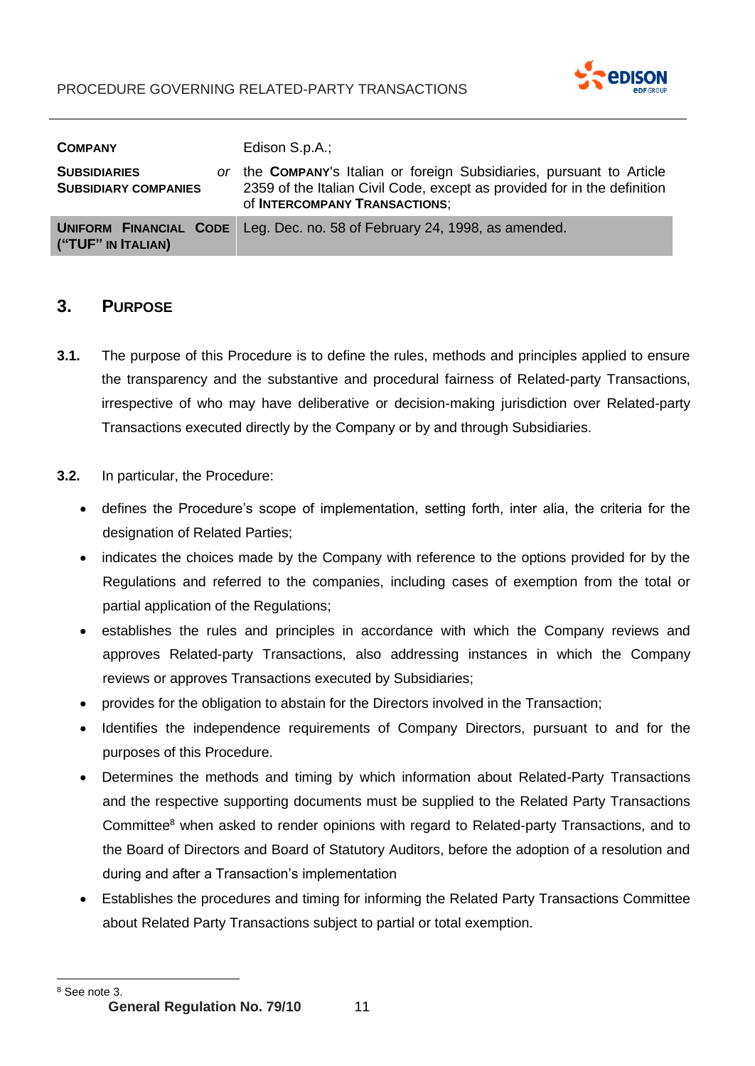| | |
|---|---|
| **COMPANY** | Edison S.p.A.; |
| **SUBSIDIARIES** *or* **SUBSIDIARY COMPANIES** | the **COMPANY**'s Italian or foreign Subsidiaries, pursuant to Article 2359 of the Italian Civil Code, except as provided for in the definition of **INTERCOMPANY TRANSACTIONS**; |
| **UNIFORM FINANCIAL CODE ("TUF" IN ITALIAN)** | Leg. Dec. no. 58 of February 24, 1998, as amended. |

## 3. PURPOSE

**3.1.** The purpose of this Procedure is to define the rules, methods and principles applied to ensure the transparency and the substantive and procedural fairness of Related-party Transactions, irrespective of who may have deliberative or decision-making jurisdiction over Related-party Transactions executed directly by the Company or by and through Subsidiaries.

**3.2.** In particular, the Procedure:

- defines the Procedure's scope of implementation, setting forth, inter alia, the criteria for the designation of Related Parties;
- indicates the choices made by the Company with reference to the options provided for by the Regulations and referred to the companies, including cases of exemption from the total or partial application of the Regulations;
- establishes the rules and principles in accordance with which the Company reviews and approves Related-party Transactions, also addressing instances in which the Company reviews or approves Transactions executed by Subsidiaries;
- provides for the obligation to abstain for the Directors involved in the Transaction;
- Identifies the independence requirements of Company Directors, pursuant to and for the purposes of this Procedure.
- Determines the methods and timing by which information about Related-Party Transactions and the respective supporting documents must be supplied to the Related Party Transactions Committee[8] when asked to render opinions with regard to Related-party Transactions, and to the Board of Directors and Board of Statutory Auditors, before the adoption of a resolution and during and after a Transaction's implementation
- Establishes the procedures and timing for informing the Related Party Transactions Committee about Related Party Transactions subject to partial or total exemption.

[8] See note 3.

**General Regulation No. 79/10**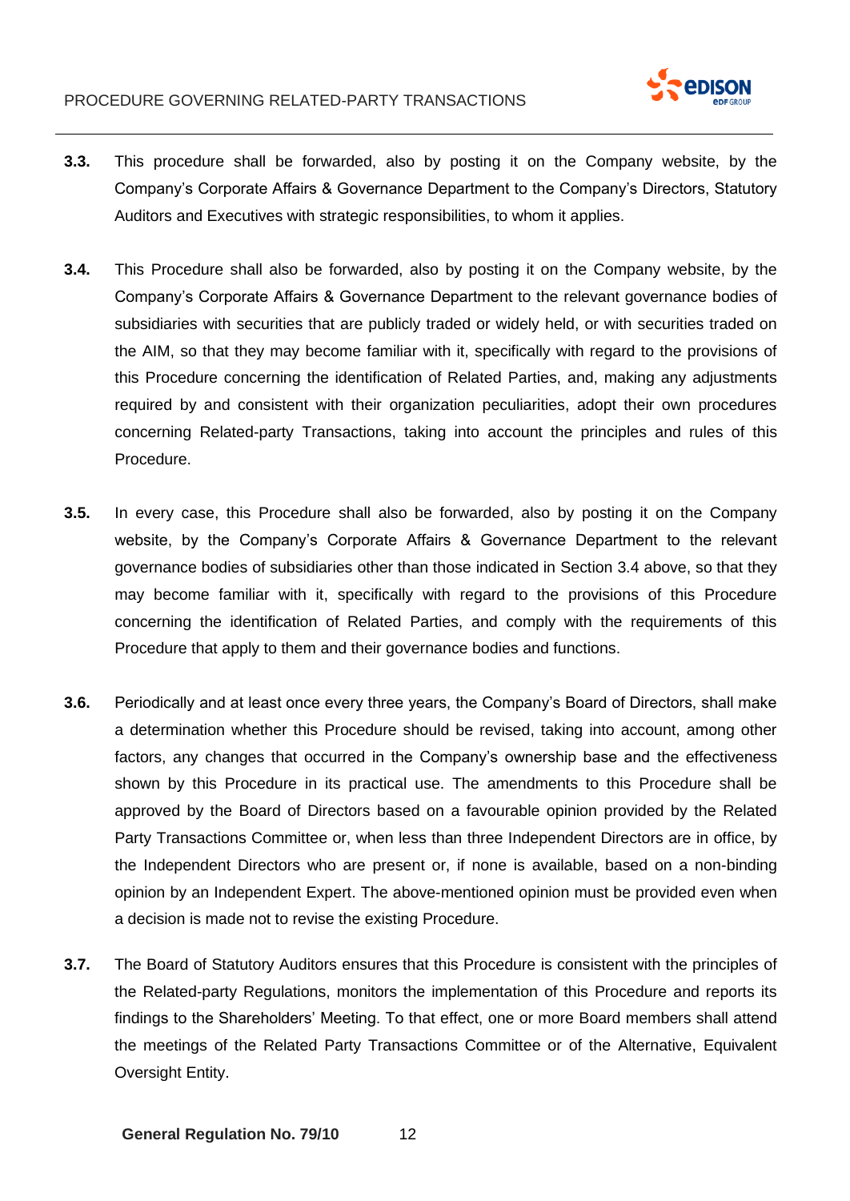**3.3.** This procedure shall be forwarded, also by posting it on the Company website, by the Company's Corporate Affairs & Governance Department to the Company's Directors, Statutory Auditors and Executives with strategic responsibilities, to whom it applies.

**3.4.** This Procedure shall also be forwarded, also by posting it on the Company website, by the Company's Corporate Affairs & Governance Department to the relevant governance bodies of subsidiaries with securities that are publicly traded or widely held, or with securities traded on the AIM, so that they may become familiar with it, specifically with regard to the provisions of this Procedure concerning the identification of Related Parties, and, making any adjustments required by and consistent with their organization peculiarities, adopt their own procedures concerning Related-party Transactions, taking into account the principles and rules of this Procedure.

**3.5.** In every case, this Procedure shall also be forwarded, also by posting it on the Company website, by the Company's Corporate Affairs & Governance Department to the relevant governance bodies of subsidiaries other than those indicated in Section 3.4 above, so that they may become familiar with it, specifically with regard to the provisions of this Procedure concerning the identification of Related Parties, and comply with the requirements of this Procedure that apply to them and their governance bodies and functions.

**3.6.** Periodically and at least once every three years, the Company's Board of Directors, shall make a determination whether this Procedure should be revised, taking into account, among other factors, any changes that occurred in the Company's ownership base and the effectiveness shown by this Procedure in its practical use. The amendments to this Procedure shall be approved by the Board of Directors based on a favourable opinion provided by the Related Party Transactions Committee or, when less than three Independent Directors are in office, by the Independent Directors who are present or, if none is available, based on a non-binding opinion by an Independent Expert. The above-mentioned opinion must be provided even when a decision is made not to revise the existing Procedure.

**3.7.** The Board of Statutory Auditors ensures that this Procedure is consistent with the principles of the Related-party Regulations, monitors the implementation of this Procedure and reports its findings to the Shareholders' Meeting. To that effect, one or more Board members shall attend the meetings of the Related Party Transactions Committee or of the Alternative, Equivalent Oversight Entity.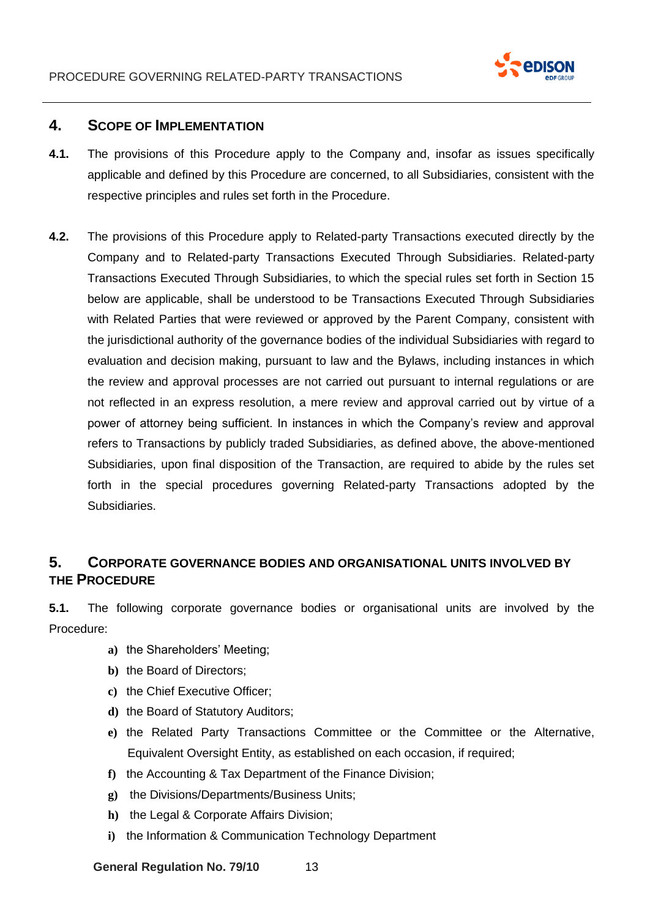## 4. Scope of Implementation

**4.1.** The provisions of this Procedure apply to the Company and, insofar as issues specifically applicable and defined by this Procedure are concerned, to all Subsidiaries, consistent with the respective principles and rules set forth in the Procedure.

**4.2.** The provisions of this Procedure apply to Related-party Transactions executed directly by the Company and to Related-party Transactions Executed Through Subsidiaries. Related-party Transactions Executed Through Subsidiaries, to which the special rules set forth in Section 15 below are applicable, shall be understood to be Transactions Executed Through Subsidiaries with Related Parties that were reviewed or approved by the Parent Company, consistent with the jurisdictional authority of the governance bodies of the individual Subsidiaries with regard to evaluation and decision making, pursuant to law and the Bylaws, including instances in which the review and approval processes are not carried out pursuant to internal regulations or are not reflected in an express resolution, a mere review and approval carried out by virtue of a power of attorney being sufficient. In instances in which the Company's review and approval refers to Transactions by publicly traded Subsidiaries, as defined above, the above-mentioned Subsidiaries, upon final disposition of the Transaction, are required to abide by the rules set forth in the special procedures governing Related-party Transactions adopted by the Subsidiaries.

## 5. Corporate Governance Bodies and Organisational Units Involved by the Procedure

**5.1.** The following corporate governance bodies or organisational units are involved by the Procedure:

- **a)** the Shareholders' Meeting;
- **b)** the Board of Directors;
- **c)** the Chief Executive Officer;
- **d)** the Board of Statutory Auditors;
- **e)** the Related Party Transactions Committee or the Committee or the Alternative, Equivalent Oversight Entity, as established on each occasion, if required;
- **f)** the Accounting & Tax Department of the Finance Division;
- **g)** the Divisions/Departments/Business Units;
- **h)** the Legal & Corporate Affairs Division;
- **i)** the Information & Communication Technology Department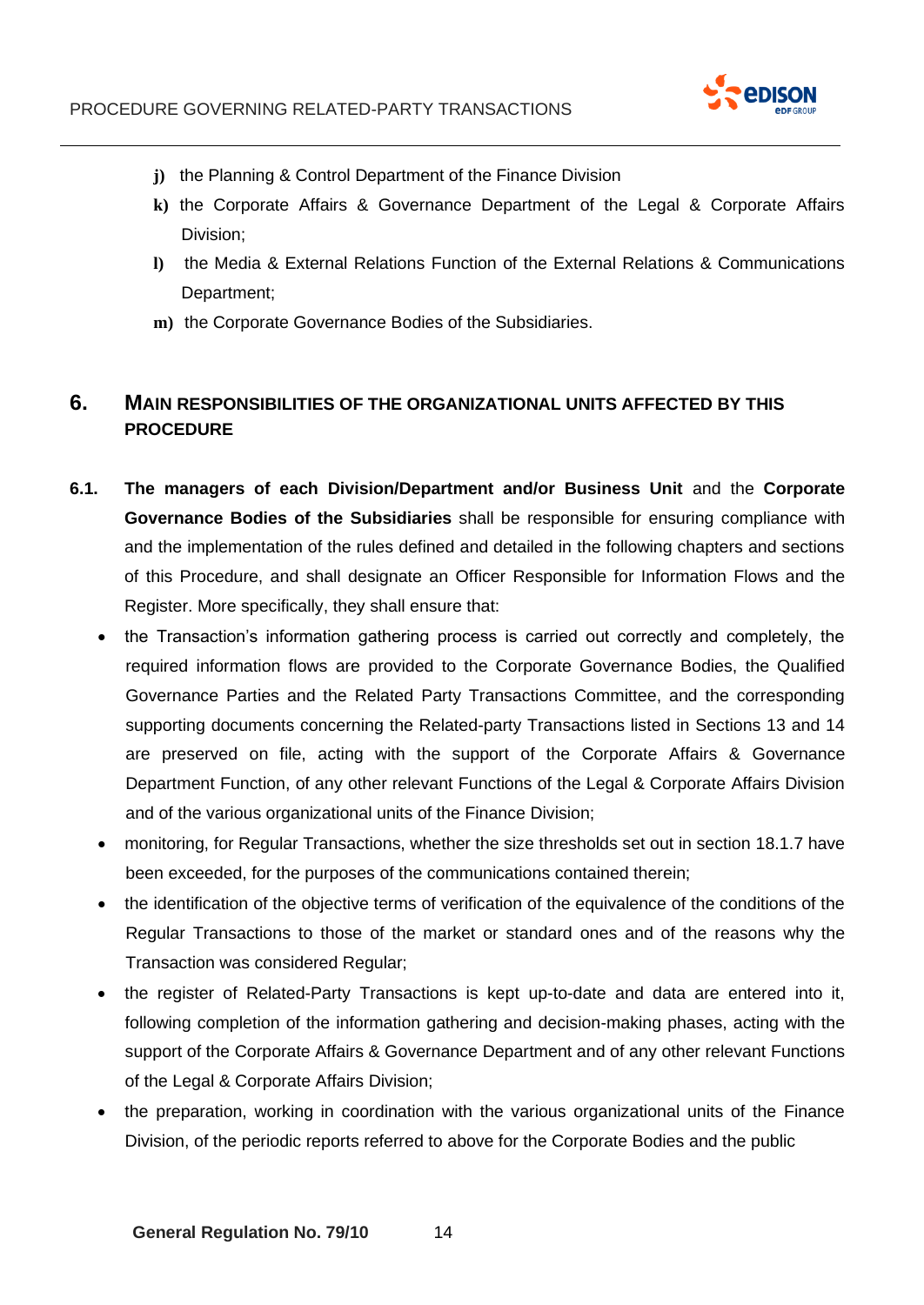- **j)** the Planning & Control Department of the Finance Division
- **k)** the Corporate Affairs & Governance Department of the Legal & Corporate Affairs Division;
- **l)** the Media & External Relations Function of the External Relations & Communications Department;
- **m)** the Corporate Governance Bodies of the Subsidiaries.

## 6. MAIN RESPONSIBILITIES OF THE ORGANIZATIONAL UNITS AFFECTED BY THIS PROCEDURE

**6.1.** **The managers of each Division/Department and/or Business Unit** and the **Corporate Governance Bodies of the Subsidiaries** shall be responsible for ensuring compliance with and the implementation of the rules defined and detailed in the following chapters and sections of this Procedure, and shall designate an Officer Responsible for Information Flows and the Register. More specifically, they shall ensure that:

- the Transaction's information gathering process is carried out correctly and completely, the required information flows are provided to the Corporate Governance Bodies, the Qualified Governance Parties and the Related Party Transactions Committee, and the corresponding supporting documents concerning the Related-party Transactions listed in Sections 13 and 14 are preserved on file, acting with the support of the Corporate Affairs & Governance Department Function, of any other relevant Functions of the Legal & Corporate Affairs Division and of the various organizational units of the Finance Division;
- monitoring, for Regular Transactions, whether the size thresholds set out in section 18.1.7 have been exceeded, for the purposes of the communications contained therein;
- the identification of the objective terms of verification of the equivalence of the conditions of the Regular Transactions to those of the market or standard ones and of the reasons why the Transaction was considered Regular;
- the register of Related-Party Transactions is kept up-to-date and data are entered into it, following completion of the information gathering and decision-making phases, acting with the support of the Corporate Affairs & Governance Department and of any other relevant Functions of the Legal & Corporate Affairs Division;
- the preparation, working in coordination with the various organizational units of the Finance Division, of the periodic reports referred to above for the Corporate Bodies and the public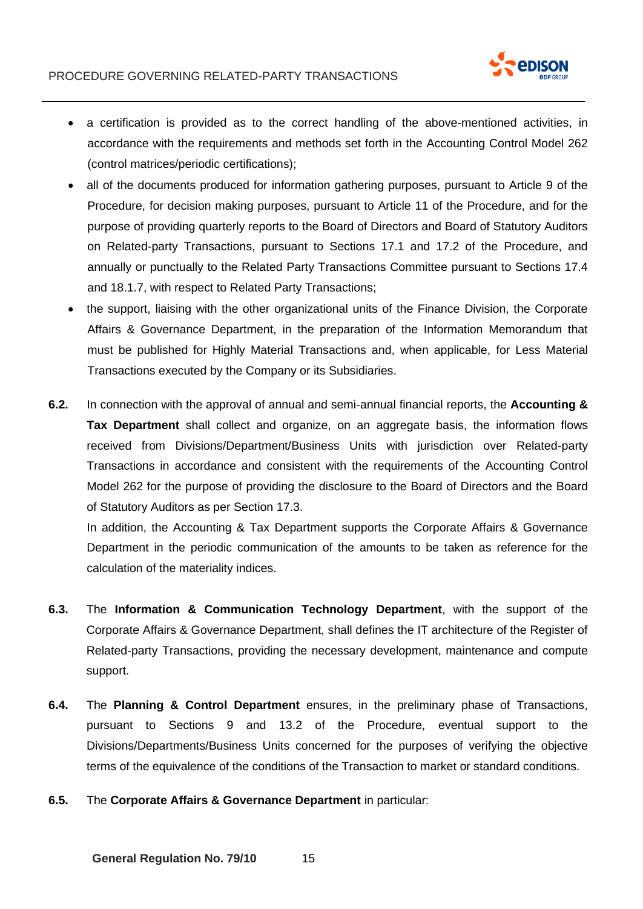- a certification is provided as to the correct handling of the above-mentioned activities, in accordance with the requirements and methods set forth in the Accounting Control Model 262 (control matrices/periodic certifications);
- all of the documents produced for information gathering purposes, pursuant to Article 9 of the Procedure, for decision making purposes, pursuant to Article 11 of the Procedure, and for the purpose of providing quarterly reports to the Board of Directors and Board of Statutory Auditors on Related-party Transactions, pursuant to Sections 17.1 and 17.2 of the Procedure, and annually or punctually to the Related Party Transactions Committee pursuant to Sections 17.4 and 18.1.7, with respect to Related Party Transactions;
- the support, liaising with the other organizational units of the Finance Division, the Corporate Affairs & Governance Department, in the preparation of the Information Memorandum that must be published for Highly Material Transactions and, when applicable, for Less Material Transactions executed by the Company or its Subsidiaries.

**6.2.** In connection with the approval of annual and semi-annual financial reports, the **Accounting & Tax Department** shall collect and organize, on an aggregate basis, the information flows received from Divisions/Department/Business Units with jurisdiction over Related-party Transactions in accordance and consistent with the requirements of the Accounting Control Model 262 for the purpose of providing the disclosure to the Board of Directors and the Board of Statutory Auditors as per Section 17.3.

In addition, the Accounting & Tax Department supports the Corporate Affairs & Governance Department in the periodic communication of the amounts to be taken as reference for the calculation of the materiality indices.

**6.3.** The **Information & Communication Technology Department**, with the support of the Corporate Affairs & Governance Department, shall defines the IT architecture of the Register of Related-party Transactions, providing the necessary development, maintenance and compute support.

**6.4.** The **Planning & Control Department** ensures, in the preliminary phase of Transactions, pursuant to Sections 9 and 13.2 of the Procedure, eventual support to the Divisions/Departments/Business Units concerned for the purposes of verifying the objective terms of the equivalence of the conditions of the Transaction to market or standard conditions.

**6.5.** The **Corporate Affairs & Governance Department** in particular: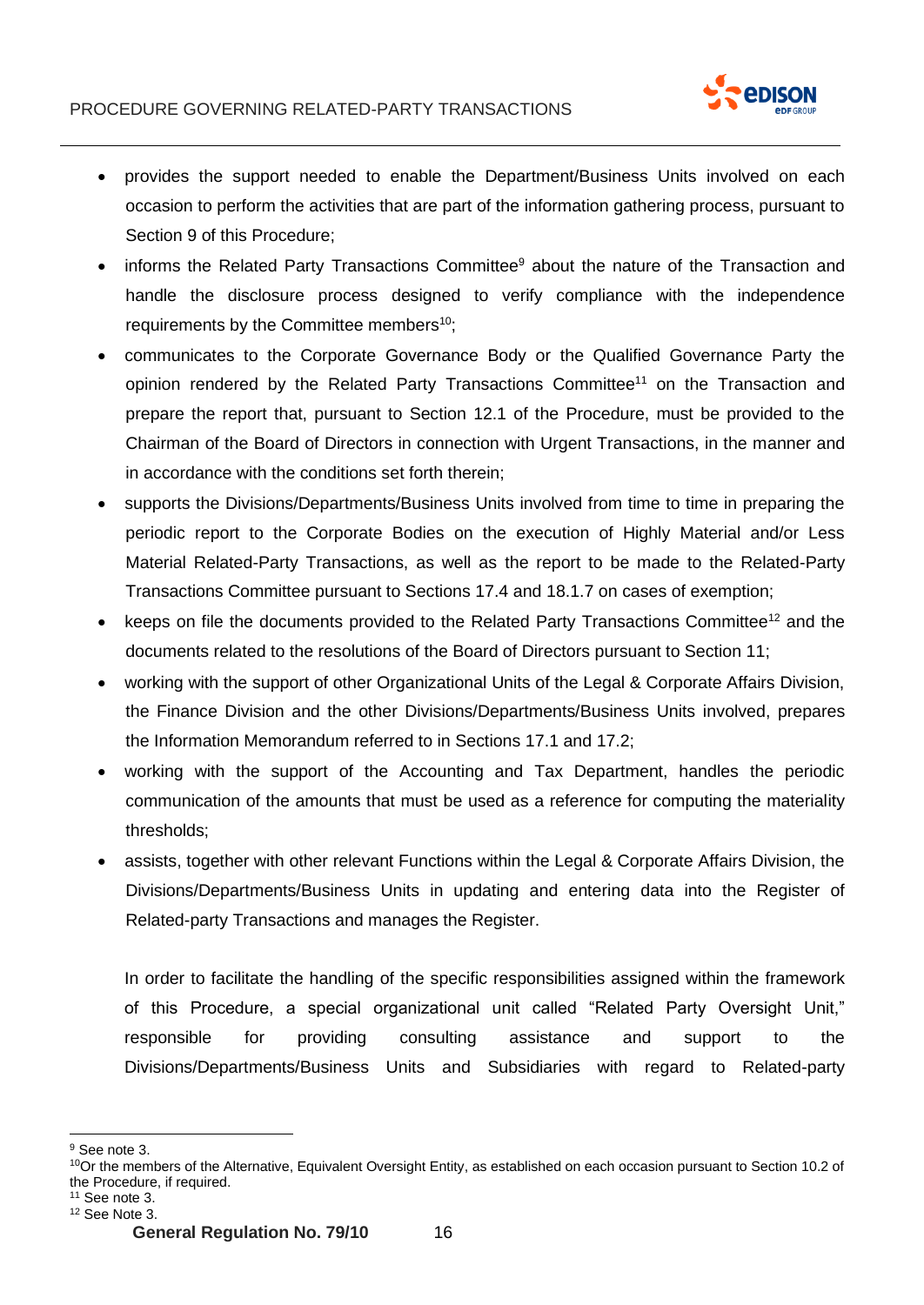- provides the support needed to enable the Department/Business Units involved on each occasion to perform the activities that are part of the information gathering process, pursuant to Section 9 of this Procedure;
- informs the Related Party Transactions Committee[9] about the nature of the Transaction and handle the disclosure process designed to verify compliance with the independence requirements by the Committee members[10];
- communicates to the Corporate Governance Body or the Qualified Governance Party the opinion rendered by the Related Party Transactions Committee[11] on the Transaction and prepare the report that, pursuant to Section 12.1 of the Procedure, must be provided to the Chairman of the Board of Directors in connection with Urgent Transactions, in the manner and in accordance with the conditions set forth therein;
- supports the Divisions/Departments/Business Units involved from time to time in preparing the periodic report to the Corporate Bodies on the execution of Highly Material and/or Less Material Related-Party Transactions, as well as the report to be made to the Related-Party Transactions Committee pursuant to Sections 17.4 and 18.1.7 on cases of exemption;
- keeps on file the documents provided to the Related Party Transactions Committee[12] and the documents related to the resolutions of the Board of Directors pursuant to Section 11;
- working with the support of other Organizational Units of the Legal & Corporate Affairs Division, the Finance Division and the other Divisions/Departments/Business Units involved, prepares the Information Memorandum referred to in Sections 17.1 and 17.2;
- working with the support of the Accounting and Tax Department, handles the periodic communication of the amounts that must be used as a reference for computing the materiality thresholds;
- assists, together with other relevant Functions within the Legal & Corporate Affairs Division, the Divisions/Departments/Business Units in updating and entering data into the Register of Related-party Transactions and manages the Register.

In order to facilitate the handling of the specific responsibilities assigned within the framework of this Procedure, a special organizational unit called "Related Party Oversight Unit," responsible for providing consulting assistance and support to the Divisions/Departments/Business Units and Subsidiaries with regard to Related-party

---

[9] See note 3.

[10] Or the members of the Alternative, Equivalent Oversight Entity, as established on each occasion pursuant to Section 10.2 of the Procedure, if required.

[11] See note 3.

[12] See Note 3.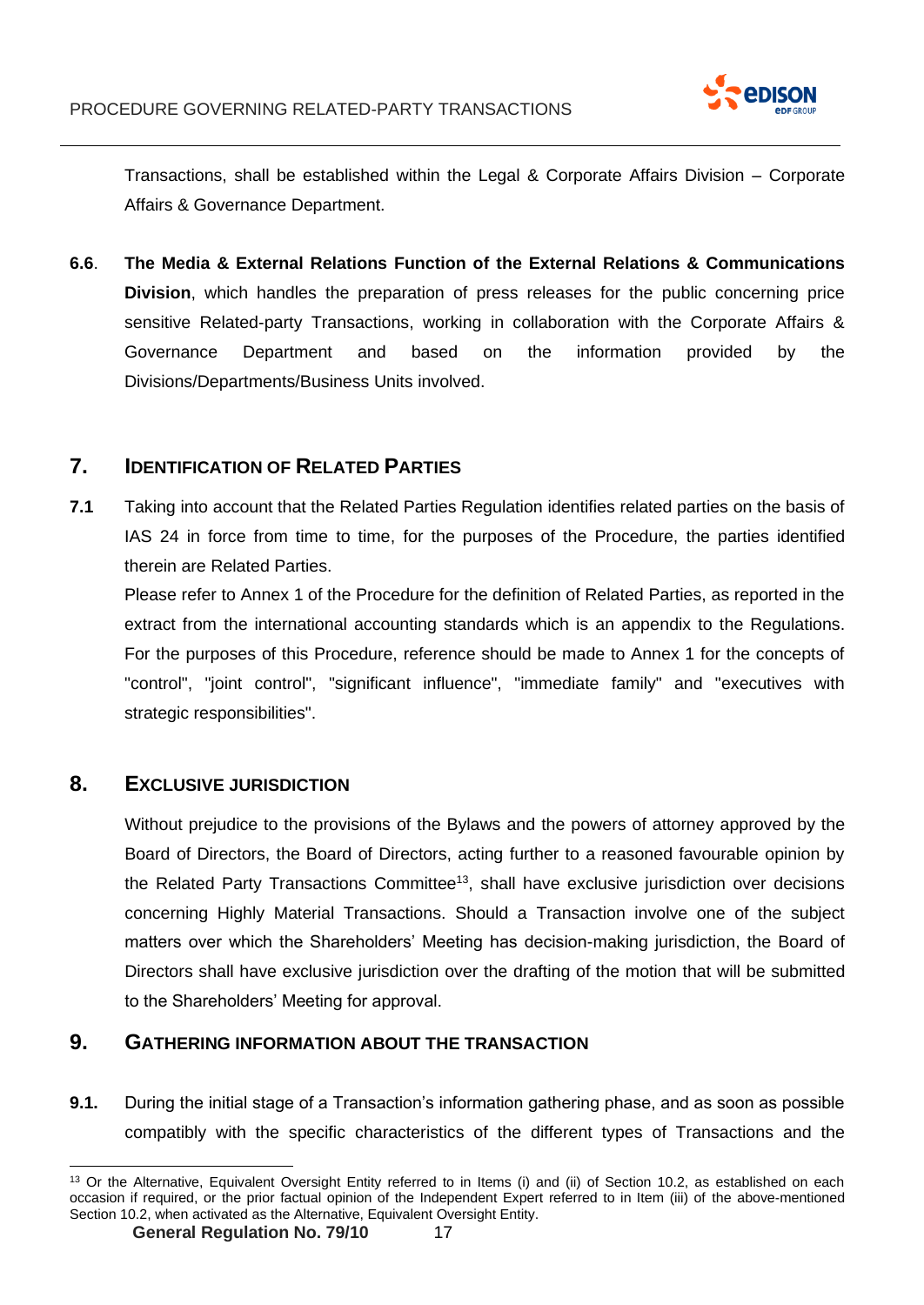Transactions, shall be established within the Legal & Corporate Affairs Division – Corporate Affairs & Governance Department.

**6.6**. **The Media & External Relations Function of the External Relations & Communications Division**, which handles the preparation of press releases for the public concerning price sensitive Related-party Transactions, working in collaboration with the Corporate Affairs & Governance Department and based on the information provided by the Divisions/Departments/Business Units involved.

## 7. IDENTIFICATION OF RELATED PARTIES

**7.1** Taking into account that the Related Parties Regulation identifies related parties on the basis of IAS 24 in force from time to time, for the purposes of the Procedure, the parties identified therein are Related Parties.

Please refer to Annex 1 of the Procedure for the definition of Related Parties, as reported in the extract from the international accounting standards which is an appendix to the Regulations. For the purposes of this Procedure, reference should be made to Annex 1 for the concepts of "control", "joint control", "significant influence", "immediate family" and "executives with strategic responsibilities".

## 8. EXCLUSIVE JURISDICTION

Without prejudice to the provisions of the Bylaws and the powers of attorney approved by the Board of Directors, the Board of Directors, acting further to a reasoned favourable opinion by the Related Party Transactions Committee[13], shall have exclusive jurisdiction over decisions concerning Highly Material Transactions. Should a Transaction involve one of the subject matters over which the Shareholders' Meeting has decision-making jurisdiction, the Board of Directors shall have exclusive jurisdiction over the drafting of the motion that will be submitted to the Shareholders' Meeting for approval.

## 9. GATHERING INFORMATION ABOUT THE TRANSACTION

**9.1.** During the initial stage of a Transaction's information gathering phase, and as soon as possible compatibly with the specific characteristics of the different types of Transactions and the

[13] Or the Alternative, Equivalent Oversight Entity referred to in Items (i) and (ii) of Section 10.2, as established on each occasion if required, or the prior factual opinion of the Independent Expert referred to in Item (iii) of the above-mentioned Section 10.2, when activated as the Alternative, Equivalent Oversight Entity.

**General Regulation No. 79/10**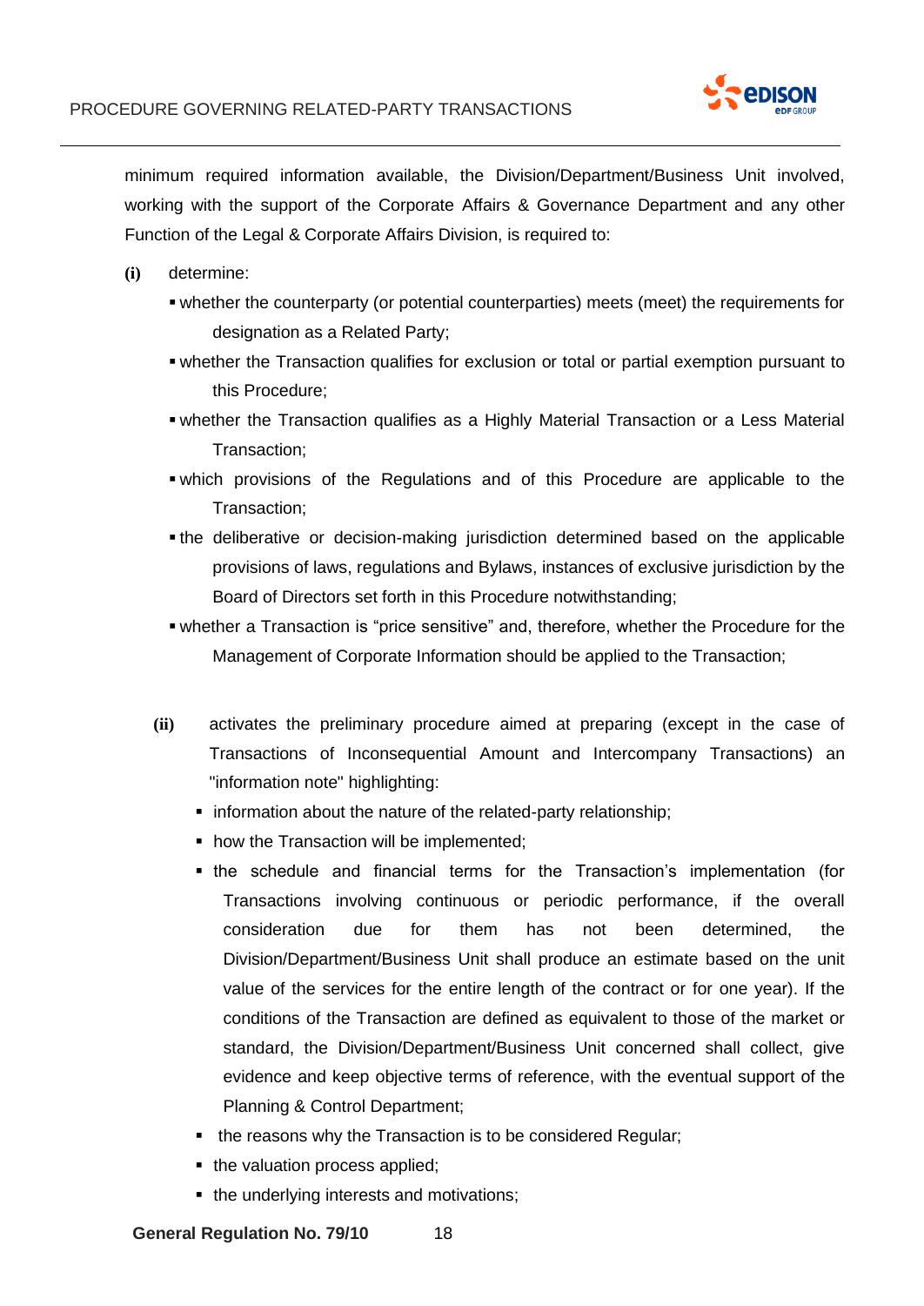minimum required information available, the Division/Department/Business Unit involved, working with the support of the Corporate Affairs & Governance Department and any other Function of the Legal & Corporate Affairs Division, is required to:

**(i)** determine:

- whether the counterparty (or potential counterparties) meets (meet) the requirements for designation as a Related Party;
- whether the Transaction qualifies for exclusion or total or partial exemption pursuant to this Procedure;
- whether the Transaction qualifies as a Highly Material Transaction or a Less Material Transaction;
- which provisions of the Regulations and of this Procedure are applicable to the Transaction;
- the deliberative or decision-making jurisdiction determined based on the applicable provisions of laws, regulations and Bylaws, instances of exclusive jurisdiction by the Board of Directors set forth in this Procedure notwithstanding;
- whether a Transaction is "price sensitive" and, therefore, whether the Procedure for the Management of Corporate Information should be applied to the Transaction;

**(ii)** activates the preliminary procedure aimed at preparing (except in the case of Transactions of Inconsequential Amount and Intercompany Transactions) an "information note" highlighting:

- information about the nature of the related-party relationship;
- how the Transaction will be implemented;
- the schedule and financial terms for the Transaction's implementation (for Transactions involving continuous or periodic performance, if the overall consideration due for them has not been determined, the Division/Department/Business Unit shall produce an estimate based on the unit value of the services for the entire length of the contract or for one year). If the conditions of the Transaction are defined as equivalent to those of the market or standard, the Division/Department/Business Unit concerned shall collect, give evidence and keep objective terms of reference, with the eventual support of the Planning & Control Department;
- the reasons why the Transaction is to be considered Regular;
- the valuation process applied;
- the underlying interests and motivations;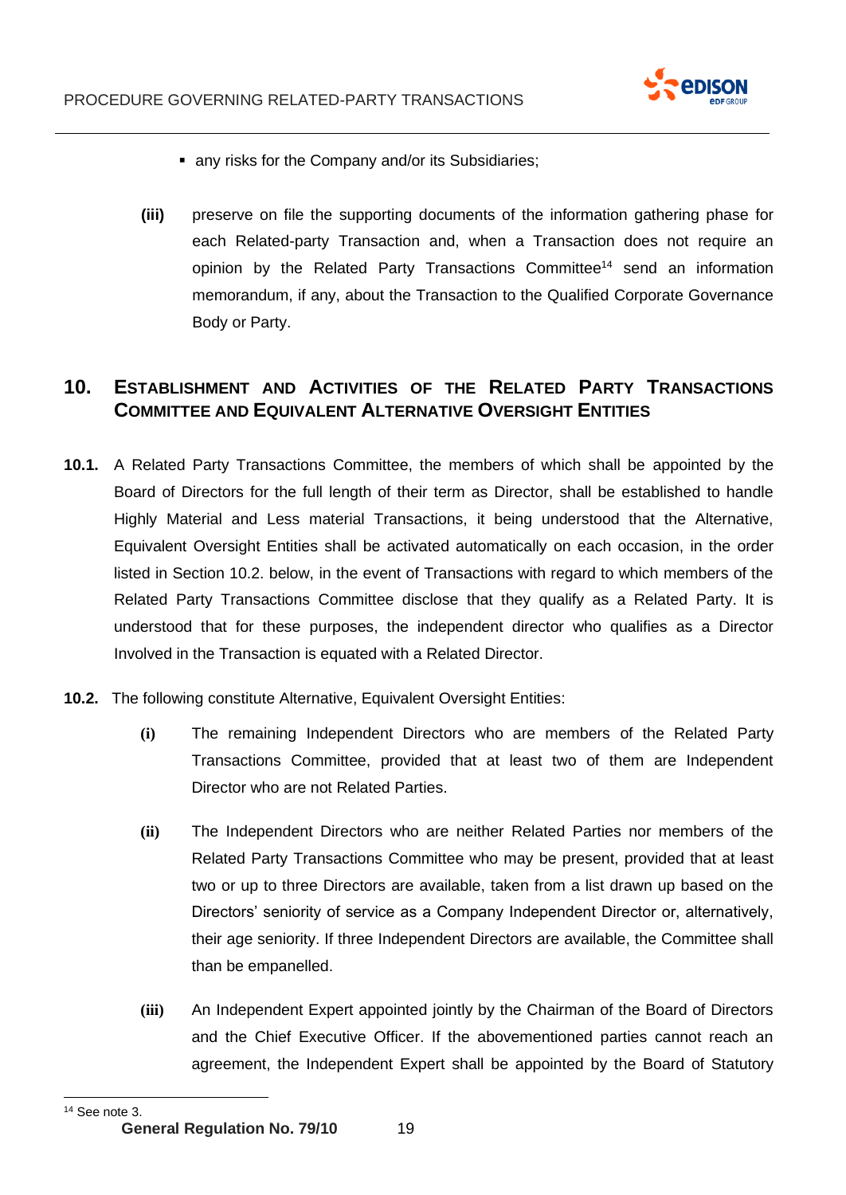- any risks for the Company and/or its Subsidiaries;

**(iii)** preserve on file the supporting documents of the information gathering phase for each Related-party Transaction and, when a Transaction does not require an opinion by the Related Party Transactions Committee[14] send an information memorandum, if any, about the Transaction to the Qualified Corporate Governance Body or Party.

## 10. ESTABLISHMENT AND ACTIVITIES OF THE RELATED PARTY TRANSACTIONS COMMITTEE AND EQUIVALENT ALTERNATIVE OVERSIGHT ENTITIES

**10.1.** A Related Party Transactions Committee, the members of which shall be appointed by the Board of Directors for the full length of their term as Director, shall be established to handle Highly Material and Less material Transactions, it being understood that the Alternative, Equivalent Oversight Entities shall be activated automatically on each occasion, in the order listed in Section 10.2. below, in the event of Transactions with regard to which members of the Related Party Transactions Committee disclose that they qualify as a Related Party. It is understood that for these purposes, the independent director who qualifies as a Director Involved in the Transaction is equated with a Related Director.

**10.2.** The following constitute Alternative, Equivalent Oversight Entities:

**(i)** The remaining Independent Directors who are members of the Related Party Transactions Committee, provided that at least two of them are Independent Director who are not Related Parties.

**(ii)** The Independent Directors who are neither Related Parties nor members of the Related Party Transactions Committee who may be present, provided that at least two or up to three Directors are available, taken from a list drawn up based on the Directors' seniority of service as a Company Independent Director or, alternatively, their age seniority. If three Independent Directors are available, the Committee shall than be empanelled.

**(iii)** An Independent Expert appointed jointly by the Chairman of the Board of Directors and the Chief Executive Officer. If the abovementioned parties cannot reach an agreement, the Independent Expert shall be appointed by the Board of Statutory

---

[14] See note 3.

**General Regulation No. 79/10**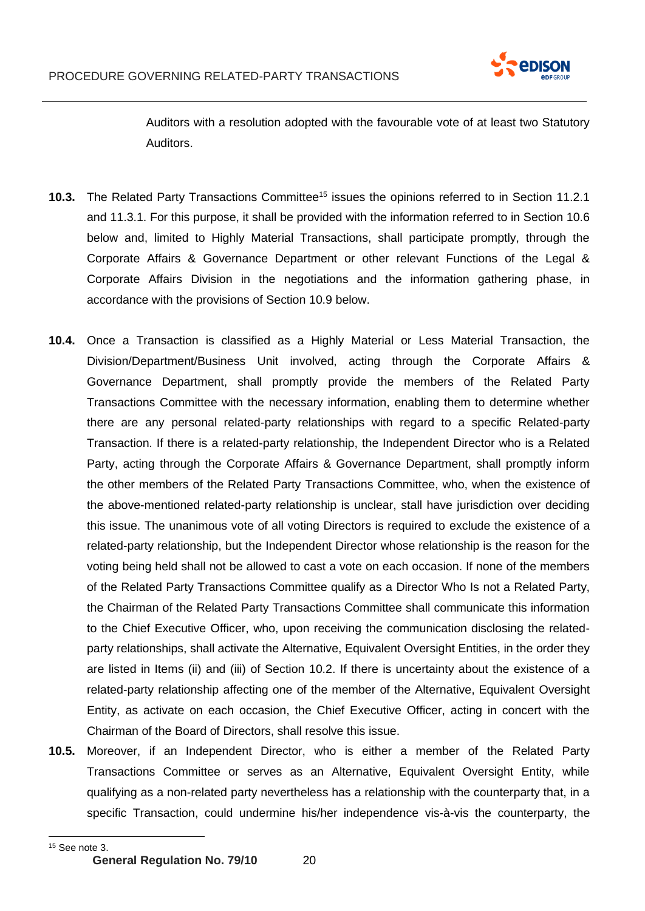Auditors with a resolution adopted with the favourable vote of at least two Statutory Auditors.

**10.3.** The Related Party Transactions Committee[15] issues the opinions referred to in Section 11.2.1 and 11.3.1. For this purpose, it shall be provided with the information referred to in Section 10.6 below and, limited to Highly Material Transactions, shall participate promptly, through the Corporate Affairs & Governance Department or other relevant Functions of the Legal & Corporate Affairs Division in the negotiations and the information gathering phase, in accordance with the provisions of Section 10.9 below.

**10.4.** Once a Transaction is classified as a Highly Material or Less Material Transaction, the Division/Department/Business Unit involved, acting through the Corporate Affairs & Governance Department, shall promptly provide the members of the Related Party Transactions Committee with the necessary information, enabling them to determine whether there are any personal related-party relationships with regard to a specific Related-party Transaction. If there is a related-party relationship, the Independent Director who is a Related Party, acting through the Corporate Affairs & Governance Department, shall promptly inform the other members of the Related Party Transactions Committee, who, when the existence of the above-mentioned related-party relationship is unclear, stall have jurisdiction over deciding this issue. The unanimous vote of all voting Directors is required to exclude the existence of a related-party relationship, but the Independent Director whose relationship is the reason for the voting being held shall not be allowed to cast a vote on each occasion. If none of the members of the Related Party Transactions Committee qualify as a Director Who Is not a Related Party, the Chairman of the Related Party Transactions Committee shall communicate this information to the Chief Executive Officer, who, upon receiving the communication disclosing the related-party relationships, shall activate the Alternative, Equivalent Oversight Entities, in the order they are listed in Items (ii) and (iii) of Section 10.2. If there is uncertainty about the existence of a related-party relationship affecting one of the member of the Alternative, Equivalent Oversight Entity, as activate on each occasion, the Chief Executive Officer, acting in concert with the Chairman of the Board of Directors, shall resolve this issue.

**10.5.** Moreover, if an Independent Director, who is either a member of the Related Party Transactions Committee or serves as an Alternative, Equivalent Oversight Entity, while qualifying as a non-related party nevertheless has a relationship with the counterparty that, in a specific Transaction, could undermine his/her independence vis-à-vis the counterparty, the

---

[15] See note 3.

**General Regulation No. 79/10**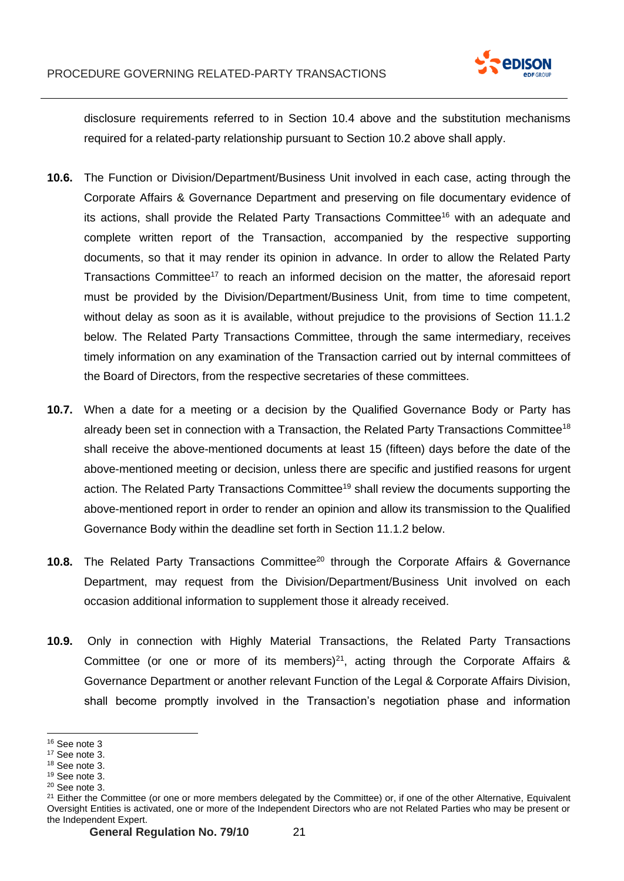disclosure requirements referred to in Section 10.4 above and the substitution mechanisms required for a related-party relationship pursuant to Section 10.2 above shall apply.

**10.6.** The Function or Division/Department/Business Unit involved in each case, acting through the Corporate Affairs & Governance Department and preserving on file documentary evidence of its actions, shall provide the Related Party Transactions Committee[16] with an adequate and complete written report of the Transaction, accompanied by the respective supporting documents, so that it may render its opinion in advance. In order to allow the Related Party Transactions Committee[17] to reach an informed decision on the matter, the aforesaid report must be provided by the Division/Department/Business Unit, from time to time competent, without delay as soon as it is available, without prejudice to the provisions of Section 11.1.2 below. The Related Party Transactions Committee, through the same intermediary, receives timely information on any examination of the Transaction carried out by internal committees of the Board of Directors, from the respective secretaries of these committees.

**10.7.** When a date for a meeting or a decision by the Qualified Governance Body or Party has already been set in connection with a Transaction, the Related Party Transactions Committee[18] shall receive the above-mentioned documents at least 15 (fifteen) days before the date of the above-mentioned meeting or decision, unless there are specific and justified reasons for urgent action. The Related Party Transactions Committee[19] shall review the documents supporting the above-mentioned report in order to render an opinion and allow its transmission to the Qualified Governance Body within the deadline set forth in Section 11.1.2 below.

**10.8.** The Related Party Transactions Committee[20] through the Corporate Affairs & Governance Department, may request from the Division/Department/Business Unit involved on each occasion additional information to supplement those it already received.

**10.9.** Only in connection with Highly Material Transactions, the Related Party Transactions Committee (or one or more of its members)[21], acting through the Corporate Affairs & Governance Department or another relevant Function of the Legal & Corporate Affairs Division, shall become promptly involved in the Transaction's negotiation phase and information

---

[16] See note 3

[17] See note 3.

[18] See note 3.

[19] See note 3.

[20] See note 3.

[21] Either the Committee (or one or more members delegated by the Committee) or, if one of the other Alternative, Equivalent Oversight Entities is activated, one or more of the Independent Directors who are not Related Parties who may be present or the Independent Expert.

**General Regulation No. 79/10**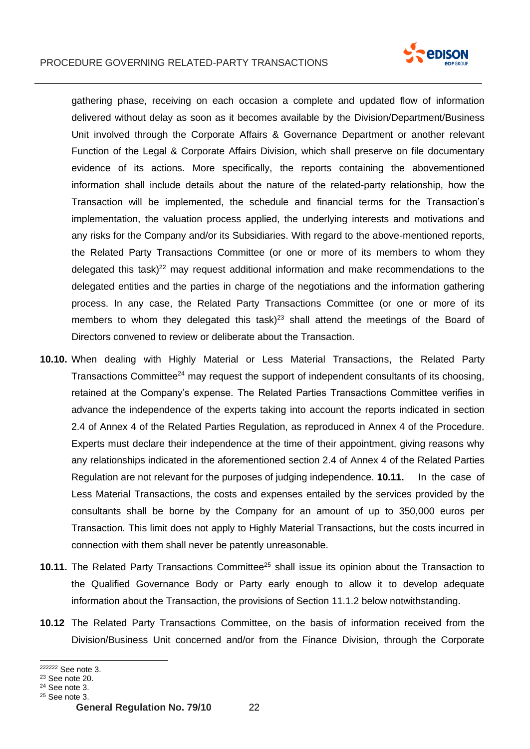gathering phase, receiving on each occasion a complete and updated flow of information delivered without delay as soon as it becomes available by the Division/Department/Business Unit involved through the Corporate Affairs & Governance Department or another relevant Function of the Legal & Corporate Affairs Division, which shall preserve on file documentary evidence of its actions. More specifically, the reports containing the abovementioned information shall include details about the nature of the related-party relationship, how the Transaction will be implemented, the schedule and financial terms for the Transaction's implementation, the valuation process applied, the underlying interests and motivations and any risks for the Company and/or its Subsidiaries. With regard to the above-mentioned reports, the Related Party Transactions Committee (or one or more of its members to whom they delegated this task)[22] may request additional information and make recommendations to the delegated entities and the parties in charge of the negotiations and the information gathering process. In any case, the Related Party Transactions Committee (or one or more of its members to whom they delegated this task)[23] shall attend the meetings of the Board of Directors convened to review or deliberate about the Transaction.

**10.10.** When dealing with Highly Material or Less Material Transactions, the Related Party Transactions Committee[24] may request the support of independent consultants of its choosing, retained at the Company's expense. The Related Parties Transactions Committee verifies in advance the independence of the experts taking into account the reports indicated in section 2.4 of Annex 4 of the Related Parties Regulation, as reproduced in Annex 4 of the Procedure. Experts must declare their independence at the time of their appointment, giving reasons why any relationships indicated in the aforementioned section 2.4 of Annex 4 of the Related Parties Regulation are not relevant for the purposes of judging independence. **10.11.** In the case of Less Material Transactions, the costs and expenses entailed by the services provided by the consultants shall be borne by the Company for an amount of up to 350,000 euros per Transaction. This limit does not apply to Highly Material Transactions, but the costs incurred in connection with them shall never be patently unreasonable.

**10.11.** The Related Party Transactions Committee[25] shall issue its opinion about the Transaction to the Qualified Governance Body or Party early enough to allow it to develop adequate information about the Transaction, the provisions of Section 11.1.2 below notwithstanding.

**10.12** The Related Party Transactions Committee, on the basis of information received from the Division/Business Unit concerned and/or from the Finance Division, through the Corporate

---

[222222] See note 3.
[23] See note 20.
[24] See note 3.
[25] See note 3.

**General Regulation No. 79/10**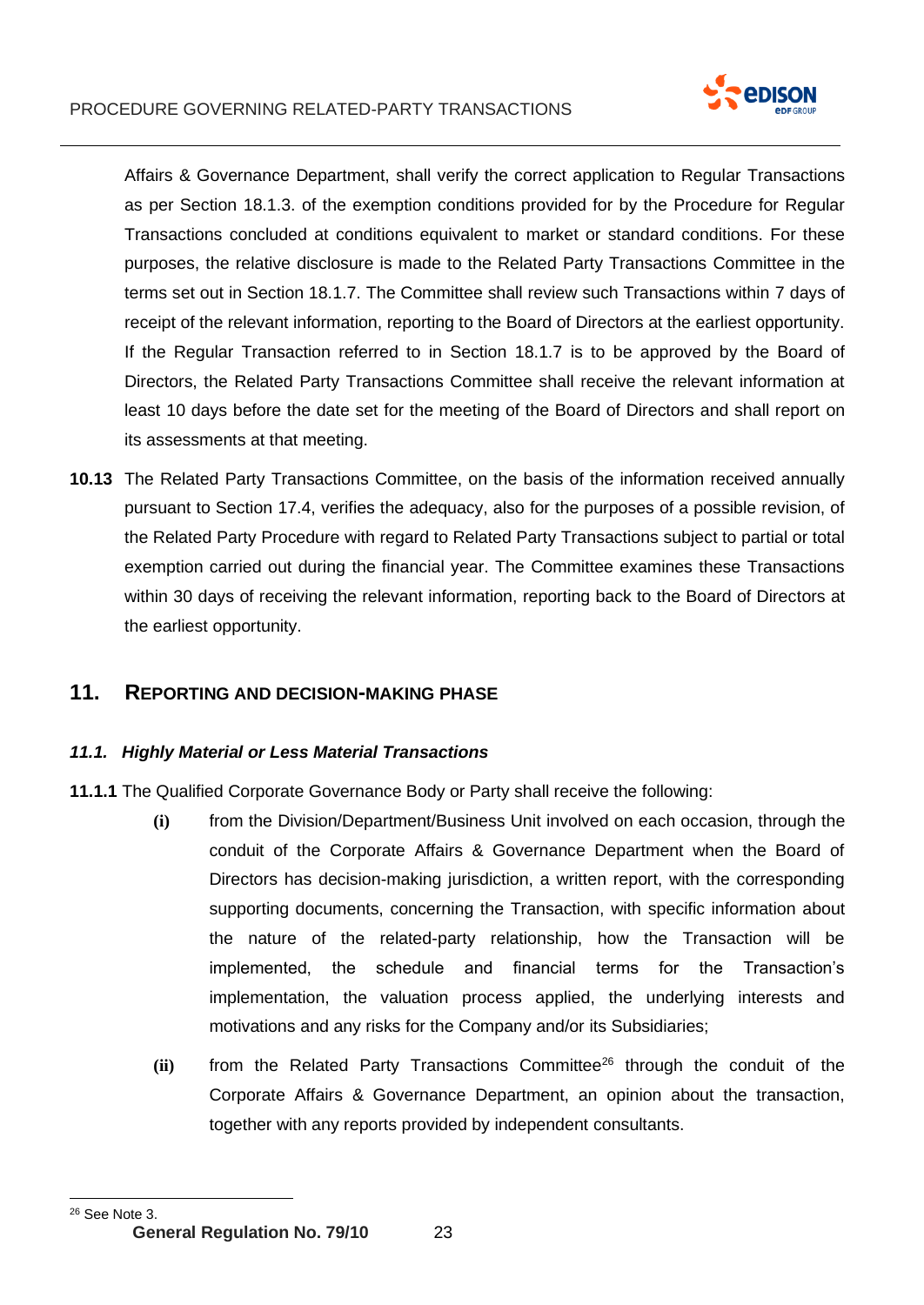Affairs & Governance Department, shall verify the correct application to Regular Transactions as per Section 18.1.3. of the exemption conditions provided for by the Procedure for Regular Transactions concluded at conditions equivalent to market or standard conditions. For these purposes, the relative disclosure is made to the Related Party Transactions Committee in the terms set out in Section 18.1.7. The Committee shall review such Transactions within 7 days of receipt of the relevant information, reporting to the Board of Directors at the earliest opportunity. If the Regular Transaction referred to in Section 18.1.7 is to be approved by the Board of Directors, the Related Party Transactions Committee shall receive the relevant information at least 10 days before the date set for the meeting of the Board of Directors and shall report on its assessments at that meeting.

**10.13** The Related Party Transactions Committee, on the basis of the information received annually pursuant to Section 17.4, verifies the adequacy, also for the purposes of a possible revision, of the Related Party Procedure with regard to Related Party Transactions subject to partial or total exemption carried out during the financial year. The Committee examines these Transactions within 30 days of receiving the relevant information, reporting back to the Board of Directors at the earliest opportunity.

## 11. REPORTING AND DECISION-MAKING PHASE

### *11.1. Highly Material or Less Material Transactions*

**11.1.1** The Qualified Corporate Governance Body or Party shall receive the following:

**(i)** from the Division/Department/Business Unit involved on each occasion, through the conduit of the Corporate Affairs & Governance Department when the Board of Directors has decision-making jurisdiction, a written report, with the corresponding supporting documents, concerning the Transaction, with specific information about the nature of the related-party relationship, how the Transaction will be implemented, the schedule and financial terms for the Transaction's implementation, the valuation process applied, the underlying interests and motivations and any risks for the Company and/or its Subsidiaries;

**(ii)** from the Related Party Transactions Committee[26] through the conduit of the Corporate Affairs & Governance Department, an opinion about the transaction, together with any reports provided by independent consultants.

[26] See Note 3.

**General Regulation No. 79/10**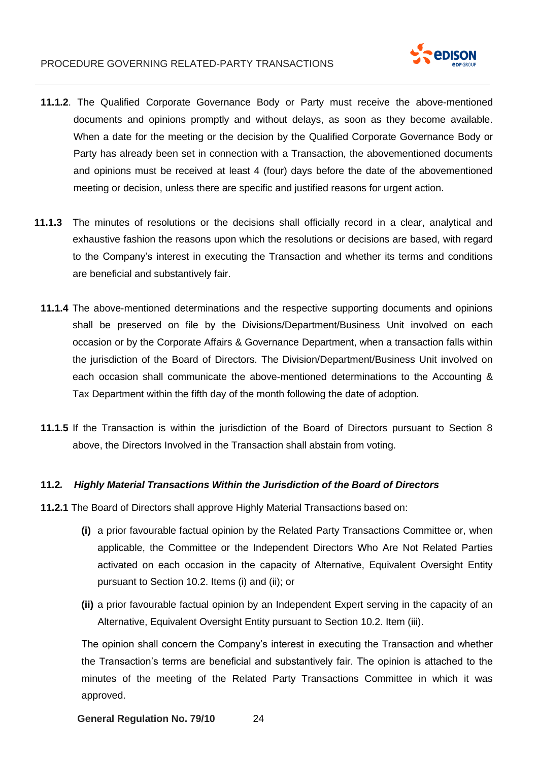**11.1.2**. The Qualified Corporate Governance Body or Party must receive the above-mentioned documents and opinions promptly and without delays, as soon as they become available. When a date for the meeting or the decision by the Qualified Corporate Governance Body or Party has already been set in connection with a Transaction, the abovementioned documents and opinions must be received at least 4 (four) days before the date of the abovementioned meeting or decision, unless there are specific and justified reasons for urgent action.

**11.1.3** The minutes of resolutions or the decisions shall officially record in a clear, analytical and exhaustive fashion the reasons upon which the resolutions or decisions are based, with regard to the Company's interest in executing the Transaction and whether its terms and conditions are beneficial and substantively fair.

**11.1.4** The above-mentioned determinations and the respective supporting documents and opinions shall be preserved on file by the Divisions/Department/Business Unit involved on each occasion or by the Corporate Affairs & Governance Department, when a transaction falls within the jurisdiction of the Board of Directors. The Division/Department/Business Unit involved on each occasion shall communicate the above-mentioned determinations to the Accounting & Tax Department within the fifth day of the month following the date of adoption.

**11.1.5** If the Transaction is within the jurisdiction of the Board of Directors pursuant to Section 8 above, the Directors Involved in the Transaction shall abstain from voting.

### **11.2.** ***Highly Material Transactions Within the Jurisdiction of the Board of Directors***

**11.2.1** The Board of Directors shall approve Highly Material Transactions based on:

- **(i)** a prior favourable factual opinion by the Related Party Transactions Committee or, when applicable, the Committee or the Independent Directors Who Are Not Related Parties activated on each occasion in the capacity of Alternative, Equivalent Oversight Entity pursuant to Section 10.2. Items (i) and (ii); or
- **(ii)** a prior favourable factual opinion by an Independent Expert serving in the capacity of an Alternative, Equivalent Oversight Entity pursuant to Section 10.2. Item (iii).

The opinion shall concern the Company's interest in executing the Transaction and whether the Transaction's terms are beneficial and substantively fair. The opinion is attached to the minutes of the meeting of the Related Party Transactions Committee in which it was approved.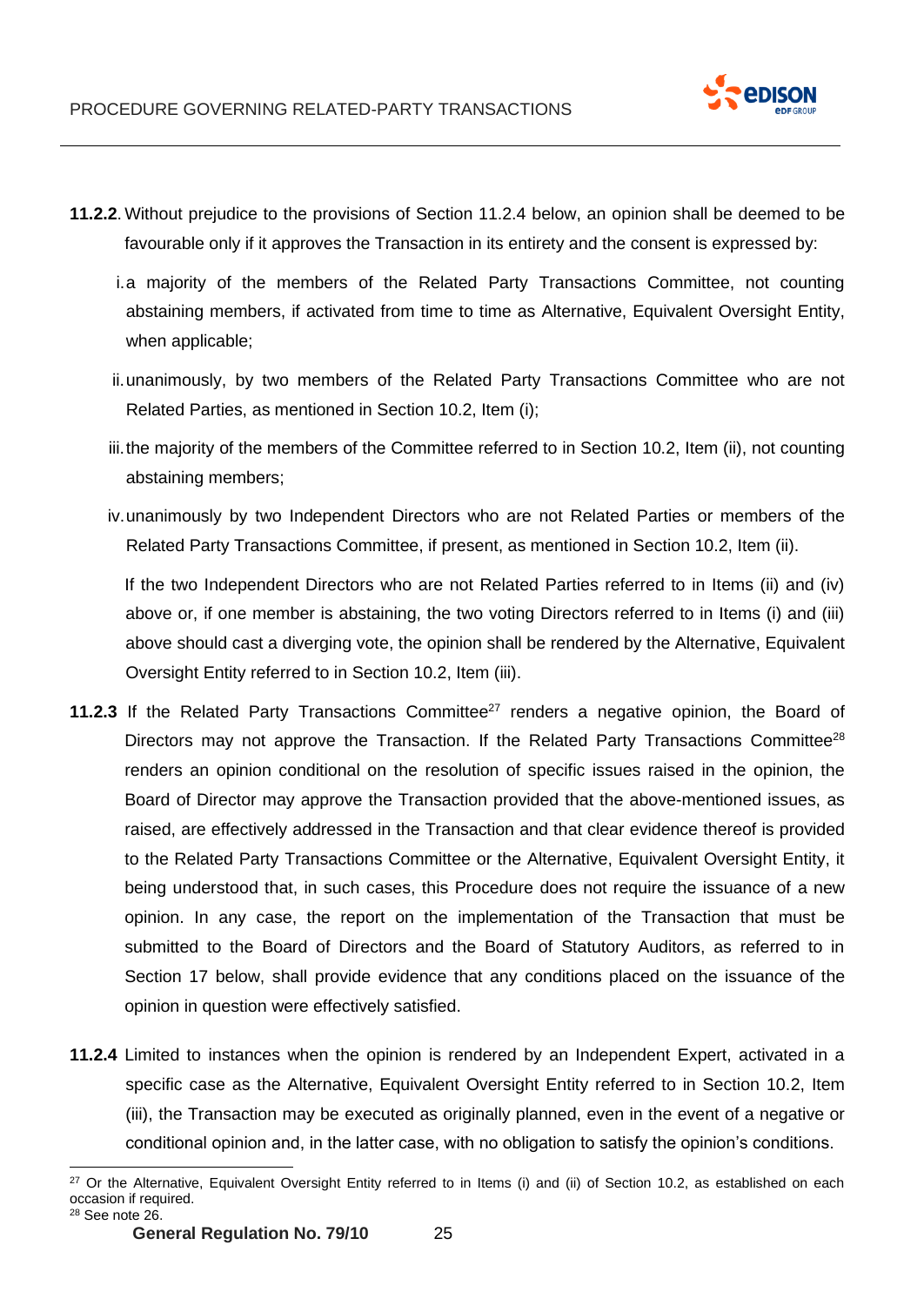**11.2.2.** Without prejudice to the provisions of Section 11.2.4 below, an opinion shall be deemed to be favourable only if it approves the Transaction in its entirety and the consent is expressed by:

i. a majority of the members of the Related Party Transactions Committee, not counting abstaining members, if activated from time to time as Alternative, Equivalent Oversight Entity, when applicable;

ii. unanimously, by two members of the Related Party Transactions Committee who are not Related Parties, as mentioned in Section 10.2, Item (i);

iii. the majority of the members of the Committee referred to in Section 10.2, Item (ii), not counting abstaining members;

iv. unanimously by two Independent Directors who are not Related Parties or members of the Related Party Transactions Committee, if present, as mentioned in Section 10.2, Item (ii).

If the two Independent Directors who are not Related Parties referred to in Items (ii) and (iv) above or, if one member is abstaining, the two voting Directors referred to in Items (i) and (iii) above should cast a diverging vote, the opinion shall be rendered by the Alternative, Equivalent Oversight Entity referred to in Section 10.2, Item (iii).

**11.2.3** If the Related Party Transactions Committee[27] renders a negative opinion, the Board of Directors may not approve the Transaction. If the Related Party Transactions Committee[28] renders an opinion conditional on the resolution of specific issues raised in the opinion, the Board of Director may approve the Transaction provided that the above-mentioned issues, as raised, are effectively addressed in the Transaction and that clear evidence thereof is provided to the Related Party Transactions Committee or the Alternative, Equivalent Oversight Entity, it being understood that, in such cases, this Procedure does not require the issuance of a new opinion. In any case, the report on the implementation of the Transaction that must be submitted to the Board of Directors and the Board of Statutory Auditors, as referred to in Section 17 below, shall provide evidence that any conditions placed on the issuance of the opinion in question were effectively satisfied.

**11.2.4** Limited to instances when the opinion is rendered by an Independent Expert, activated in a specific case as the Alternative, Equivalent Oversight Entity referred to in Section 10.2, Item (iii), the Transaction may be executed as originally planned, even in the event of a negative or conditional opinion and, in the latter case, with no obligation to satisfy the opinion's conditions.

---

[27] Or the Alternative, Equivalent Oversight Entity referred to in Items (i) and (ii) of Section 10.2, as established on each occasion if required.

[28] See note 26.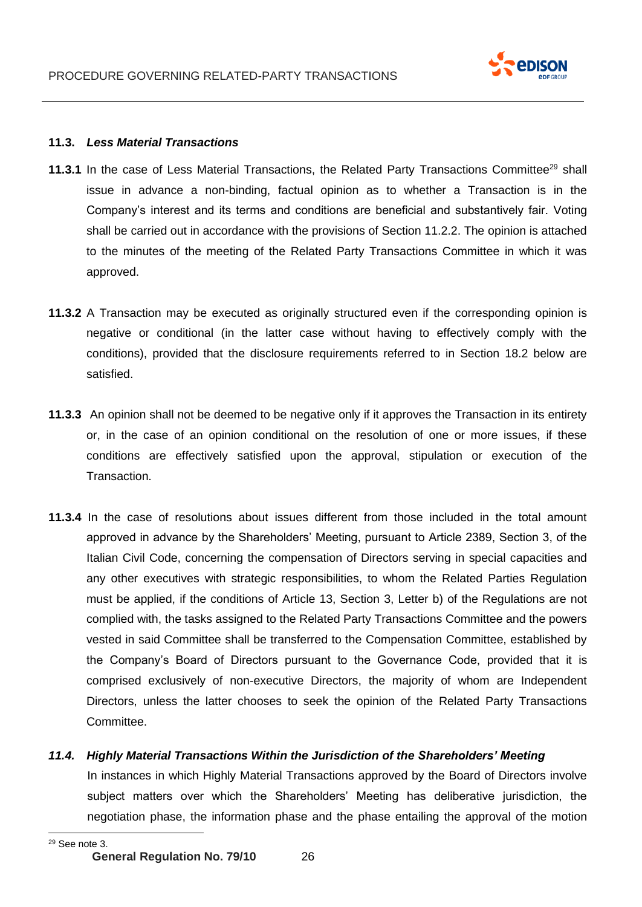### 11.3. *Less Material Transactions*

**11.3.1** In the case of Less Material Transactions, the Related Party Transactions Committee[29] shall issue in advance a non-binding, factual opinion as to whether a Transaction is in the Company's interest and its terms and conditions are beneficial and substantively fair. Voting shall be carried out in accordance with the provisions of Section 11.2.2. The opinion is attached to the minutes of the meeting of the Related Party Transactions Committee in which it was approved.

**11.3.2** A Transaction may be executed as originally structured even if the corresponding opinion is negative or conditional (in the latter case without having to effectively comply with the conditions), provided that the disclosure requirements referred to in Section 18.2 below are satisfied.

**11.3.3** An opinion shall not be deemed to be negative only if it approves the Transaction in its entirety or, in the case of an opinion conditional on the resolution of one or more issues, if these conditions are effectively satisfied upon the approval, stipulation or execution of the Transaction.

**11.3.4** In the case of resolutions about issues different from those included in the total amount approved in advance by the Shareholders' Meeting, pursuant to Article 2389, Section 3, of the Italian Civil Code, concerning the compensation of Directors serving in special capacities and any other executives with strategic responsibilities, to whom the Related Parties Regulation must be applied, if the conditions of Article 13, Section 3, Letter b) of the Regulations are not complied with, the tasks assigned to the Related Party Transactions Committee and the powers vested in said Committee shall be transferred to the Compensation Committee, established by the Company's Board of Directors pursuant to the Governance Code, provided that it is comprised exclusively of non-executive Directors, the majority of whom are Independent Directors, unless the latter chooses to seek the opinion of the Related Party Transactions Committee.

### *11.4. Highly Material Transactions Within the Jurisdiction of the Shareholders' Meeting*

In instances in which Highly Material Transactions approved by the Board of Directors involve subject matters over which the Shareholders' Meeting has deliberative jurisdiction, the negotiation phase, the information phase and the phase entailing the approval of the motion

[29] See note 3.

**General Regulation No. 79/10**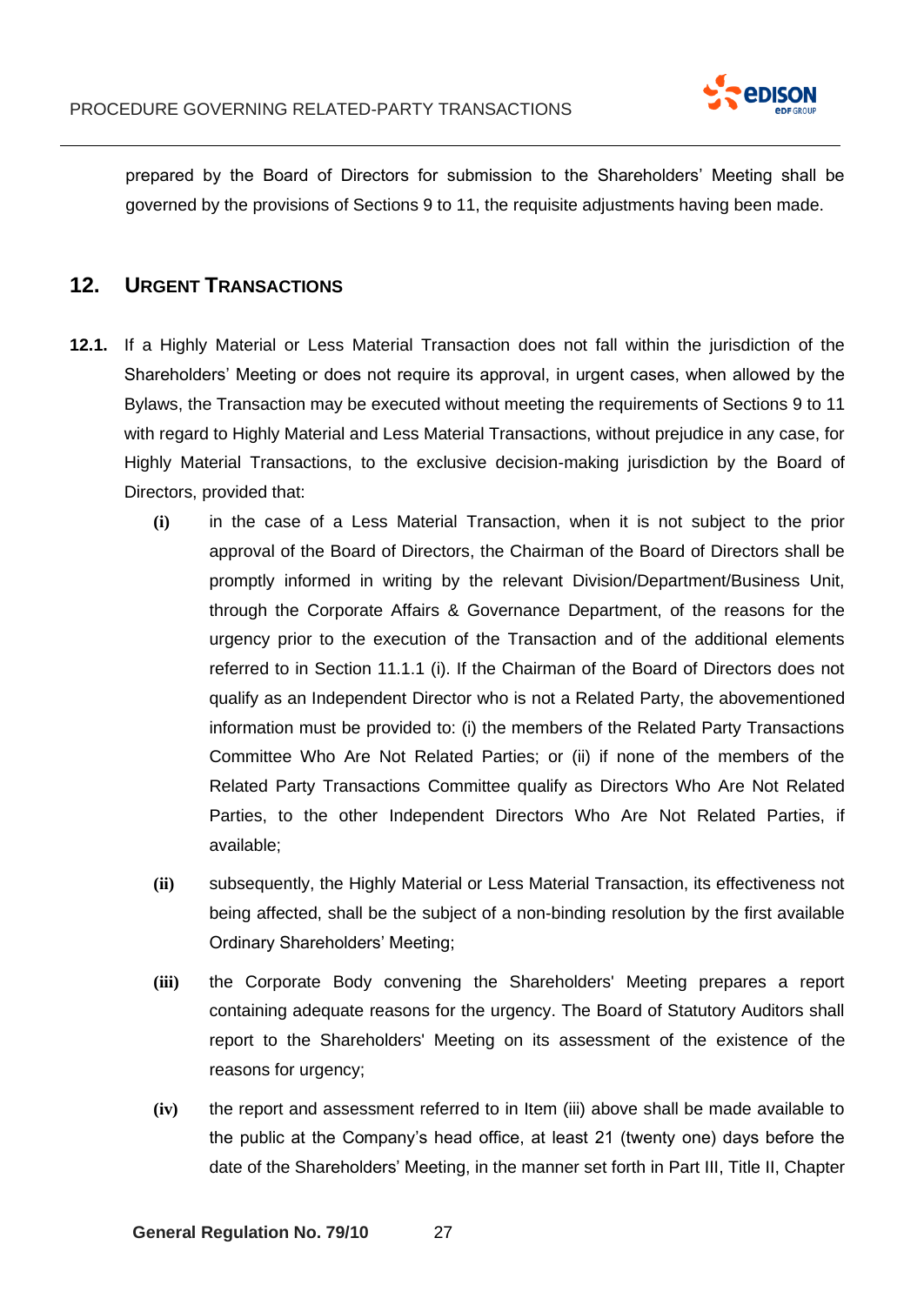prepared by the Board of Directors for submission to the Shareholders' Meeting shall be governed by the provisions of Sections 9 to 11, the requisite adjustments having been made.

## 12. URGENT TRANSACTIONS

**12.1.** If a Highly Material or Less Material Transaction does not fall within the jurisdiction of the Shareholders' Meeting or does not require its approval, in urgent cases, when allowed by the Bylaws, the Transaction may be executed without meeting the requirements of Sections 9 to 11 with regard to Highly Material and Less Material Transactions, without prejudice in any case, for Highly Material Transactions, to the exclusive decision-making jurisdiction by the Board of Directors, provided that:

**(i)** in the case of a Less Material Transaction, when it is not subject to the prior approval of the Board of Directors, the Chairman of the Board of Directors shall be promptly informed in writing by the relevant Division/Department/Business Unit, through the Corporate Affairs & Governance Department, of the reasons for the urgency prior to the execution of the Transaction and of the additional elements referred to in Section 11.1.1 (i). If the Chairman of the Board of Directors does not qualify as an Independent Director who is not a Related Party, the abovementioned information must be provided to: (i) the members of the Related Party Transactions Committee Who Are Not Related Parties; or (ii) if none of the members of the Related Party Transactions Committee qualify as Directors Who Are Not Related Parties, to the other Independent Directors Who Are Not Related Parties, if available;

**(ii)** subsequently, the Highly Material or Less Material Transaction, its effectiveness not being affected, shall be the subject of a non-binding resolution by the first available Ordinary Shareholders' Meeting;

**(iii)** the Corporate Body convening the Shareholders' Meeting prepares a report containing adequate reasons for the urgency. The Board of Statutory Auditors shall report to the Shareholders' Meeting on its assessment of the existence of the reasons for urgency;

**(iv)** the report and assessment referred to in Item (iii) above shall be made available to the public at the Company's head office, at least 21 (twenty one) days before the date of the Shareholders' Meeting, in the manner set forth in Part III, Title II, Chapter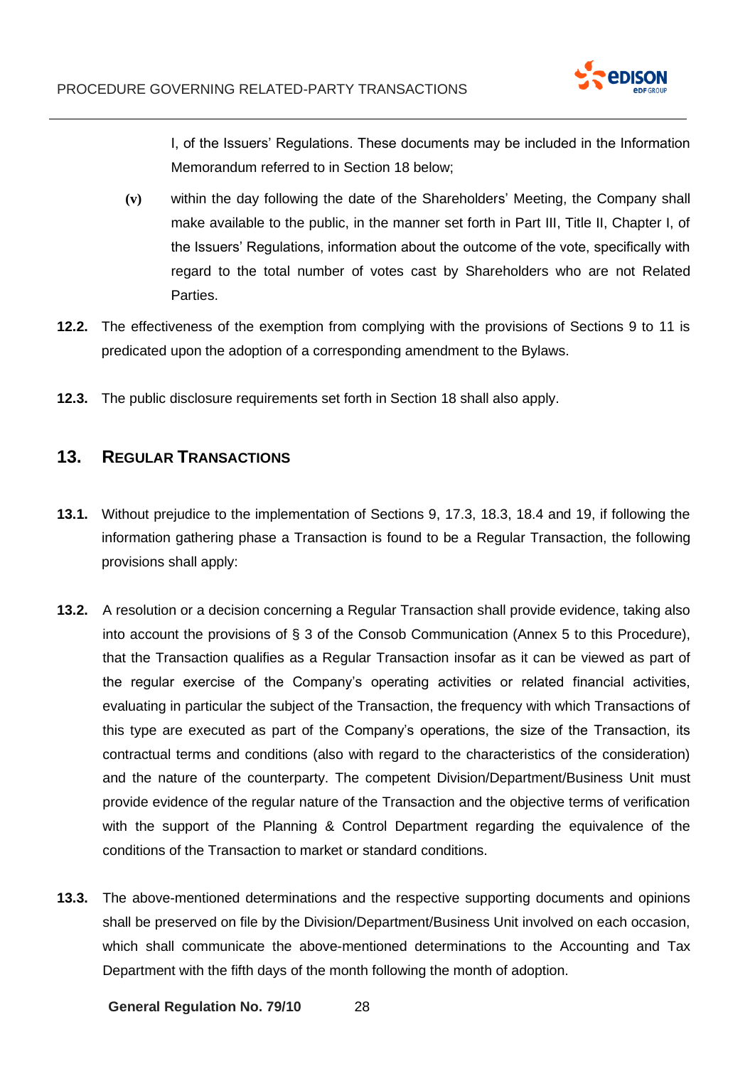I, of the Issuers' Regulations. These documents may be included in the Information Memorandum referred to in Section 18 below;

**(v)** within the day following the date of the Shareholders' Meeting, the Company shall make available to the public, in the manner set forth in Part III, Title II, Chapter I, of the Issuers' Regulations, information about the outcome of the vote, specifically with regard to the total number of votes cast by Shareholders who are not Related Parties.

**12.2.** The effectiveness of the exemption from complying with the provisions of Sections 9 to 11 is predicated upon the adoption of a corresponding amendment to the Bylaws.

**12.3.** The public disclosure requirements set forth in Section 18 shall also apply.

## 13. REGULAR TRANSACTIONS

**13.1.** Without prejudice to the implementation of Sections 9, 17.3, 18.3, 18.4 and 19, if following the information gathering phase a Transaction is found to be a Regular Transaction, the following provisions shall apply:

**13.2.** A resolution or a decision concerning a Regular Transaction shall provide evidence, taking also into account the provisions of § 3 of the Consob Communication (Annex 5 to this Procedure), that the Transaction qualifies as a Regular Transaction insofar as it can be viewed as part of the regular exercise of the Company's operating activities or related financial activities, evaluating in particular the subject of the Transaction, the frequency with which Transactions of this type are executed as part of the Company's operations, the size of the Transaction, its contractual terms and conditions (also with regard to the characteristics of the consideration) and the nature of the counterparty. The competent Division/Department/Business Unit must provide evidence of the regular nature of the Transaction and the objective terms of verification with the support of the Planning & Control Department regarding the equivalence of the conditions of the Transaction to market or standard conditions.

**13.3.** The above-mentioned determinations and the respective supporting documents and opinions shall be preserved on file by the Division/Department/Business Unit involved on each occasion, which shall communicate the above-mentioned determinations to the Accounting and Tax Department with the fifth days of the month following the month of adoption.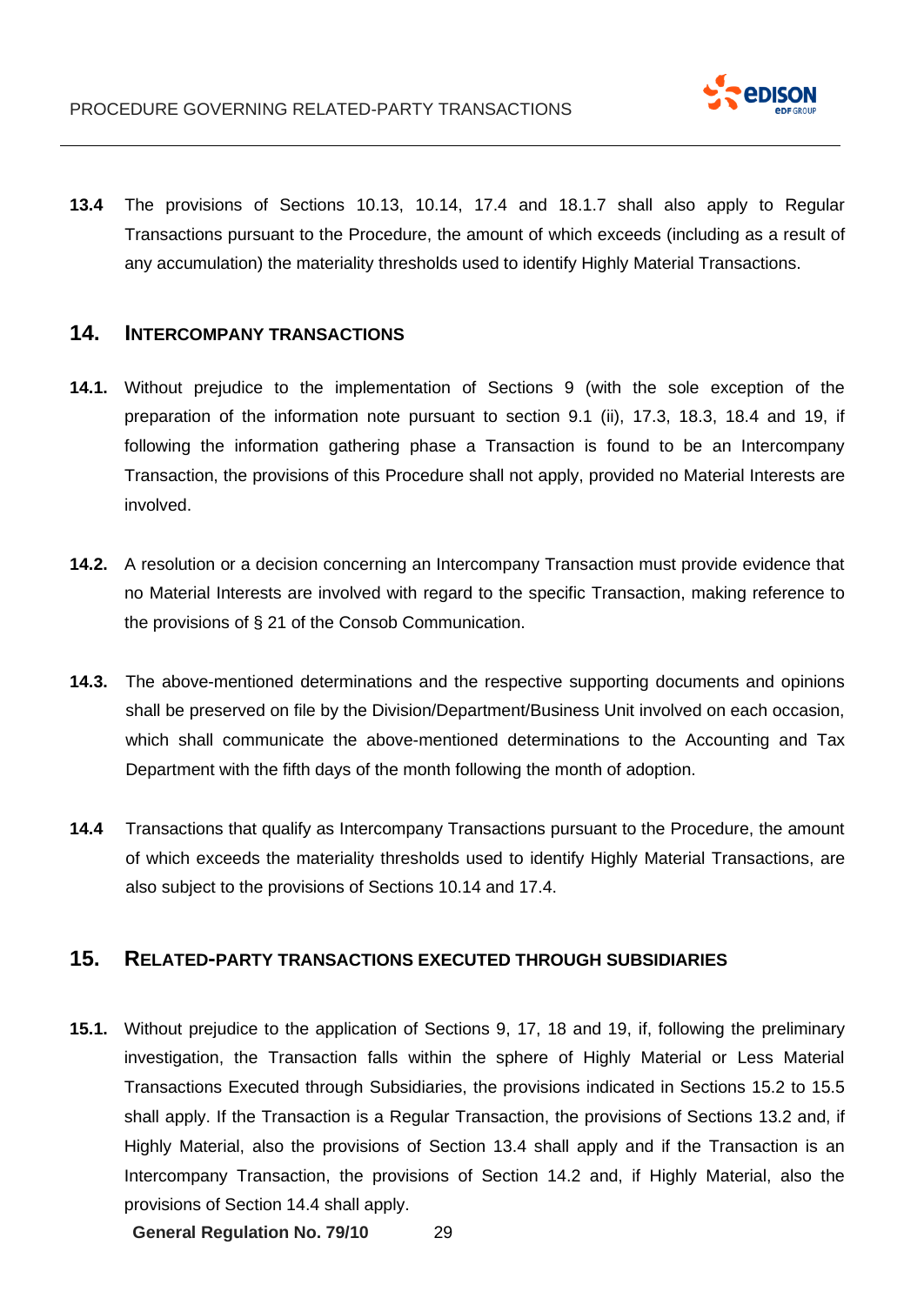**13.4** The provisions of Sections 10.13, 10.14, 17.4 and 18.1.7 shall also apply to Regular Transactions pursuant to the Procedure, the amount of which exceeds (including as a result of any accumulation) the materiality thresholds used to identify Highly Material Transactions.

## 14. INTERCOMPANY TRANSACTIONS

**14.1.** Without prejudice to the implementation of Sections 9 (with the sole exception of the preparation of the information note pursuant to section 9.1 (ii), 17.3, 18.3, 18.4 and 19, if following the information gathering phase a Transaction is found to be an Intercompany Transaction, the provisions of this Procedure shall not apply, provided no Material Interests are involved.

**14.2.** A resolution or a decision concerning an Intercompany Transaction must provide evidence that no Material Interests are involved with regard to the specific Transaction, making reference to the provisions of § 21 of the Consob Communication.

**14.3.** The above-mentioned determinations and the respective supporting documents and opinions shall be preserved on file by the Division/Department/Business Unit involved on each occasion, which shall communicate the above-mentioned determinations to the Accounting and Tax Department with the fifth days of the month following the month of adoption.

**14.4** Transactions that qualify as Intercompany Transactions pursuant to the Procedure, the amount of which exceeds the materiality thresholds used to identify Highly Material Transactions, are also subject to the provisions of Sections 10.14 and 17.4.

## 15. RELATED-PARTY TRANSACTIONS EXECUTED THROUGH SUBSIDIARIES

**15.1.** Without prejudice to the application of Sections 9, 17, 18 and 19, if, following the preliminary investigation, the Transaction falls within the sphere of Highly Material or Less Material Transactions Executed through Subsidiaries, the provisions indicated in Sections 15.2 to 15.5 shall apply. If the Transaction is a Regular Transaction, the provisions of Sections 13.2 and, if Highly Material, also the provisions of Section 13.4 shall apply and if the Transaction is an Intercompany Transaction, the provisions of Section 14.2 and, if Highly Material, also the provisions of Section 14.4 shall apply.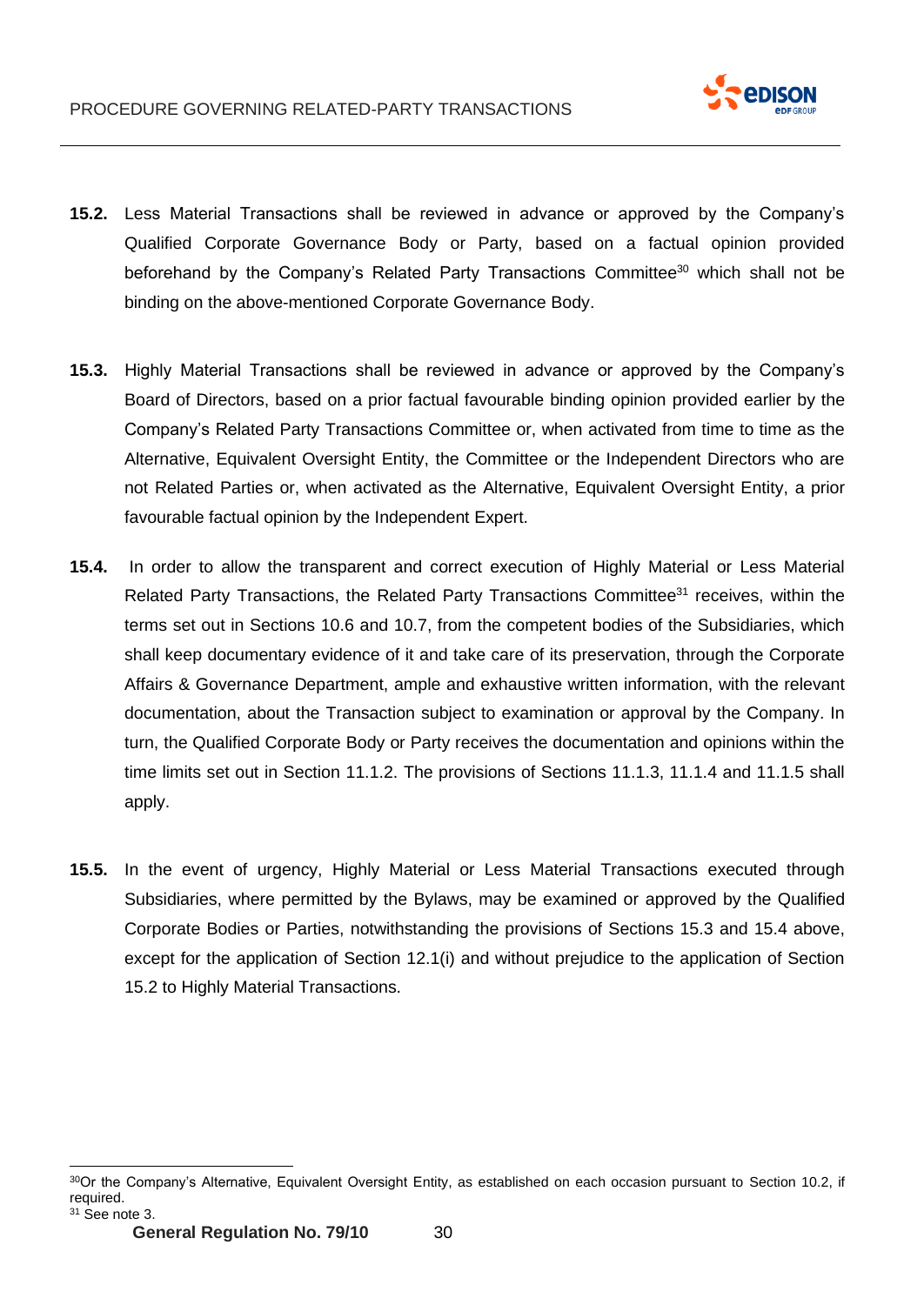**15.2.** Less Material Transactions shall be reviewed in advance or approved by the Company's Qualified Corporate Governance Body or Party, based on a factual opinion provided beforehand by the Company's Related Party Transactions Committee[30] which shall not be binding on the above-mentioned Corporate Governance Body.

**15.3.** Highly Material Transactions shall be reviewed in advance or approved by the Company's Board of Directors, based on a prior factual favourable binding opinion provided earlier by the Company's Related Party Transactions Committee or, when activated from time to time as the Alternative, Equivalent Oversight Entity, the Committee or the Independent Directors who are not Related Parties or, when activated as the Alternative, Equivalent Oversight Entity, a prior favourable factual opinion by the Independent Expert.

**15.4.** In order to allow the transparent and correct execution of Highly Material or Less Material Related Party Transactions, the Related Party Transactions Committee[31] receives, within the terms set out in Sections 10.6 and 10.7, from the competent bodies of the Subsidiaries, which shall keep documentary evidence of it and take care of its preservation, through the Corporate Affairs & Governance Department, ample and exhaustive written information, with the relevant documentation, about the Transaction subject to examination or approval by the Company. In turn, the Qualified Corporate Body or Party receives the documentation and opinions within the time limits set out in Section 11.1.2. The provisions of Sections 11.1.3, 11.1.4 and 11.1.5 shall apply.

**15.5.** In the event of urgency, Highly Material or Less Material Transactions executed through Subsidiaries, where permitted by the Bylaws, may be examined or approved by the Qualified Corporate Bodies or Parties, notwithstanding the provisions of Sections 15.3 and 15.4 above, except for the application of Section 12.1(i) and without prejudice to the application of Section 15.2 to Highly Material Transactions.

---

[30] Or the Company's Alternative, Equivalent Oversight Entity, as established on each occasion pursuant to Section 10.2, if required.

[31] See note 3.

**General Regulation No. 79/10**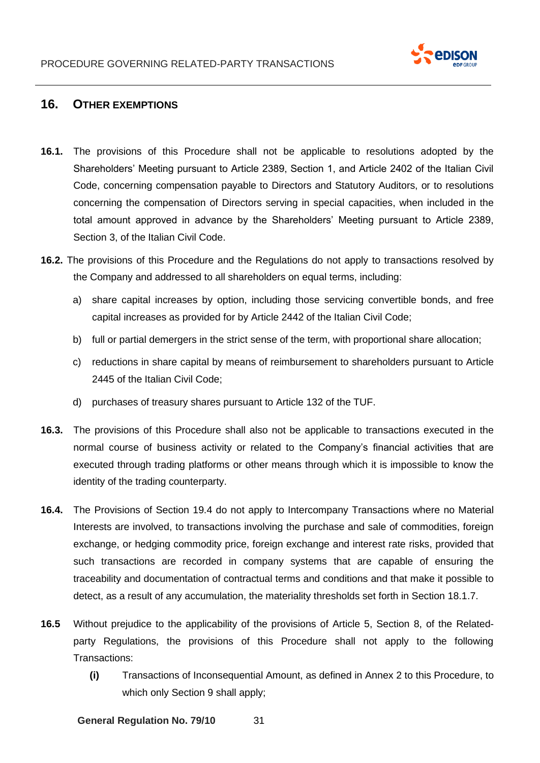## 16. OTHER EXEMPTIONS

**16.1.** The provisions of this Procedure shall not be applicable to resolutions adopted by the Shareholders' Meeting pursuant to Article 2389, Section 1, and Article 2402 of the Italian Civil Code, concerning compensation payable to Directors and Statutory Auditors, or to resolutions concerning the compensation of Directors serving in special capacities, when included in the total amount approved in advance by the Shareholders' Meeting pursuant to Article 2389, Section 3, of the Italian Civil Code.

**16.2.** The provisions of this Procedure and the Regulations do not apply to transactions resolved by the Company and addressed to all shareholders on equal terms, including:

a) share capital increases by option, including those servicing convertible bonds, and free capital increases as provided for by Article 2442 of the Italian Civil Code;

b) full or partial demergers in the strict sense of the term, with proportional share allocation;

c) reductions in share capital by means of reimbursement to shareholders pursuant to Article 2445 of the Italian Civil Code;

d) purchases of treasury shares pursuant to Article 132 of the TUF.

**16.3.** The provisions of this Procedure shall also not be applicable to transactions executed in the normal course of business activity or related to the Company's financial activities that are executed through trading platforms or other means through which it is impossible to know the identity of the trading counterparty.

**16.4.** The Provisions of Section 19.4 do not apply to Intercompany Transactions where no Material Interests are involved, to transactions involving the purchase and sale of commodities, foreign exchange, or hedging commodity price, foreign exchange and interest rate risks, provided that such transactions are recorded in company systems that are capable of ensuring the traceability and documentation of contractual terms and conditions and that make it possible to detect, as a result of any accumulation, the materiality thresholds set forth in Section 18.1.7.

**16.5** Without prejudice to the applicability of the provisions of Article 5, Section 8, of the Related-party Regulations, the provisions of this Procedure shall not apply to the following Transactions:

**(i)** Transactions of Inconsequential Amount, as defined in Annex 2 to this Procedure, to which only Section 9 shall apply;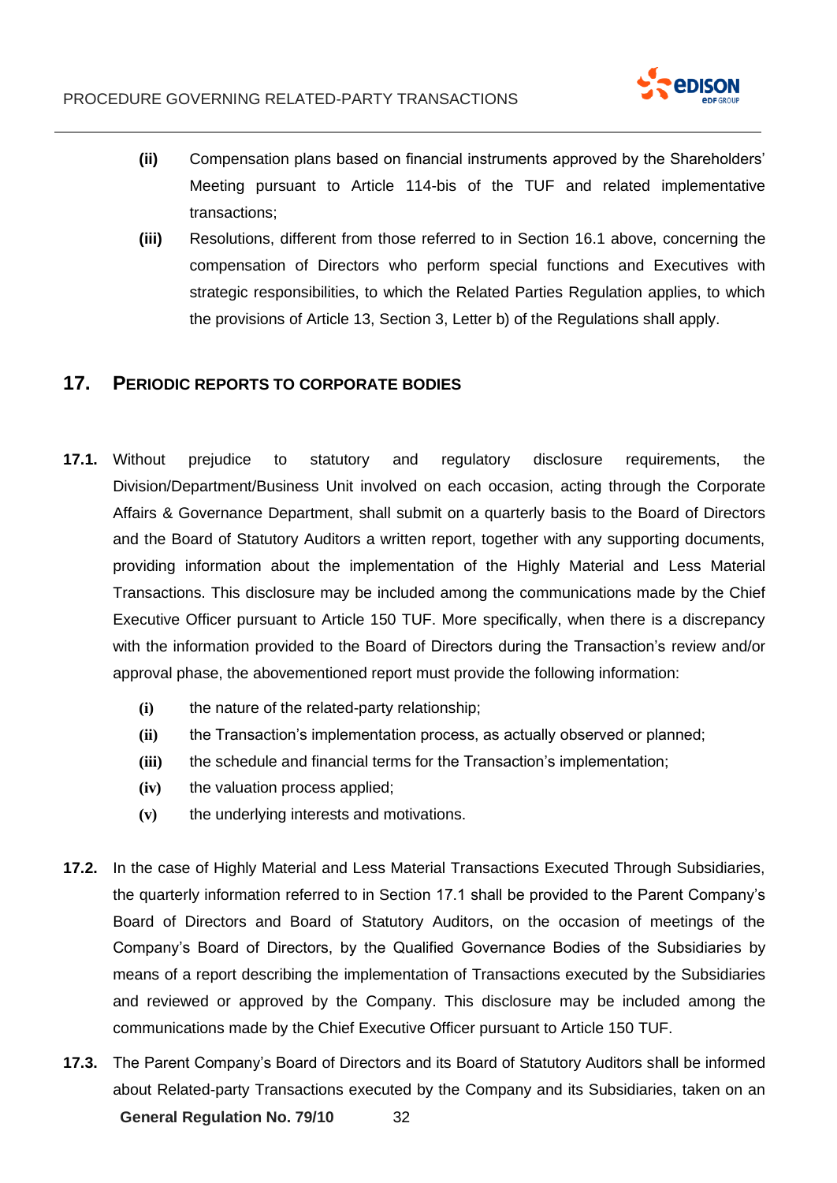(ii) Compensation plans based on financial instruments approved by the Shareholders' Meeting pursuant to Article 114-bis of the TUF and related implementative transactions;

(iii) Resolutions, different from those referred to in Section 16.1 above, concerning the compensation of Directors who perform special functions and Executives with strategic responsibilities, to which the Related Parties Regulation applies, to which the provisions of Article 13, Section 3, Letter b) of the Regulations shall apply.

## 17. PERIODIC REPORTS TO CORPORATE BODIES

**17.1.** Without prejudice to statutory and regulatory disclosure requirements, the Division/Department/Business Unit involved on each occasion, acting through the Corporate Affairs & Governance Department, shall submit on a quarterly basis to the Board of Directors and the Board of Statutory Auditors a written report, together with any supporting documents, providing information about the implementation of the Highly Material and Less Material Transactions. This disclosure may be included among the communications made by the Chief Executive Officer pursuant to Article 150 TUF. More specifically, when there is a discrepancy with the information provided to the Board of Directors during the Transaction's review and/or approval phase, the abovementioned report must provide the following information:

(i) the nature of the related-party relationship;

(ii) the Transaction's implementation process, as actually observed or planned;

(iii) the schedule and financial terms for the Transaction's implementation;

(iv) the valuation process applied;

(v) the underlying interests and motivations.

**17.2.** In the case of Highly Material and Less Material Transactions Executed Through Subsidiaries, the quarterly information referred to in Section 17.1 shall be provided to the Parent Company's Board of Directors and Board of Statutory Auditors, on the occasion of meetings of the Company's Board of Directors, by the Qualified Governance Bodies of the Subsidiaries by means of a report describing the implementation of Transactions executed by the Subsidiaries and reviewed or approved by the Company. This disclosure may be included among the communications made by the Chief Executive Officer pursuant to Article 150 TUF.

**17.3.** The Parent Company's Board of Directors and its Board of Statutory Auditors shall be informed about Related-party Transactions executed by the Company and its Subsidiaries, taken on an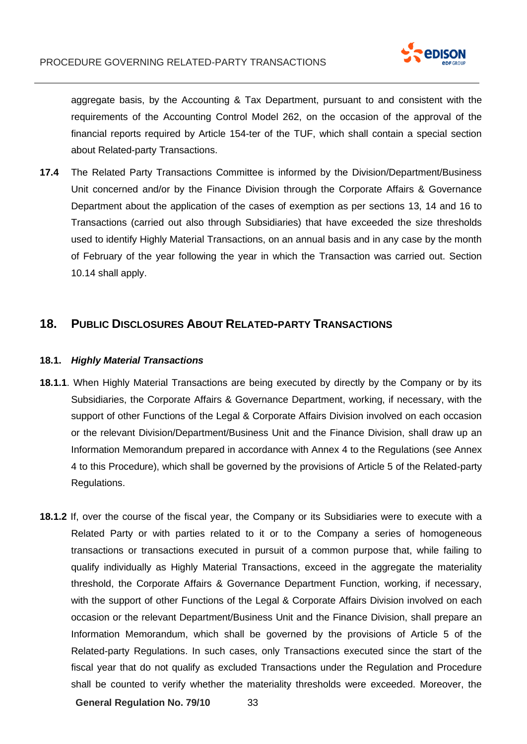aggregate basis, by the Accounting & Tax Department, pursuant to and consistent with the requirements of the Accounting Control Model 262, on the occasion of the approval of the financial reports required by Article 154-ter of the TUF, which shall contain a special section about Related-party Transactions.

**17.4** The Related Party Transactions Committee is informed by the Division/Department/Business Unit concerned and/or by the Finance Division through the Corporate Affairs & Governance Department about the application of the cases of exemption as per sections 13, 14 and 16 to Transactions (carried out also through Subsidiaries) that have exceeded the size thresholds used to identify Highly Material Transactions, on an annual basis and in any case by the month of February of the year following the year in which the Transaction was carried out. Section 10.14 shall apply.

## 18. PUBLIC DISCLOSURES ABOUT RELATED-PARTY TRANSACTIONS

### 18.1. *Highly Material Transactions*

**18.1.1**. When Highly Material Transactions are being executed by directly by the Company or by its Subsidiaries, the Corporate Affairs & Governance Department, working, if necessary, with the support of other Functions of the Legal & Corporate Affairs Division involved on each occasion or the relevant Division/Department/Business Unit and the Finance Division, shall draw up an Information Memorandum prepared in accordance with Annex 4 to the Regulations (see Annex 4 to this Procedure), which shall be governed by the provisions of Article 5 of the Related-party Regulations.

**18.1.2** If, over the course of the fiscal year, the Company or its Subsidiaries were to execute with a Related Party or with parties related to it or to the Company a series of homogeneous transactions or transactions executed in pursuit of a common purpose that, while failing to qualify individually as Highly Material Transactions, exceed in the aggregate the materiality threshold, the Corporate Affairs & Governance Department Function, working, if necessary, with the support of other Functions of the Legal & Corporate Affairs Division involved on each occasion or the relevant Department/Business Unit and the Finance Division, shall prepare an Information Memorandum, which shall be governed by the provisions of Article 5 of the Related-party Regulations. In such cases, only Transactions executed since the start of the fiscal year that do not qualify as excluded Transactions under the Regulation and Procedure shall be counted to verify whether the materiality thresholds were exceeded. Moreover, the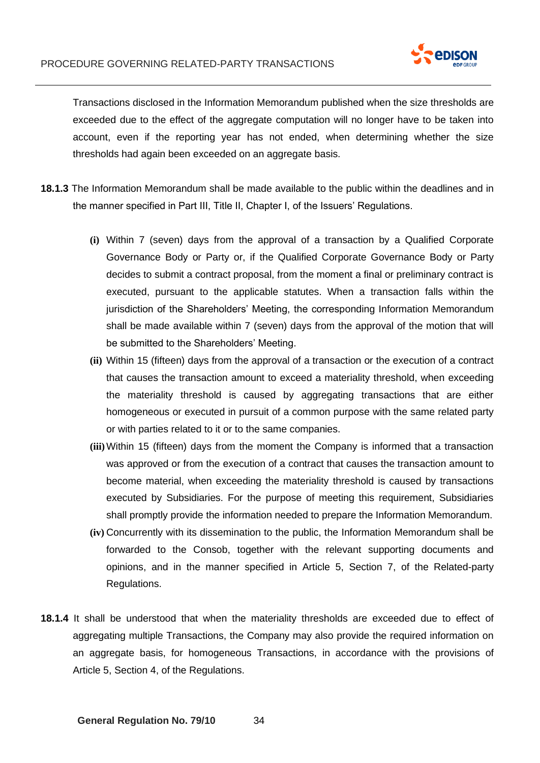Transactions disclosed in the Information Memorandum published when the size thresholds are exceeded due to the effect of the aggregate computation will no longer have to be taken into account, even if the reporting year has not ended, when determining whether the size thresholds had again been exceeded on an aggregate basis.

**18.1.3** The Information Memorandum shall be made available to the public within the deadlines and in the manner specified in Part III, Title II, Chapter I, of the Issuers' Regulations.

**(i)** Within 7 (seven) days from the approval of a transaction by a Qualified Corporate Governance Body or Party or, if the Qualified Corporate Governance Body or Party decides to submit a contract proposal, from the moment a final or preliminary contract is executed, pursuant to the applicable statutes. When a transaction falls within the jurisdiction of the Shareholders' Meeting, the corresponding Information Memorandum shall be made available within 7 (seven) days from the approval of the motion that will be submitted to the Shareholders' Meeting.

**(ii)** Within 15 (fifteen) days from the approval of a transaction or the execution of a contract that causes the transaction amount to exceed a materiality threshold, when exceeding the materiality threshold is caused by aggregating transactions that are either homogeneous or executed in pursuit of a common purpose with the same related party or with parties related to it or to the same companies.

**(iii)** Within 15 (fifteen) days from the moment the Company is informed that a transaction was approved or from the execution of a contract that causes the transaction amount to become material, when exceeding the materiality threshold is caused by transactions executed by Subsidiaries. For the purpose of meeting this requirement, Subsidiaries shall promptly provide the information needed to prepare the Information Memorandum.

**(iv)** Concurrently with its dissemination to the public, the Information Memorandum shall be forwarded to the Consob, together with the relevant supporting documents and opinions, and in the manner specified in Article 5, Section 7, of the Related-party Regulations.

**18.1.4** It shall be understood that when the materiality thresholds are exceeded due to effect of aggregating multiple Transactions, the Company may also provide the required information on an aggregate basis, for homogeneous Transactions, in accordance with the provisions of Article 5, Section 4, of the Regulations.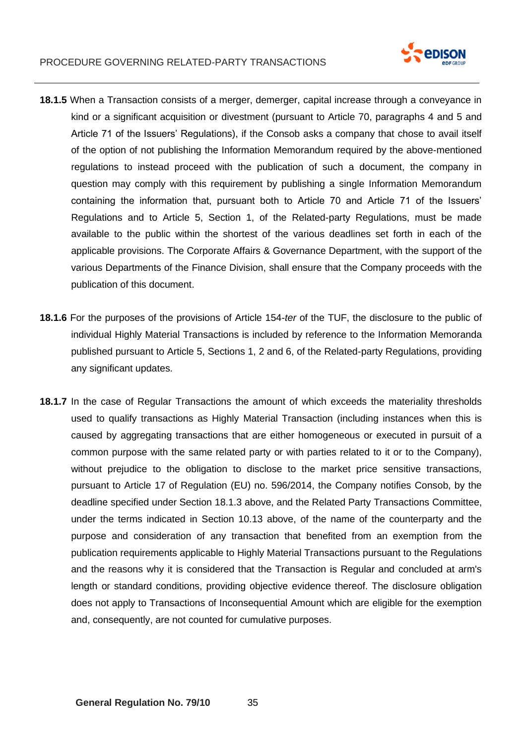**18.1.5** When a Transaction consists of a merger, demerger, capital increase through a conveyance in kind or a significant acquisition or divestment (pursuant to Article 70, paragraphs 4 and 5 and Article 71 of the Issuers' Regulations), if the Consob asks a company that chose to avail itself of the option of not publishing the Information Memorandum required by the above-mentioned regulations to instead proceed with the publication of such a document, the company in question may comply with this requirement by publishing a single Information Memorandum containing the information that, pursuant both to Article 70 and Article 71 of the Issuers' Regulations and to Article 5, Section 1, of the Related-party Regulations, must be made available to the public within the shortest of the various deadlines set forth in each of the applicable provisions. The Corporate Affairs & Governance Department, with the support of the various Departments of the Finance Division, shall ensure that the Company proceeds with the publication of this document.

**18.1.6** For the purposes of the provisions of Article 154-*ter* of the TUF, the disclosure to the public of individual Highly Material Transactions is included by reference to the Information Memoranda published pursuant to Article 5, Sections 1, 2 and 6, of the Related-party Regulations, providing any significant updates.

**18.1.7** In the case of Regular Transactions the amount of which exceeds the materiality thresholds used to qualify transactions as Highly Material Transaction (including instances when this is caused by aggregating transactions that are either homogeneous or executed in pursuit of a common purpose with the same related party or with parties related to it or to the Company), without prejudice to the obligation to disclose to the market price sensitive transactions, pursuant to Article 17 of Regulation (EU) no. 596/2014, the Company notifies Consob, by the deadline specified under Section 18.1.3 above, and the Related Party Transactions Committee, under the terms indicated in Section 10.13 above, of the name of the counterparty and the purpose and consideration of any transaction that benefited from an exemption from the publication requirements applicable to Highly Material Transactions pursuant to the Regulations and the reasons why it is considered that the Transaction is Regular and concluded at arm's length or standard conditions, providing objective evidence thereof. The disclosure obligation does not apply to Transactions of Inconsequential Amount which are eligible for the exemption and, consequently, are not counted for cumulative purposes.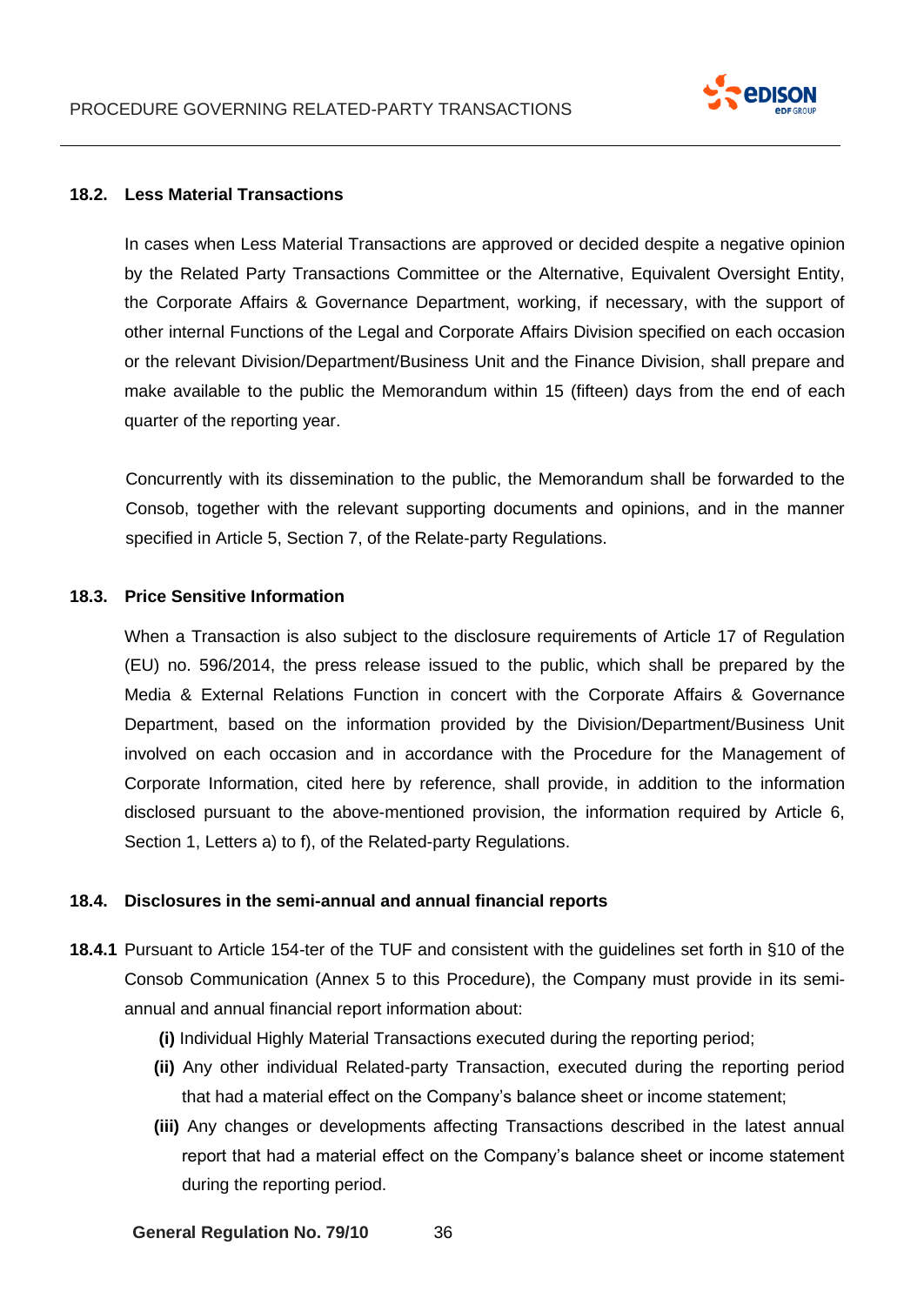### 18.2. Less Material Transactions

In cases when Less Material Transactions are approved or decided despite a negative opinion by the Related Party Transactions Committee or the Alternative, Equivalent Oversight Entity, the Corporate Affairs & Governance Department, working, if necessary, with the support of other internal Functions of the Legal and Corporate Affairs Division specified on each occasion or the relevant Division/Department/Business Unit and the Finance Division, shall prepare and make available to the public the Memorandum within 15 (fifteen) days from the end of each quarter of the reporting year.

Concurrently with its dissemination to the public, the Memorandum shall be forwarded to the Consob, together with the relevant supporting documents and opinions, and in the manner specified in Article 5, Section 7, of the Relate-party Regulations.

### 18.3. Price Sensitive Information

When a Transaction is also subject to the disclosure requirements of Article 17 of Regulation (EU) no. 596/2014, the press release issued to the public, which shall be prepared by the Media & External Relations Function in concert with the Corporate Affairs & Governance Department, based on the information provided by the Division/Department/Business Unit involved on each occasion and in accordance with the Procedure for the Management of Corporate Information, cited here by reference, shall provide, in addition to the information disclosed pursuant to the above-mentioned provision, the information required by Article 6, Section 1, Letters a) to f), of the Related-party Regulations.

### 18.4. Disclosures in the semi-annual and annual financial reports

**18.4.1** Pursuant to Article 154-ter of the TUF and consistent with the guidelines set forth in §10 of the Consob Communication (Annex 5 to this Procedure), the Company must provide in its semi-annual and annual financial report information about:

- **(i)** Individual Highly Material Transactions executed during the reporting period;
- **(ii)** Any other individual Related-party Transaction, executed during the reporting period that had a material effect on the Company's balance sheet or income statement;
- **(iii)** Any changes or developments affecting Transactions described in the latest annual report that had a material effect on the Company's balance sheet or income statement during the reporting period.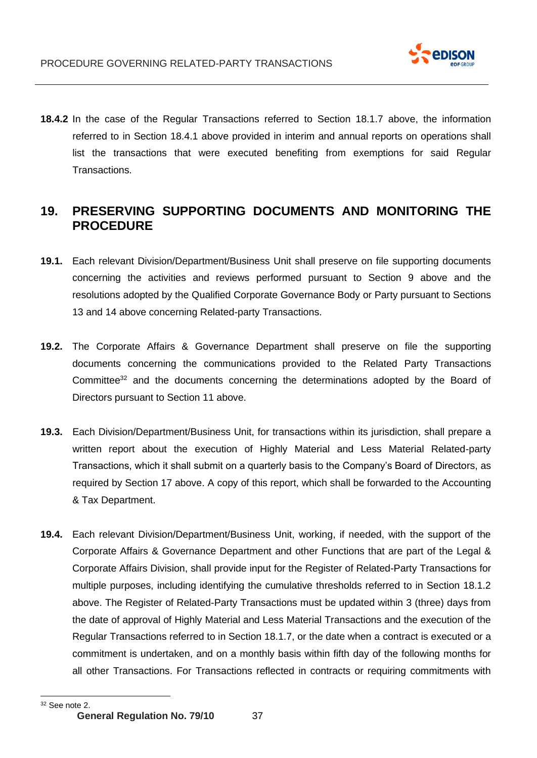**18.4.2** In the case of the Regular Transactions referred to Section 18.1.7 above, the information referred to in Section 18.4.1 above provided in interim and annual reports on operations shall list the transactions that were executed benefiting from exemptions for said Regular Transactions.

## 19. PRESERVING SUPPORTING DOCUMENTS AND MONITORING THE PROCEDURE

**19.1.** Each relevant Division/Department/Business Unit shall preserve on file supporting documents concerning the activities and reviews performed pursuant to Section 9 above and the resolutions adopted by the Qualified Corporate Governance Body or Party pursuant to Sections 13 and 14 above concerning Related-party Transactions.

**19.2.** The Corporate Affairs & Governance Department shall preserve on file the supporting documents concerning the communications provided to the Related Party Transactions Committee[32] and the documents concerning the determinations adopted by the Board of Directors pursuant to Section 11 above.

**19.3.** Each Division/Department/Business Unit, for transactions within its jurisdiction, shall prepare a written report about the execution of Highly Material and Less Material Related-party Transactions, which it shall submit on a quarterly basis to the Company's Board of Directors, as required by Section 17 above. A copy of this report, which shall be forwarded to the Accounting & Tax Department.

**19.4.** Each relevant Division/Department/Business Unit, working, if needed, with the support of the Corporate Affairs & Governance Department and other Functions that are part of the Legal & Corporate Affairs Division, shall provide input for the Register of Related-Party Transactions for multiple purposes, including identifying the cumulative thresholds referred to in Section 18.1.2 above. The Register of Related-Party Transactions must be updated within 3 (three) days from the date of approval of Highly Material and Less Material Transactions and the execution of the Regular Transactions referred to in Section 18.1.7, or the date when a contract is executed or a commitment is undertaken, and on a monthly basis within fifth day of the following months for all other Transactions. For Transactions reflected in contracts or requiring commitments with

[32] See note 2.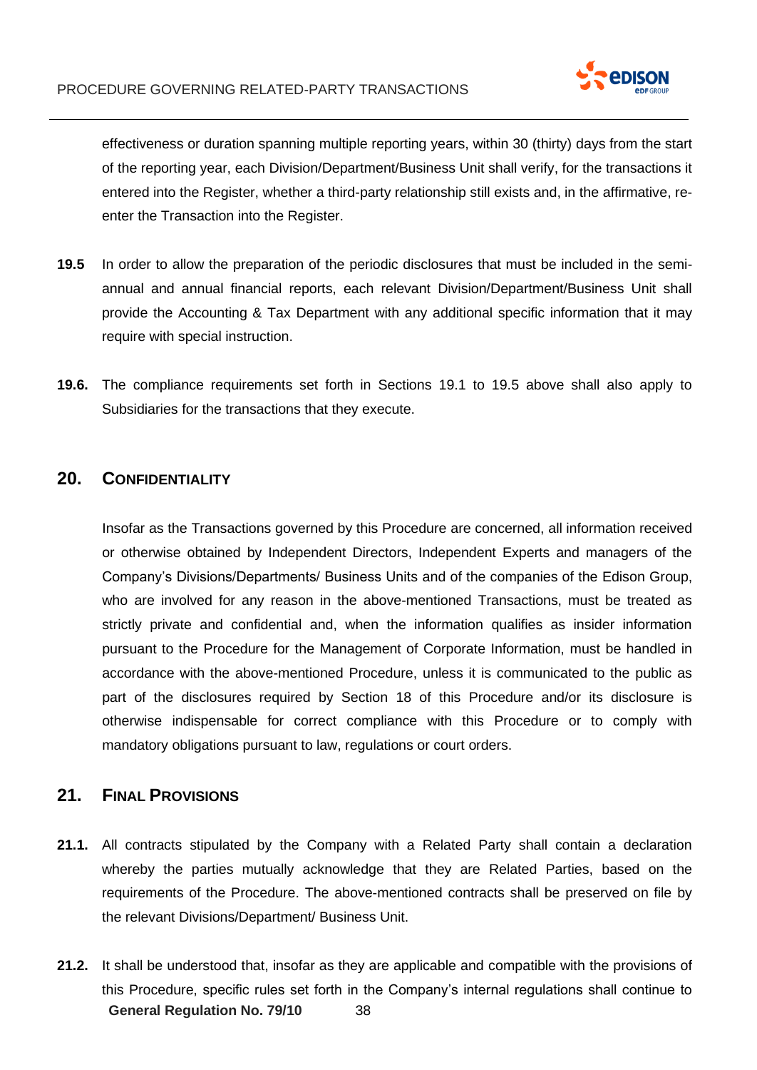effectiveness or duration spanning multiple reporting years, within 30 (thirty) days from the start of the reporting year, each Division/Department/Business Unit shall verify, for the transactions it entered into the Register, whether a third-party relationship still exists and, in the affirmative, re-enter the Transaction into the Register.

**19.5** In order to allow the preparation of the periodic disclosures that must be included in the semi-annual and annual financial reports, each relevant Division/Department/Business Unit shall provide the Accounting & Tax Department with any additional specific information that it may require with special instruction.

**19.6.** The compliance requirements set forth in Sections 19.1 to 19.5 above shall also apply to Subsidiaries for the transactions that they execute.

## 20. CONFIDENTIALITY

Insofar as the Transactions governed by this Procedure are concerned, all information received or otherwise obtained by Independent Directors, Independent Experts and managers of the Company's Divisions/Departments/ Business Units and of the companies of the Edison Group, who are involved for any reason in the above-mentioned Transactions, must be treated as strictly private and confidential and, when the information qualifies as insider information pursuant to the Procedure for the Management of Corporate Information, must be handled in accordance with the above-mentioned Procedure, unless it is communicated to the public as part of the disclosures required by Section 18 of this Procedure and/or its disclosure is otherwise indispensable for correct compliance with this Procedure or to comply with mandatory obligations pursuant to law, regulations or court orders.

## 21. FINAL PROVISIONS

**21.1.** All contracts stipulated by the Company with a Related Party shall contain a declaration whereby the parties mutually acknowledge that they are Related Parties, based on the requirements of the Procedure. The above-mentioned contracts shall be preserved on file by the relevant Divisions/Department/ Business Unit.

**21.2.** It shall be understood that, insofar as they are applicable and compatible with the provisions of this Procedure, specific rules set forth in the Company's internal regulations shall continue to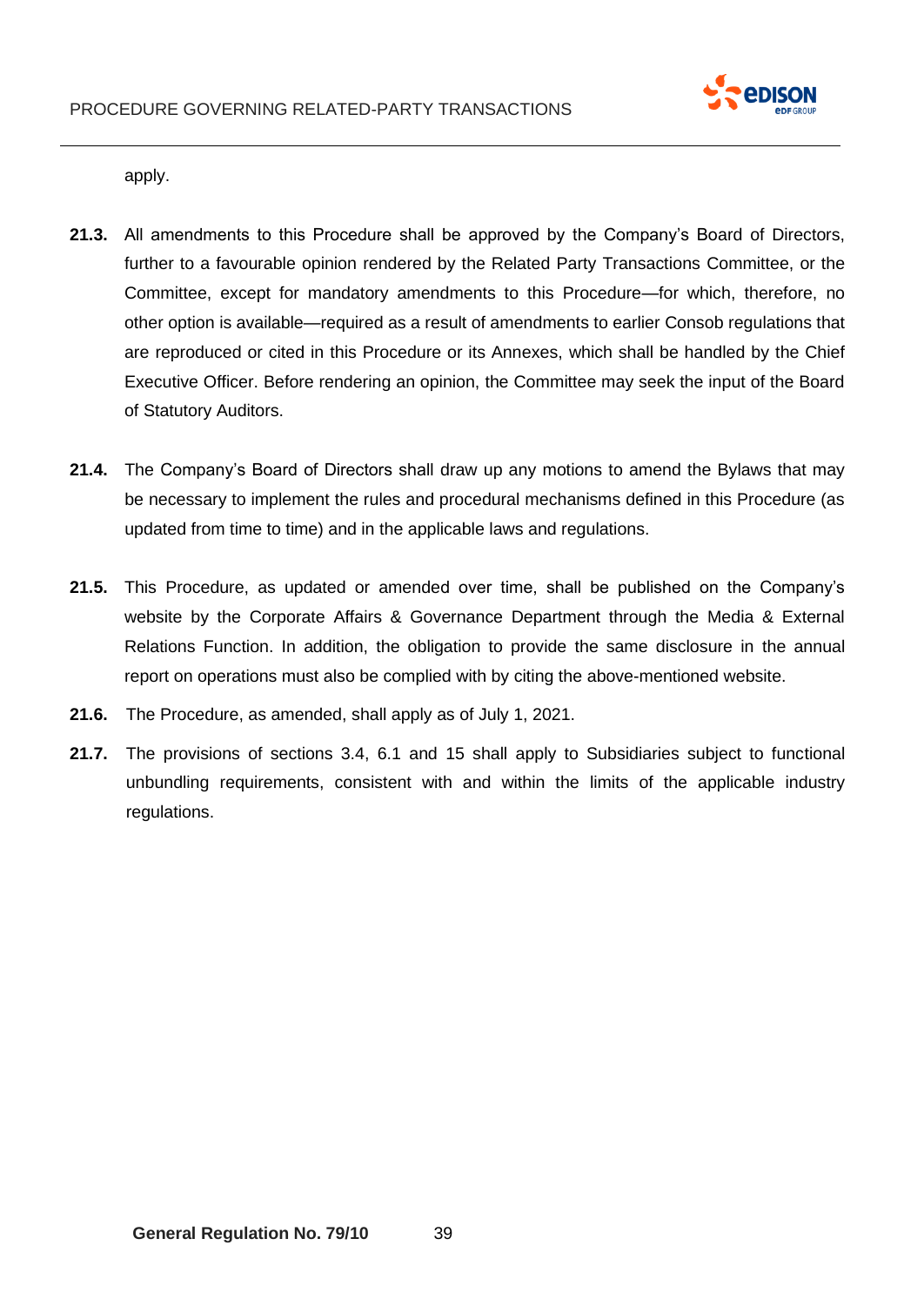apply.

**21.3.** All amendments to this Procedure shall be approved by the Company's Board of Directors, further to a favourable opinion rendered by the Related Party Transactions Committee, or the Committee, except for mandatory amendments to this Procedure—for which, therefore, no other option is available—required as a result of amendments to earlier Consob regulations that are reproduced or cited in this Procedure or its Annexes, which shall be handled by the Chief Executive Officer. Before rendering an opinion, the Committee may seek the input of the Board of Statutory Auditors.

**21.4.** The Company's Board of Directors shall draw up any motions to amend the Bylaws that may be necessary to implement the rules and procedural mechanisms defined in this Procedure (as updated from time to time) and in the applicable laws and regulations.

**21.5.** This Procedure, as updated or amended over time, shall be published on the Company's website by the Corporate Affairs & Governance Department through the Media & External Relations Function. In addition, the obligation to provide the same disclosure in the annual report on operations must also be complied with by citing the above-mentioned website.

**21.6.** The Procedure, as amended, shall apply as of July 1, 2021.

**21.7.** The provisions of sections 3.4, 6.1 and 15 shall apply to Subsidiaries subject to functional unbundling requirements, consistent with and within the limits of the applicable industry regulations.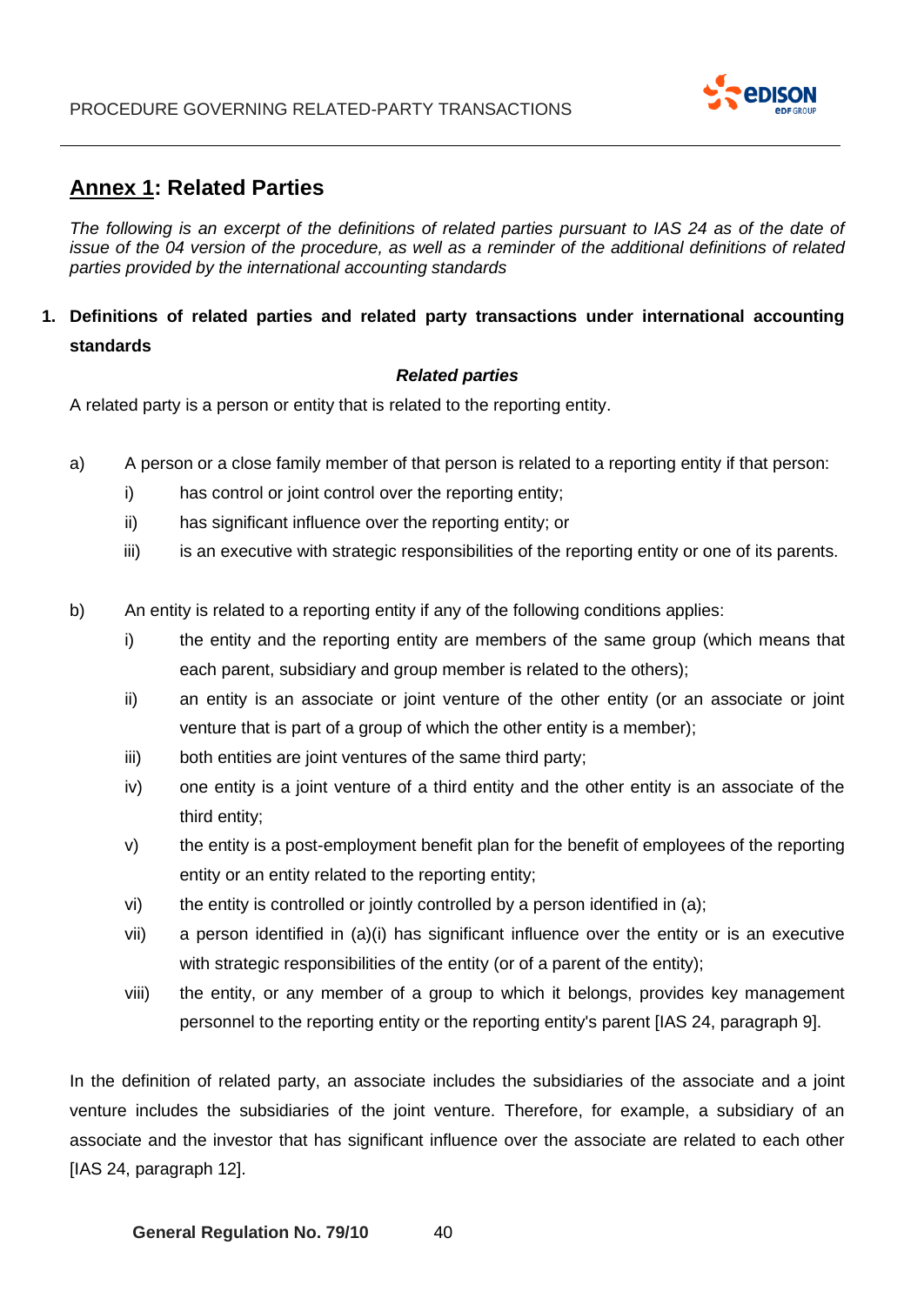## Annex 1: Related Parties

*The following is an excerpt of the definitions of related parties pursuant to IAS 24 as of the date of issue of the 04 version of the procedure, as well as a reminder of the additional definitions of related parties provided by the international accounting standards*

### 1. Definitions of related parties and related party transactions under international accounting standards

***Related parties***

A related party is a person or entity that is related to the reporting entity.

a) A person or a close family member of that person is related to a reporting entity if that person:
   i) has control or joint control over the reporting entity;
   ii) has significant influence over the reporting entity; or
   iii) is an executive with strategic responsibilities of the reporting entity or one of its parents.

b) An entity is related to a reporting entity if any of the following conditions applies:
   i) the entity and the reporting entity are members of the same group (which means that each parent, subsidiary and group member is related to the others);
   ii) an entity is an associate or joint venture of the other entity (or an associate or joint venture that is part of a group of which the other entity is a member);
   iii) both entities are joint ventures of the same third party;
   iv) one entity is a joint venture of a third entity and the other entity is an associate of the third entity;
   v) the entity is a post-employment benefit plan for the benefit of employees of the reporting entity or an entity related to the reporting entity;
   vi) the entity is controlled or jointly controlled by a person identified in (a);
   vii) a person identified in (a)(i) has significant influence over the entity or is an executive with strategic responsibilities of the entity (or of a parent of the entity);
   viii) the entity, or any member of a group to which it belongs, provides key management personnel to the reporting entity or the reporting entity's parent [IAS 24, paragraph 9].

In the definition of related party, an associate includes the subsidiaries of the associate and a joint venture includes the subsidiaries of the joint venture. Therefore, for example, a subsidiary of an associate and the investor that has significant influence over the associate are related to each other [IAS 24, paragraph 12].

**General Regulation No. 79/10**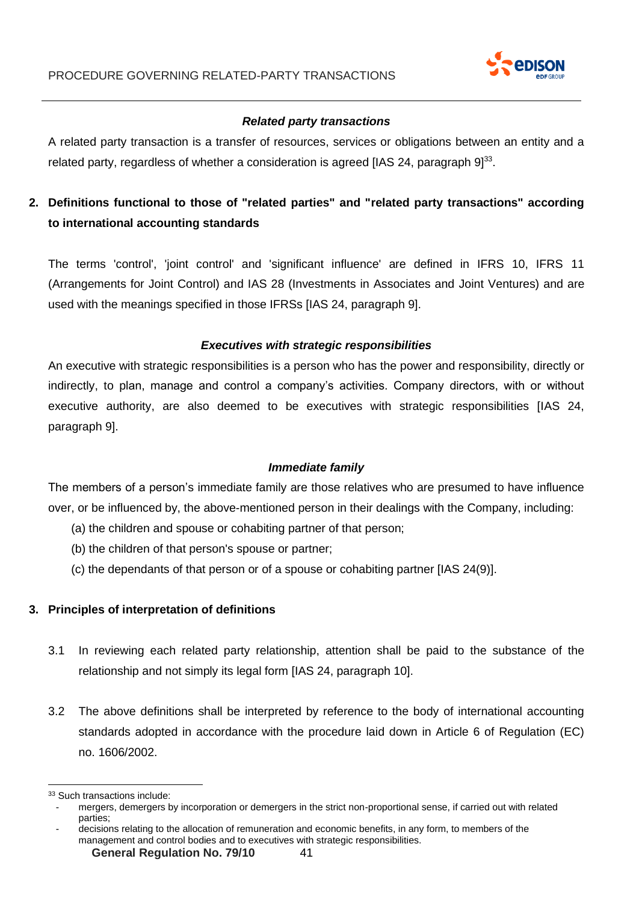### *Related party transactions*

A related party transaction is a transfer of resources, services or obligations between an entity and a related party, regardless of whether a consideration is agreed [IAS 24, paragraph 9][33].

## 2. Definitions functional to those of "related parties" and "related party transactions" according to international accounting standards

The terms 'control', 'joint control' and 'significant influence' are defined in IFRS 10, IFRS 11 (Arrangements for Joint Control) and IAS 28 (Investments in Associates and Joint Ventures) and are used with the meanings specified in those IFRSs [IAS 24, paragraph 9].

### *Executives with strategic responsibilities*

An executive with strategic responsibilities is a person who has the power and responsibility, directly or indirectly, to plan, manage and control a company's activities. Company directors, with or without executive authority, are also deemed to be executives with strategic responsibilities [IAS 24, paragraph 9].

### *Immediate family*

The members of a person's immediate family are those relatives who are presumed to have influence over, or be influenced by, the above-mentioned person in their dealings with the Company, including:

(a) the children and spouse or cohabiting partner of that person;

(b) the children of that person's spouse or partner;

(c) the dependants of that person or of a spouse or cohabiting partner [IAS 24(9)].

## 3. Principles of interpretation of definitions

3.1 In reviewing each related party relationship, attention shall be paid to the substance of the relationship and not simply its legal form [IAS 24, paragraph 10].

3.2 The above definitions shall be interpreted by reference to the body of international accounting standards adopted in accordance with the procedure laid down in Article 6 of Regulation (EC) no. 1606/2002.

---

[33] Such transactions include:

- mergers, demergers by incorporation or demergers in the strict non-proportional sense, if carried out with related parties;
- decisions relating to the allocation of remuneration and economic benefits, in any form, to members of the management and control bodies and to executives with strategic responsibilities.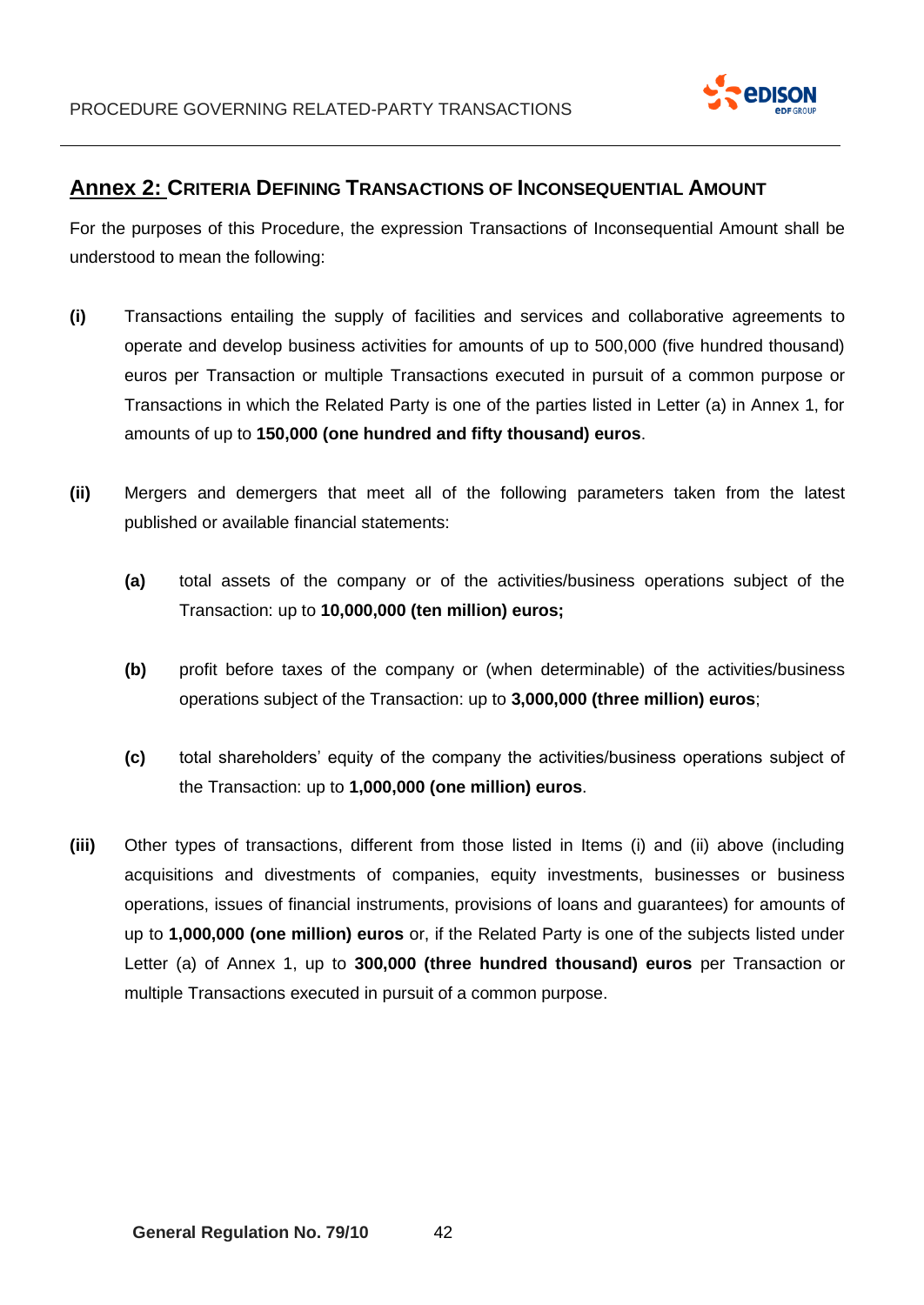## Annex 2: CRITERIA DEFINING TRANSACTIONS OF INCONSEQUENTIAL AMOUNT

For the purposes of this Procedure, the expression Transactions of Inconsequential Amount shall be understood to mean the following:

**(i)** Transactions entailing the supply of facilities and services and collaborative agreements to operate and develop business activities for amounts of up to 500,000 (five hundred thousand) euros per Transaction or multiple Transactions executed in pursuit of a common purpose or Transactions in which the Related Party is one of the parties listed in Letter (a) in Annex 1, for amounts of up to **150,000 (one hundred and fifty thousand) euros**.

**(ii)** Mergers and demergers that meet all of the following parameters taken from the latest published or available financial statements:

- **(a)** total assets of the company or of the activities/business operations subject of the Transaction: up to **10,000,000 (ten million) euros;**
- **(b)** profit before taxes of the company or (when determinable) of the activities/business operations subject of the Transaction: up to **3,000,000 (three million) euros**;
- **(c)** total shareholders' equity of the company the activities/business operations subject of the Transaction: up to **1,000,000 (one million) euros**.

**(iii)** Other types of transactions, different from those listed in Items (i) and (ii) above (including acquisitions and divestments of companies, equity investments, businesses or business operations, issues of financial instruments, provisions of loans and guarantees) for amounts of up to **1,000,000 (one million) euros** or, if the Related Party is one of the subjects listed under Letter (a) of Annex 1, up to **300,000 (three hundred thousand) euros** per Transaction or multiple Transactions executed in pursuit of a common purpose.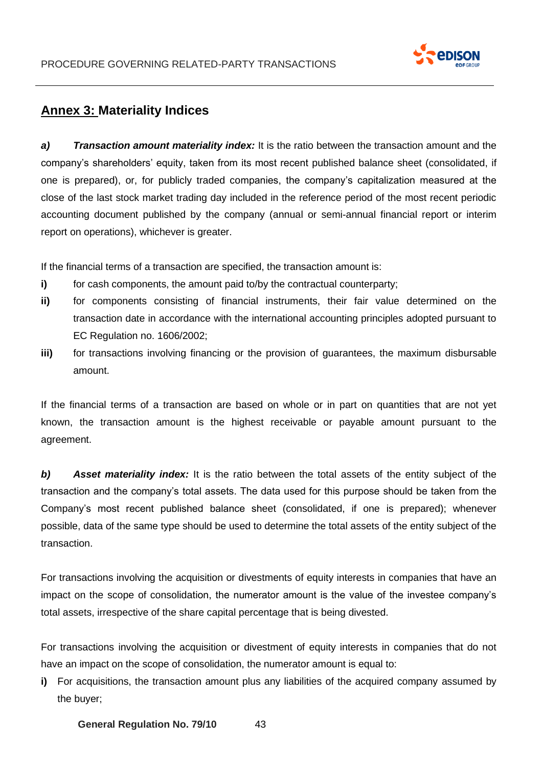## Annex 3: Materiality Indices

***a) Transaction amount materiality index:*** It is the ratio between the transaction amount and the company's shareholders' equity, taken from its most recent published balance sheet (consolidated, if one is prepared), or, for publicly traded companies, the company's capitalization measured at the close of the last stock market trading day included in the reference period of the most recent periodic accounting document published by the company (annual or semi-annual financial report or interim report on operations), whichever is greater.

If the financial terms of a transaction are specified, the transaction amount is:

**i)** for cash components, the amount paid to/by the contractual counterparty;

**ii)** for components consisting of financial instruments, their fair value determined on the transaction date in accordance with the international accounting principles adopted pursuant to EC Regulation no. 1606/2002;

**iii)** for transactions involving financing or the provision of guarantees, the maximum disbursable amount.

If the financial terms of a transaction are based on whole or in part on quantities that are not yet known, the transaction amount is the highest receivable or payable amount pursuant to the agreement.

***b) Asset materiality index:*** It is the ratio between the total assets of the entity subject of the transaction and the company's total assets. The data used for this purpose should be taken from the Company's most recent published balance sheet (consolidated, if one is prepared); whenever possible, data of the same type should be used to determine the total assets of the entity subject of the transaction.

For transactions involving the acquisition or divestments of equity interests in companies that have an impact on the scope of consolidation, the numerator amount is the value of the investee company's total assets, irrespective of the share capital percentage that is being divested.

For transactions involving the acquisition or divestment of equity interests in companies that do not have an impact on the scope of consolidation, the numerator amount is equal to:

**i)** For acquisitions, the transaction amount plus any liabilities of the acquired company assumed by the buyer;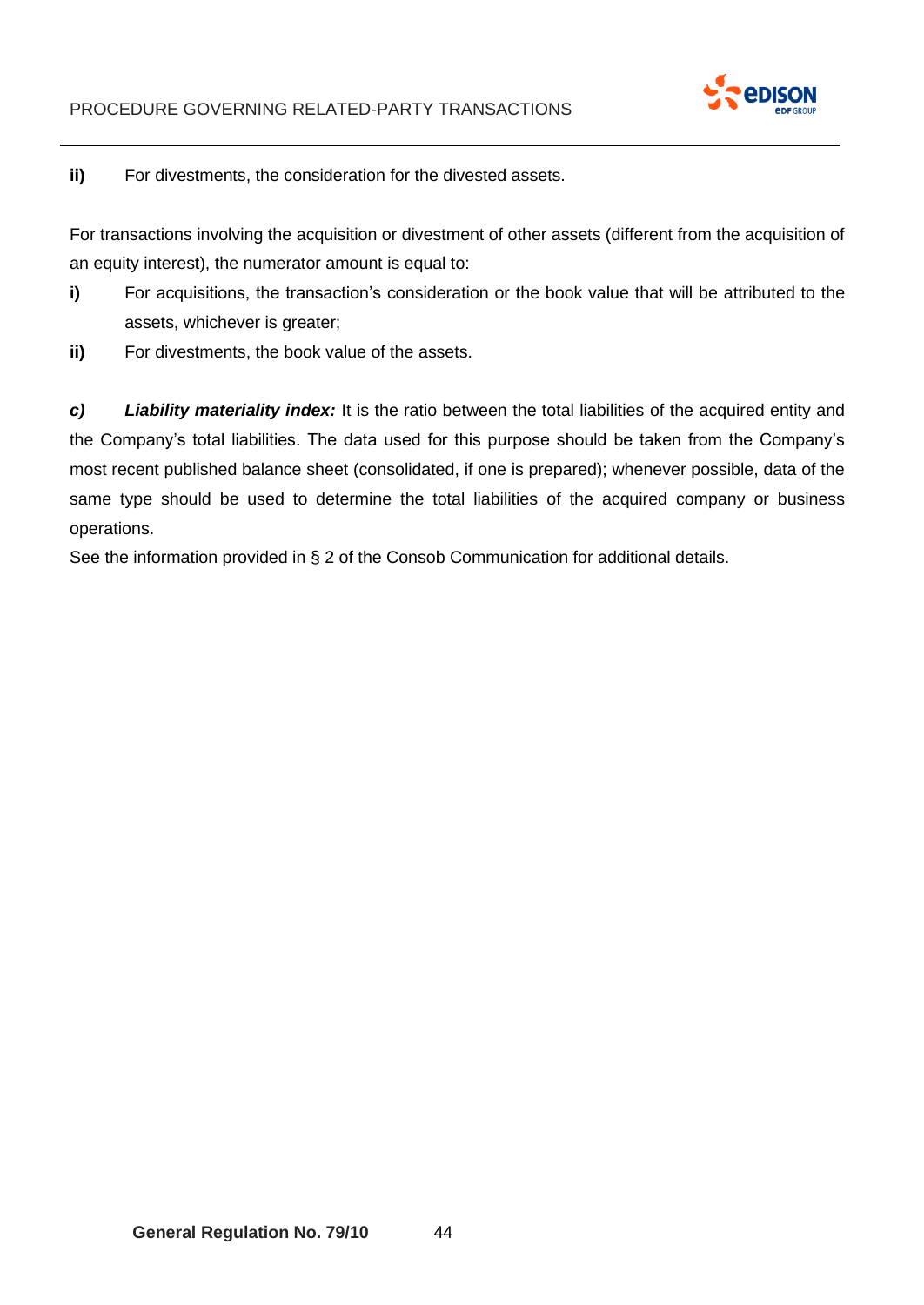**ii)** For divestments, the consideration for the divested assets.

For transactions involving the acquisition or divestment of other assets (different from the acquisition of an equity interest), the numerator amount is equal to:

**i)** For acquisitions, the transaction's consideration or the book value that will be attributed to the assets, whichever is greater;

**ii)** For divestments, the book value of the assets.

***c) Liability materiality index:*** It is the ratio between the total liabilities of the acquired entity and the Company's total liabilities. The data used for this purpose should be taken from the Company's most recent published balance sheet (consolidated, if one is prepared); whenever possible, data of the same type should be used to determine the total liabilities of the acquired company or business operations.

See the information provided in § 2 of the Consob Communication for additional details.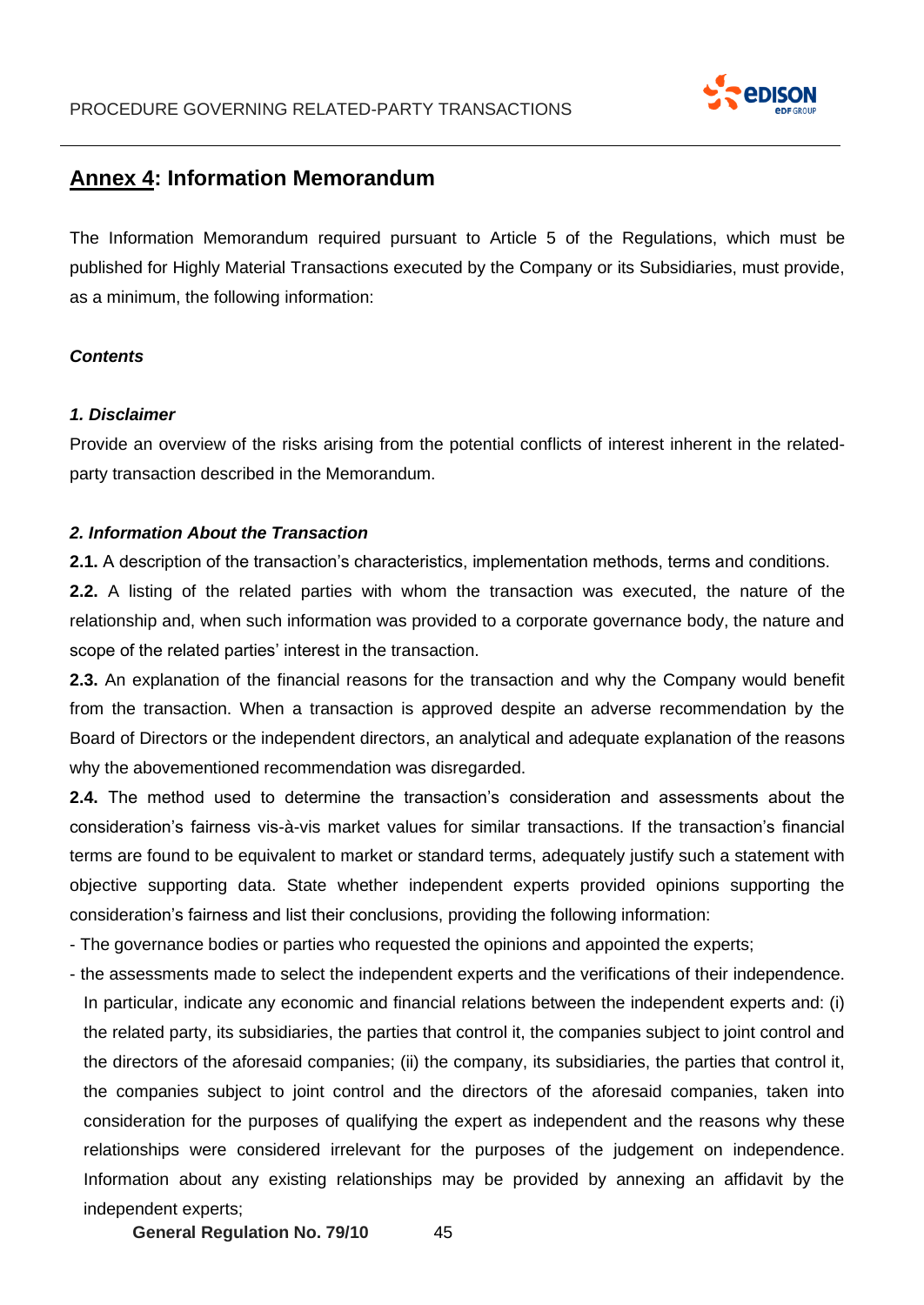## Annex 4: Information Memorandum

The Information Memorandum required pursuant to Article 5 of the Regulations, which must be published for Highly Material Transactions executed by the Company or its Subsidiaries, must provide, as a minimum, the following information:

***Contents***

***1. Disclaimer***

Provide an overview of the risks arising from the potential conflicts of interest inherent in the related-party transaction described in the Memorandum.

***2. Information About the Transaction***

**2.1.** A description of the transaction's characteristics, implementation methods, terms and conditions.

**2.2.** A listing of the related parties with whom the transaction was executed, the nature of the relationship and, when such information was provided to a corporate governance body, the nature and scope of the related parties' interest in the transaction.

**2.3.** An explanation of the financial reasons for the transaction and why the Company would benefit from the transaction. When a transaction is approved despite an adverse recommendation by the Board of Directors or the independent directors, an analytical and adequate explanation of the reasons why the abovementioned recommendation was disregarded.

**2.4.** The method used to determine the transaction's consideration and assessments about the consideration's fairness vis-à-vis market values for similar transactions. If the transaction's financial terms are found to be equivalent to market or standard terms, adequately justify such a statement with objective supporting data. State whether independent experts provided opinions supporting the consideration's fairness and list their conclusions, providing the following information:

- The governance bodies or parties who requested the opinions and appointed the experts;
- the assessments made to select the independent experts and the verifications of their independence. In particular, indicate any economic and financial relations between the independent experts and: (i) the related party, its subsidiaries, the parties that control it, the companies subject to joint control and the directors of the aforesaid companies; (ii) the company, its subsidiaries, the parties that control it, the companies subject to joint control and the directors of the aforesaid companies, taken into consideration for the purposes of qualifying the expert as independent and the reasons why these relationships were considered irrelevant for the purposes of the judgement on independence. Information about any existing relationships may be provided by annexing an affidavit by the independent experts;

**General Regulation No. 79/10**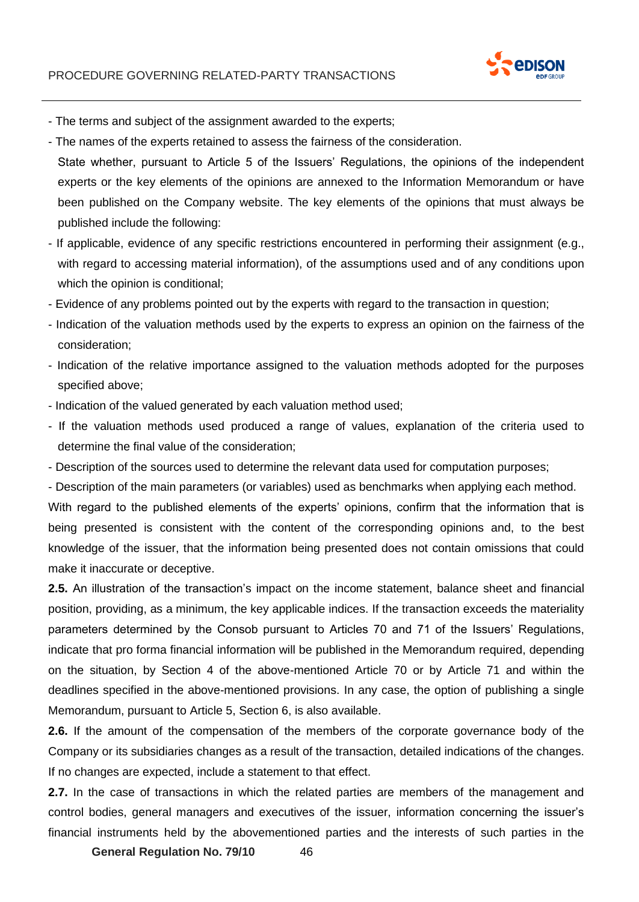- The terms and subject of the assignment awarded to the experts;
- The names of the experts retained to assess the fairness of the consideration.

  State whether, pursuant to Article 5 of the Issuers' Regulations, the opinions of the independent experts or the key elements of the opinions are annexed to the Information Memorandum or have been published on the Company website. The key elements of the opinions that must always be published include the following:

- If applicable, evidence of any specific restrictions encountered in performing their assignment (e.g., with regard to accessing material information), of the assumptions used and of any conditions upon which the opinion is conditional;
- Evidence of any problems pointed out by the experts with regard to the transaction in question;
- Indication of the valuation methods used by the experts to express an opinion on the fairness of the consideration;
- Indication of the relative importance assigned to the valuation methods adopted for the purposes specified above;
- Indication of the valued generated by each valuation method used;
- If the valuation methods used produced a range of values, explanation of the criteria used to determine the final value of the consideration;
- Description of the sources used to determine the relevant data used for computation purposes;
- Description of the main parameters (or variables) used as benchmarks when applying each method.

With regard to the published elements of the experts' opinions, confirm that the information that is being presented is consistent with the content of the corresponding opinions and, to the best knowledge of the issuer, that the information being presented does not contain omissions that could make it inaccurate or deceptive.

**2.5.** An illustration of the transaction's impact on the income statement, balance sheet and financial position, providing, as a minimum, the key applicable indices. If the transaction exceeds the materiality parameters determined by the Consob pursuant to Articles 70 and 71 of the Issuers' Regulations, indicate that pro forma financial information will be published in the Memorandum required, depending on the situation, by Section 4 of the above-mentioned Article 70 or by Article 71 and within the deadlines specified in the above-mentioned provisions. In any case, the option of publishing a single Memorandum, pursuant to Article 5, Section 6, is also available.

**2.6.** If the amount of the compensation of the members of the corporate governance body of the Company or its subsidiaries changes as a result of the transaction, detailed indications of the changes. If no changes are expected, include a statement to that effect.

**2.7.** In the case of transactions in which the related parties are members of the management and control bodies, general managers and executives of the issuer, information concerning the issuer's financial instruments held by the abovementioned parties and the interests of such parties in the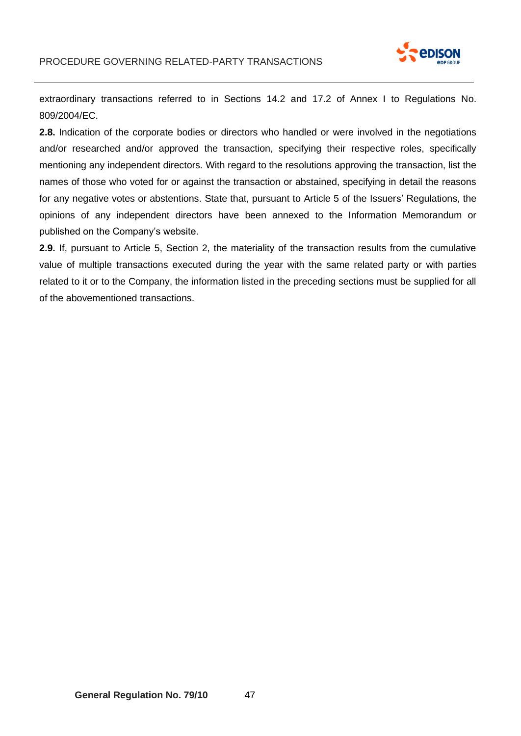extraordinary transactions referred to in Sections 14.2 and 17.2 of Annex I to Regulations No. 809/2004/EC.

**2.8.** Indication of the corporate bodies or directors who handled or were involved in the negotiations and/or researched and/or approved the transaction, specifying their respective roles, specifically mentioning any independent directors. With regard to the resolutions approving the transaction, list the names of those who voted for or against the transaction or abstained, specifying in detail the reasons for any negative votes or abstentions. State that, pursuant to Article 5 of the Issuers' Regulations, the opinions of any independent directors have been annexed to the Information Memorandum or published on the Company's website.

**2.9.** If, pursuant to Article 5, Section 2, the materiality of the transaction results from the cumulative value of multiple transactions executed during the year with the same related party or with parties related to it or to the Company, the information listed in the preceding sections must be supplied for all of the abovementioned transactions.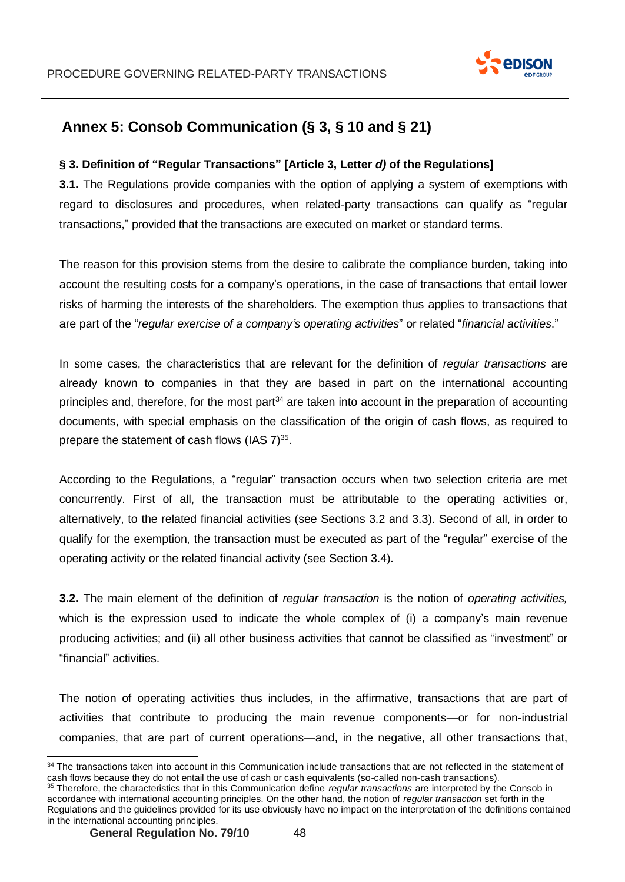## Annex 5: Consob Communication (§ 3, § 10 and § 21)

### § 3. Definition of "Regular Transactions" [Article 3, Letter *d)* of the Regulations]

**3.1.** The Regulations provide companies with the option of applying a system of exemptions with regard to disclosures and procedures, when related-party transactions can qualify as "regular transactions," provided that the transactions are executed on market or standard terms.

The reason for this provision stems from the desire to calibrate the compliance burden, taking into account the resulting costs for a company's operations, in the case of transactions that entail lower risks of harming the interests of the shareholders. The exemption thus applies to transactions that are part of the "*regular exercise of a company's operating activities*" or related "*financial activities*."

In some cases, the characteristics that are relevant for the definition of *regular transactions* are already known to companies in that they are based in part on the international accounting principles and, therefore, for the most part[34] are taken into account in the preparation of accounting documents, with special emphasis on the classification of the origin of cash flows, as required to prepare the statement of cash flows (IAS 7)[35].

According to the Regulations, a "regular" transaction occurs when two selection criteria are met concurrently. First of all, the transaction must be attributable to the operating activities or, alternatively, to the related financial activities (see Sections 3.2 and 3.3). Second of all, in order to qualify for the exemption, the transaction must be executed as part of the "regular" exercise of the operating activity or the related financial activity (see Section 3.4).

**3.2.** The main element of the definition of *regular transaction* is the notion of *operating activities,* which is the expression used to indicate the whole complex of (i) a company's main revenue producing activities; and (ii) all other business activities that cannot be classified as "investment" or "financial" activities.

The notion of operating activities thus includes, in the affirmative, transactions that are part of activities that contribute to producing the main revenue components—or for non-industrial companies, that are part of current operations—and, in the negative, all other transactions that,

[34] The transactions taken into account in this Communication include transactions that are not reflected in the statement of cash flows because they do not entail the use of cash or cash equivalents (so-called non-cash transactions).

[35] Therefore, the characteristics that in this Communication define *regular transactions* are interpreted by the Consob in accordance with international accounting principles. On the other hand, the notion of *regular transaction* set forth in the Regulations and the guidelines provided for its use obviously have no impact on the interpretation of the definitions contained in the international accounting principles.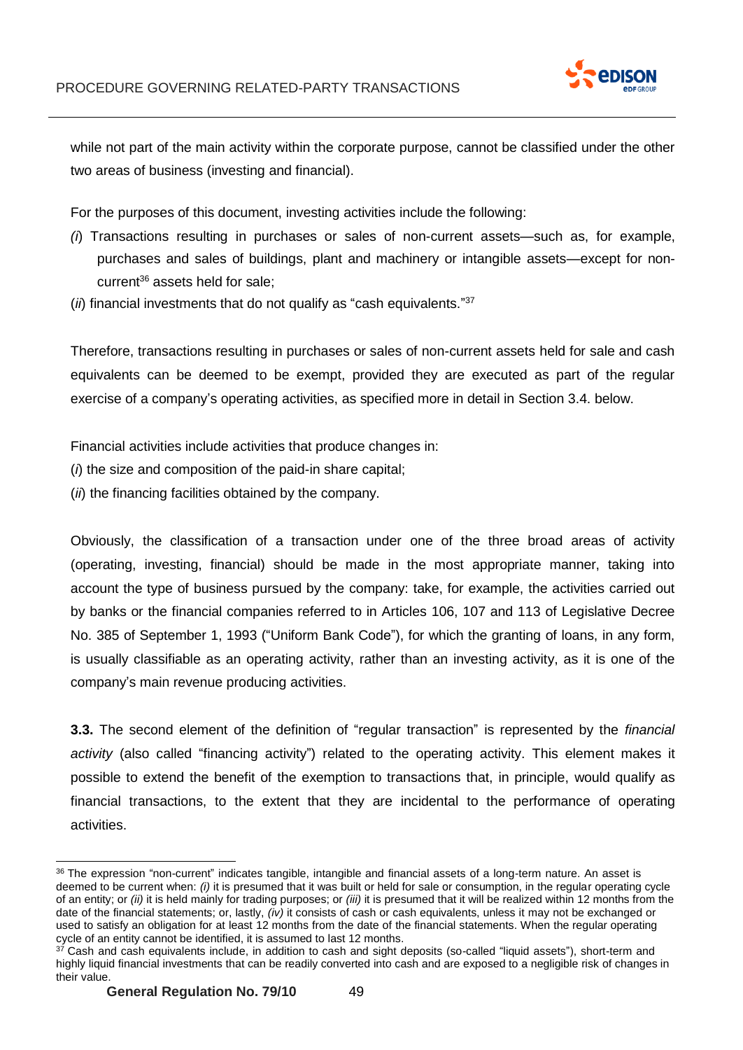while not part of the main activity within the corporate purpose, cannot be classified under the other two areas of business (investing and financial).

For the purposes of this document, investing activities include the following:

*(i*) Transactions resulting in purchases or sales of non-current assets—such as, for example, purchases and sales of buildings, plant and machinery or intangible assets—except for non-current[36] assets held for sale;

(*ii*) financial investments that do not qualify as "cash equivalents."[37]

Therefore, transactions resulting in purchases or sales of non-current assets held for sale and cash equivalents can be deemed to be exempt, provided they are executed as part of the regular exercise of a company's operating activities, as specified more in detail in Section 3.4. below.

Financial activities include activities that produce changes in:

(*i*) the size and composition of the paid-in share capital;

(*ii*) the financing facilities obtained by the company.

Obviously, the classification of a transaction under one of the three broad areas of activity (operating, investing, financial) should be made in the most appropriate manner, taking into account the type of business pursued by the company: take, for example, the activities carried out by banks or the financial companies referred to in Articles 106, 107 and 113 of Legislative Decree No. 385 of September 1, 1993 ("Uniform Bank Code"), for which the granting of loans, in any form, is usually classifiable as an operating activity, rather than an investing activity, as it is one of the company's main revenue producing activities.

**3.3.** The second element of the definition of "regular transaction" is represented by the *financial activity* (also called "financing activity") related to the operating activity. This element makes it possible to extend the benefit of the exemption to transactions that, in principle, would qualify as financial transactions, to the extent that they are incidental to the performance of operating activities.

---

[36] The expression "non-current" indicates tangible, intangible and financial assets of a long-term nature. An asset is deemed to be current when: *(i)* it is presumed that it was built or held for sale or consumption, in the regular operating cycle of an entity; or *(ii)* it is held mainly for trading purposes; or *(iii)* it is presumed that it will be realized within 12 months from the date of the financial statements; or, lastly, *(iv)* it consists of cash or cash equivalents, unless it may not be exchanged or used to satisfy an obligation for at least 12 months from the date of the financial statements. When the regular operating cycle of an entity cannot be identified, it is assumed to last 12 months.

[37] Cash and cash equivalents include, in addition to cash and sight deposits (so-called "liquid assets"), short-term and highly liquid financial investments that can be readily converted into cash and are exposed to a negligible risk of changes in their value.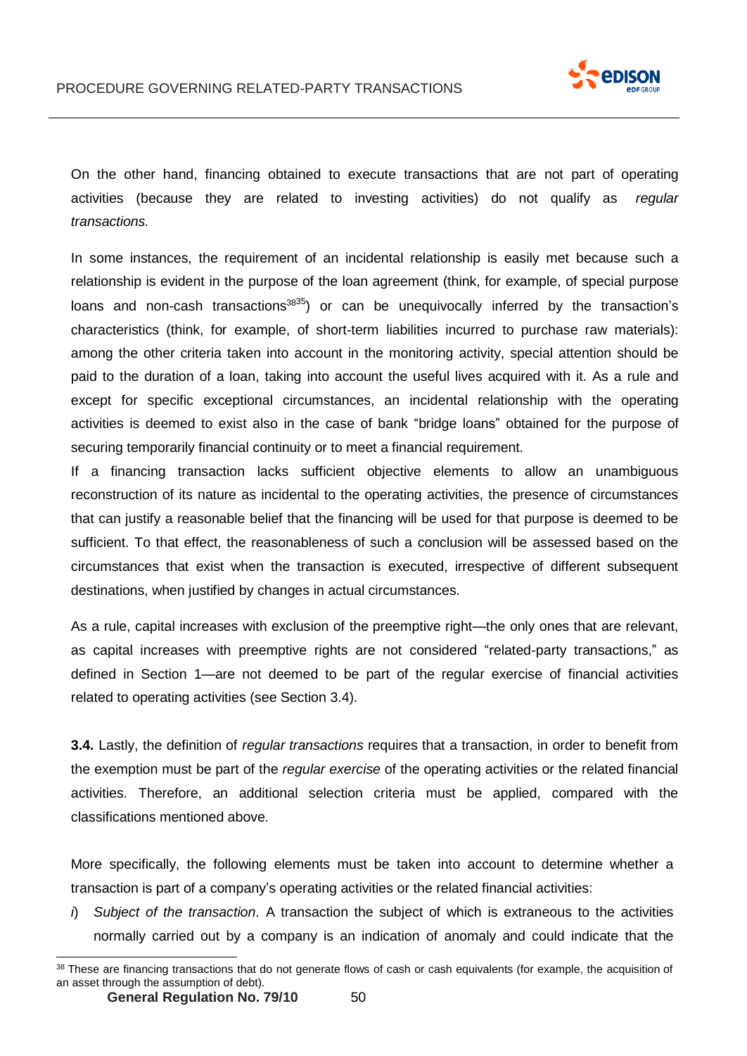On the other hand, financing obtained to execute transactions that are not part of operating activities (because they are related to investing activities) do not qualify as *regular transactions.*

In some instances, the requirement of an incidental relationship is easily met because such a relationship is evident in the purpose of the loan agreement (think, for example, of special purpose loans and non-cash transactions[3835]) or can be unequivocally inferred by the transaction's characteristics (think, for example, of short-term liabilities incurred to purchase raw materials): among the other criteria taken into account in the monitoring activity, special attention should be paid to the duration of a loan, taking into account the useful lives acquired with it. As a rule and except for specific exceptional circumstances, an incidental relationship with the operating activities is deemed to exist also in the case of bank "bridge loans" obtained for the purpose of securing temporarily financial continuity or to meet a financial requirement.

If a financing transaction lacks sufficient objective elements to allow an unambiguous reconstruction of its nature as incidental to the operating activities, the presence of circumstances that can justify a reasonable belief that the financing will be used for that purpose is deemed to be sufficient. To that effect, the reasonableness of such a conclusion will be assessed based on the circumstances that exist when the transaction is executed, irrespective of different subsequent destinations, when justified by changes in actual circumstances.

As a rule, capital increases with exclusion of the preemptive right—the only ones that are relevant, as capital increases with preemptive rights are not considered "related-party transactions," as defined in Section 1—are not deemed to be part of the regular exercise of financial activities related to operating activities (see Section 3.4).

**3.4.** Lastly, the definition of *regular transactions* requires that a transaction, in order to benefit from the exemption must be part of the *regular exercise* of the operating activities or the related financial activities. Therefore, an additional selection criteria must be applied, compared with the classifications mentioned above.

More specifically, the following elements must be taken into account to determine whether a transaction is part of a company's operating activities or the related financial activities:

*i*) *Subject of the transaction*. A transaction the subject of which is extraneous to the activities normally carried out by a company is an indication of anomaly and could indicate that the

---

[38] These are financing transactions that do not generate flows of cash or cash equivalents (for example, the acquisition of an asset through the assumption of debt).

**General Regulation No. 79/10**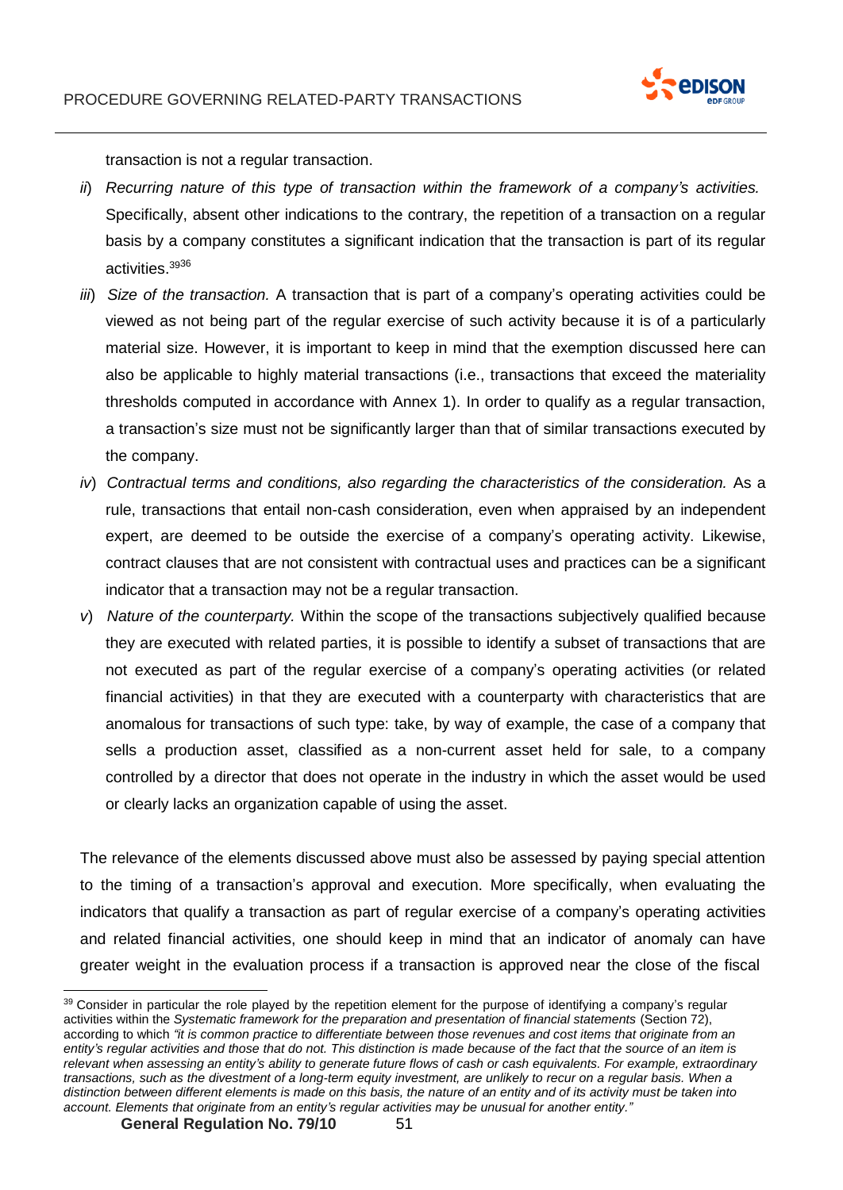transaction is not a regular transaction.

- *ii*) *Recurring nature of this type of transaction within the framework of a company's activities.* Specifically, absent other indications to the contrary, the repetition of a transaction on a regular basis by a company constitutes a significant indication that the transaction is part of its regular activities.[39][36]
- *iii*) *Size of the transaction.* A transaction that is part of a company's operating activities could be viewed as not being part of the regular exercise of such activity because it is of a particularly material size. However, it is important to keep in mind that the exemption discussed here can also be applicable to highly material transactions (i.e., transactions that exceed the materiality thresholds computed in accordance with Annex 1). In order to qualify as a regular transaction, a transaction's size must not be significantly larger than that of similar transactions executed by the company.
- *iv*) *Contractual terms and conditions, also regarding the characteristics of the consideration.* As a rule, transactions that entail non-cash consideration, even when appraised by an independent expert, are deemed to be outside the exercise of a company's operating activity. Likewise, contract clauses that are not consistent with contractual uses and practices can be a significant indicator that a transaction may not be a regular transaction.
- *v*) *Nature of the counterparty.* Within the scope of the transactions subjectively qualified because they are executed with related parties, it is possible to identify a subset of transactions that are not executed as part of the regular exercise of a company's operating activities (or related financial activities) in that they are executed with a counterparty with characteristics that are anomalous for transactions of such type: take, by way of example, the case of a company that sells a production asset, classified as a non-current asset held for sale, to a company controlled by a director that does not operate in the industry in which the asset would be used or clearly lacks an organization capable of using the asset.

The relevance of the elements discussed above must also be assessed by paying special attention to the timing of a transaction's approval and execution. More specifically, when evaluating the indicators that qualify a transaction as part of regular exercise of a company's operating activities and related financial activities, one should keep in mind that an indicator of anomaly can have greater weight in the evaluation process if a transaction is approved near the close of the fiscal

---

[39] Consider in particular the role played by the repetition element for the purpose of identifying a company's regular activities within the *Systematic framework for the preparation and presentation of financial statements* (Section 72), according to which *"it is common practice to differentiate between those revenues and cost items that originate from an entity's regular activities and those that do not. This distinction is made because of the fact that the source of an item is relevant when assessing an entity's ability to generate future flows of cash or cash equivalents. For example, extraordinary transactions, such as the divestment of a long-term equity investment, are unlikely to recur on a regular basis. When a distinction between different elements is made on this basis, the nature of an entity and of its activity must be taken into account. Elements that originate from an entity's regular activities may be unusual for another entity."*

**General Regulation No. 79/10**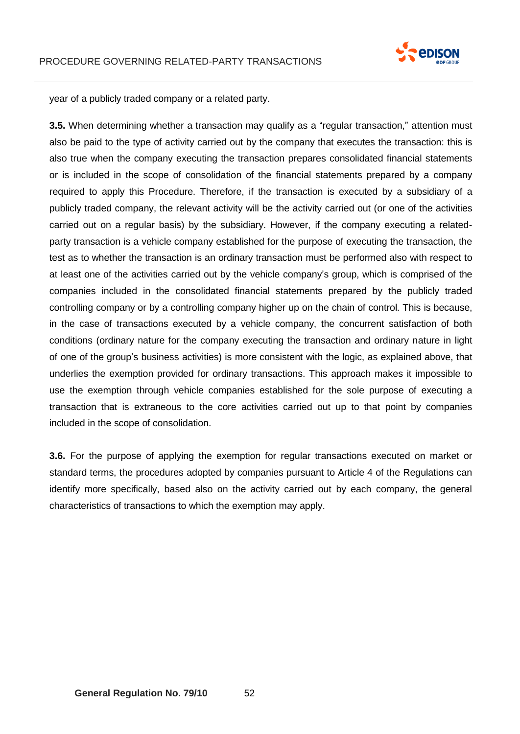year of a publicly traded company or a related party.

**3.5.** When determining whether a transaction may qualify as a "regular transaction," attention must also be paid to the type of activity carried out by the company that executes the transaction: this is also true when the company executing the transaction prepares consolidated financial statements or is included in the scope of consolidation of the financial statements prepared by a company required to apply this Procedure. Therefore, if the transaction is executed by a subsidiary of a publicly traded company, the relevant activity will be the activity carried out (or one of the activities carried out on a regular basis) by the subsidiary. However, if the company executing a related-party transaction is a vehicle company established for the purpose of executing the transaction, the test as to whether the transaction is an ordinary transaction must be performed also with respect to at least one of the activities carried out by the vehicle company's group, which is comprised of the companies included in the consolidated financial statements prepared by the publicly traded controlling company or by a controlling company higher up on the chain of control. This is because, in the case of transactions executed by a vehicle company, the concurrent satisfaction of both conditions (ordinary nature for the company executing the transaction and ordinary nature in light of one of the group's business activities) is more consistent with the logic, as explained above, that underlies the exemption provided for ordinary transactions. This approach makes it impossible to use the exemption through vehicle companies established for the sole purpose of executing a transaction that is extraneous to the core activities carried out up to that point by companies included in the scope of consolidation.

**3.6.** For the purpose of applying the exemption for regular transactions executed on market or standard terms, the procedures adopted by companies pursuant to Article 4 of the Regulations can identify more specifically, based also on the activity carried out by each company, the general characteristics of transactions to which the exemption may apply.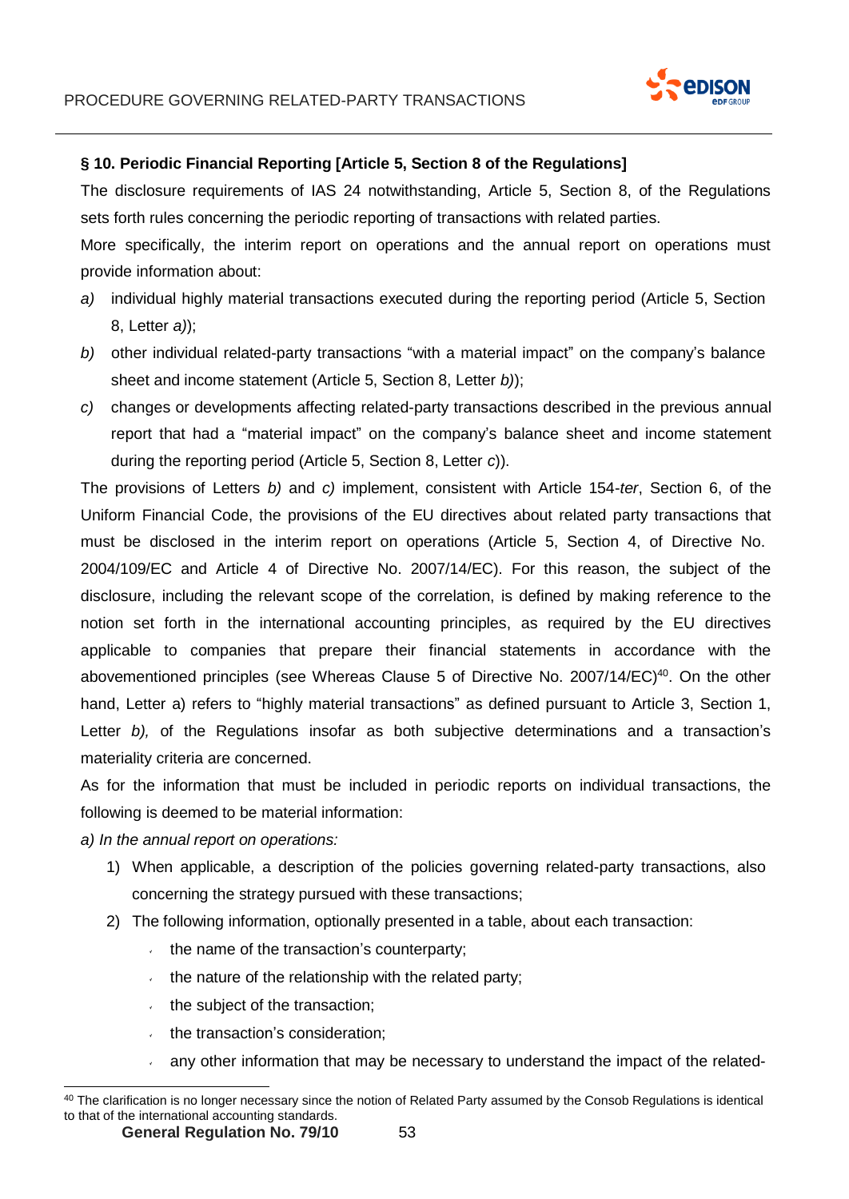### § 10. Periodic Financial Reporting [Article 5, Section 8 of the Regulations]

The disclosure requirements of IAS 24 notwithstanding, Article 5, Section 8, of the Regulations sets forth rules concerning the periodic reporting of transactions with related parties.

More specifically, the interim report on operations and the annual report on operations must provide information about:

*a)* individual highly material transactions executed during the reporting period (Article 5, Section 8, Letter *a)*);

*b)* other individual related-party transactions "with a material impact" on the company's balance sheet and income statement (Article 5, Section 8, Letter *b)*);

*c)* changes or developments affecting related-party transactions described in the previous annual report that had a "material impact" on the company's balance sheet and income statement during the reporting period (Article 5, Section 8, Letter *c*)).

The provisions of Letters *b)* and *c)* implement, consistent with Article 154-*ter*, Section 6, of the Uniform Financial Code, the provisions of the EU directives about related party transactions that must be disclosed in the interim report on operations (Article 5, Section 4, of Directive No. 2004/109/EC and Article 4 of Directive No. 2007/14/EC). For this reason, the subject of the disclosure, including the relevant scope of the correlation, is defined by making reference to the notion set forth in the international accounting principles, as required by the EU directives applicable to companies that prepare their financial statements in accordance with the abovementioned principles (see Whereas Clause 5 of Directive No. 2007/14/EC)[40]. On the other hand, Letter a) refers to "highly material transactions" as defined pursuant to Article 3, Section 1, Letter *b),* of the Regulations insofar as both subjective determinations and a transaction's materiality criteria are concerned.

As for the information that must be included in periodic reports on individual transactions, the following is deemed to be material information:

*a) In the annual report on operations:*

1) When applicable, a description of the policies governing related-party transactions, also concerning the strategy pursued with these transactions;
2) The following information, optionally presented in a table, about each transaction:
   - the name of the transaction's counterparty;
   - the nature of the relationship with the related party;
   - the subject of the transaction;
   - the transaction's consideration;
   - any other information that may be necessary to understand the impact of the related-

[40] The clarification is no longer necessary since the notion of Related Party assumed by the Consob Regulations is identical to that of the international accounting standards.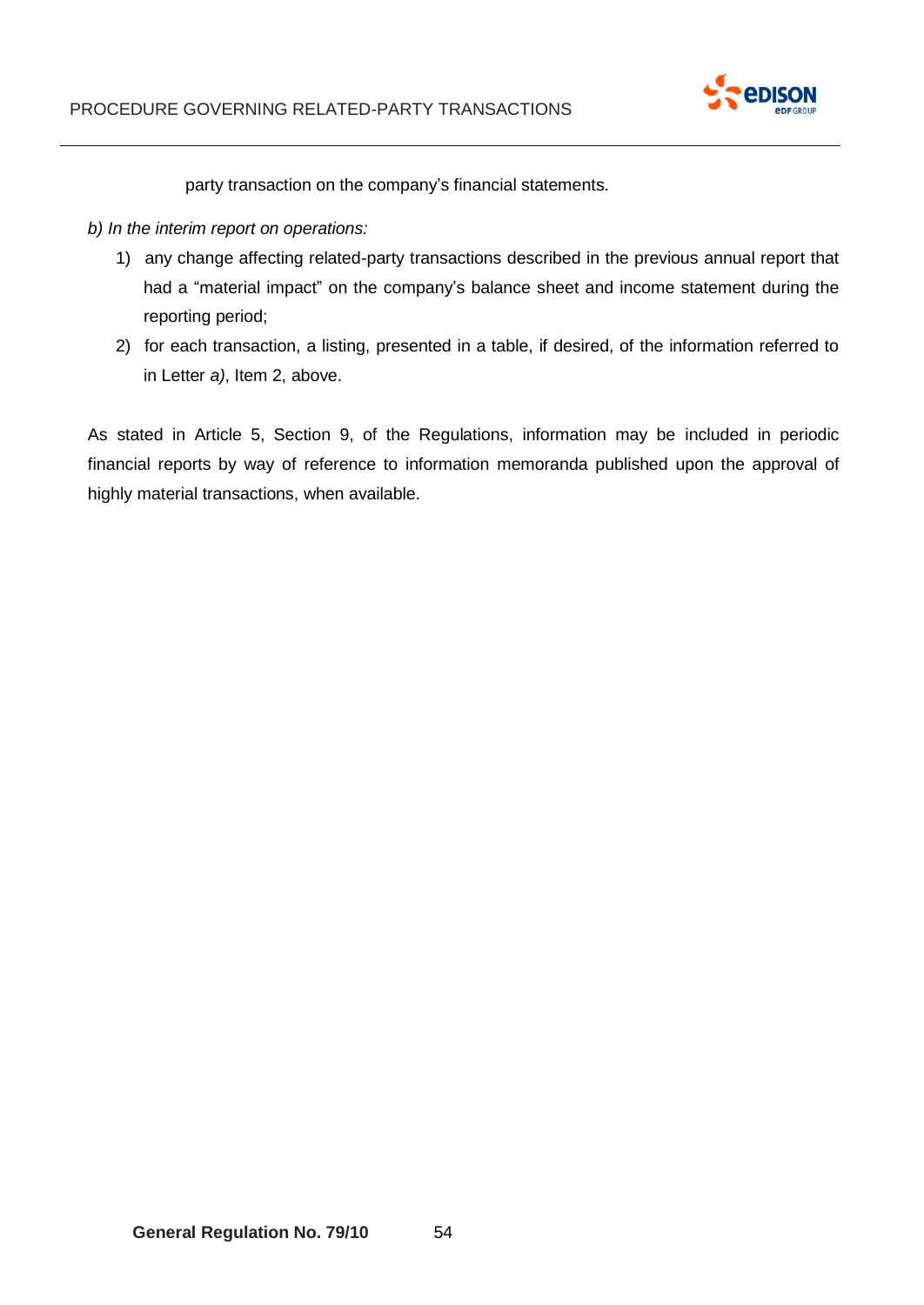party transaction on the company's financial statements.

*b) In the interim report on operations:*

1) any change affecting related-party transactions described in the previous annual report that had a "material impact" on the company's balance sheet and income statement during the reporting period;
2) for each transaction, a listing, presented in a table, if desired, of the information referred to in Letter *a)*, Item 2, above.

As stated in Article 5, Section 9, of the Regulations, information may be included in periodic financial reports by way of reference to information memoranda published upon the approval of highly material transactions, when available.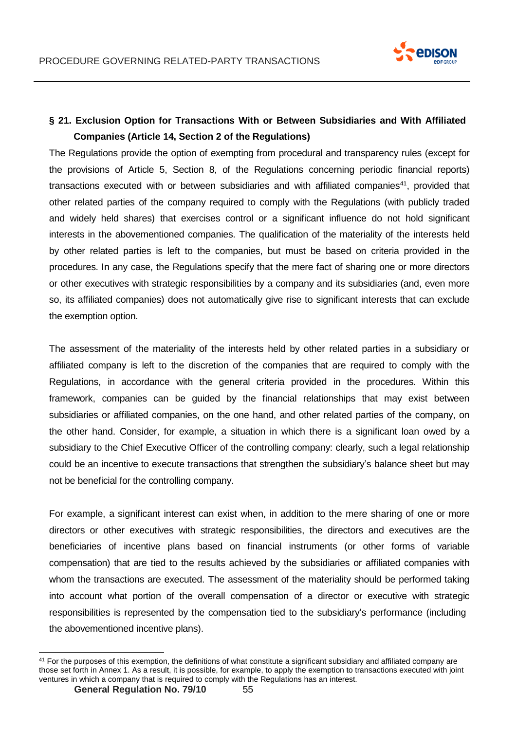## § 21. Exclusion Option for Transactions With or Between Subsidiaries and With Affiliated Companies (Article 14, Section 2 of the Regulations)

The Regulations provide the option of exempting from procedural and transparency rules (except for the provisions of Article 5, Section 8, of the Regulations concerning periodic financial reports) transactions executed with or between subsidiaries and with affiliated companies[41], provided that other related parties of the company required to comply with the Regulations (with publicly traded and widely held shares) that exercises control or a significant influence do not hold significant interests in the abovementioned companies. The qualification of the materiality of the interests held by other related parties is left to the companies, but must be based on criteria provided in the procedures. In any case, the Regulations specify that the mere fact of sharing one or more directors or other executives with strategic responsibilities by a company and its subsidiaries (and, even more so, its affiliated companies) does not automatically give rise to significant interests that can exclude the exemption option.

The assessment of the materiality of the interests held by other related parties in a subsidiary or affiliated company is left to the discretion of the companies that are required to comply with the Regulations, in accordance with the general criteria provided in the procedures. Within this framework, companies can be guided by the financial relationships that may exist between subsidiaries or affiliated companies, on the one hand, and other related parties of the company, on the other hand. Consider, for example, a situation in which there is a significant loan owed by a subsidiary to the Chief Executive Officer of the controlling company: clearly, such a legal relationship could be an incentive to execute transactions that strengthen the subsidiary's balance sheet but may not be beneficial for the controlling company.

For example, a significant interest can exist when, in addition to the mere sharing of one or more directors or other executives with strategic responsibilities, the directors and executives are the beneficiaries of incentive plans based on financial instruments (or other forms of variable compensation) that are tied to the results achieved by the subsidiaries or affiliated companies with whom the transactions are executed. The assessment of the materiality should be performed taking into account what portion of the overall compensation of a director or executive with strategic responsibilities is represented by the compensation tied to the subsidiary's performance (including the abovementioned incentive plans).

[41] For the purposes of this exemption, the definitions of what constitute a significant subsidiary and affiliated company are those set forth in Annex 1. As a result, it is possible, for example, to apply the exemption to transactions executed with joint ventures in which a company that is required to comply with the Regulations has an interest.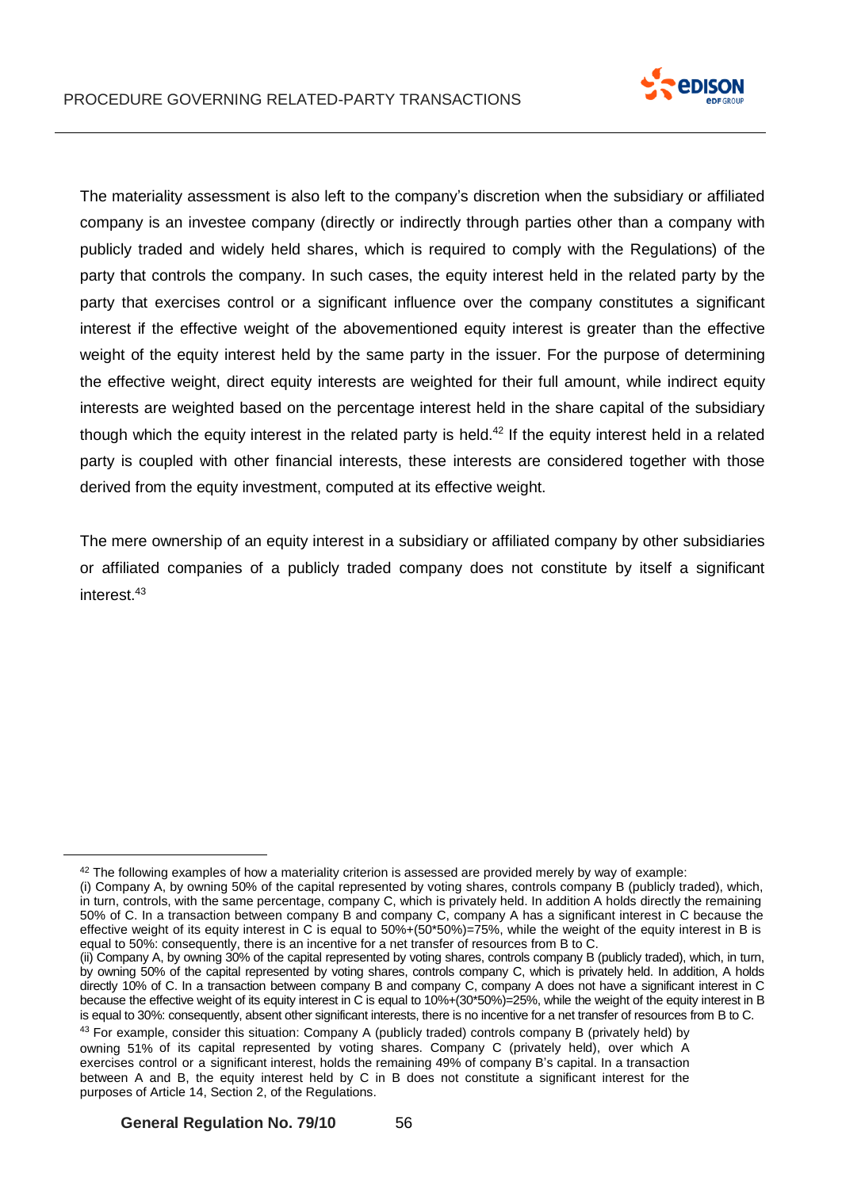The materiality assessment is also left to the company's discretion when the subsidiary or affiliated company is an investee company (directly or indirectly through parties other than a company with publicly traded and widely held shares, which is required to comply with the Regulations) of the party that controls the company. In such cases, the equity interest held in the related party by the party that exercises control or a significant influence over the company constitutes a significant interest if the effective weight of the abovementioned equity interest is greater than the effective weight of the equity interest held by the same party in the issuer. For the purpose of determining the effective weight, direct equity interests are weighted for their full amount, while indirect equity interests are weighted based on the percentage interest held in the share capital of the subsidiary though which the equity interest in the related party is held.[42] If the equity interest held in a related party is coupled with other financial interests, these interests are considered together with those derived from the equity investment, computed at its effective weight.

The mere ownership of an equity interest in a subsidiary or affiliated company by other subsidiaries or affiliated companies of a publicly traded company does not constitute by itself a significant interest.[43]

---

[42] The following examples of how a materiality criterion is assessed are provided merely by way of example:
(i) Company A, by owning 50% of the capital represented by voting shares, controls company B (publicly traded), which, in turn, controls, with the same percentage, company C, which is privately held. In addition A holds directly the remaining 50% of C. In a transaction between company B and company C, company A has a significant interest in C because the effective weight of its equity interest in C is equal to 50%+(50*50%)=75%, while the weight of the equity interest in B is equal to 50%: consequently, there is an incentive for a net transfer of resources from B to C.
(ii) Company A, by owning 30% of the capital represented by voting shares, controls company B (publicly traded), which, in turn, by owning 50% of the capital represented by voting shares, controls company C, which is privately held. In addition, A holds directly 10% of C. In a transaction between company B and company C, company A does not have a significant interest in C because the effective weight of its equity interest in C is equal to 10%+(30*50%)=25%, while the weight of the equity interest in B is equal to 30%: consequently, absent other significant interests, there is no incentive for a net transfer of resources from B to C.

[43] For example, consider this situation: Company A (publicly traded) controls company B (privately held) by owning 51% of its capital represented by voting shares. Company C (privately held), over which A exercises control or a significant interest, holds the remaining 49% of company B's capital. In a transaction between A and B, the equity interest held by C in B does not constitute a significant interest for the purposes of Article 14, Section 2, of the Regulations.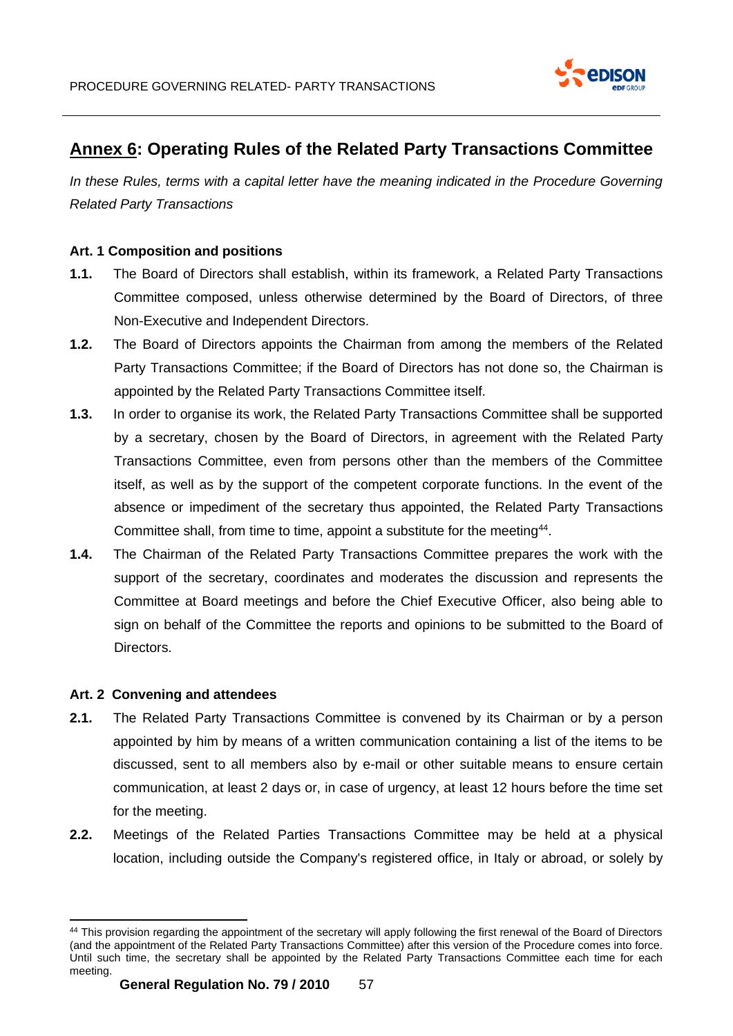## **<u>Annex 6</u>: Operating Rules of the Related Party Transactions Committee**

*In these Rules, terms with a capital letter have the meaning indicated in the Procedure Governing Related Party Transactions*

**Art. 1 Composition and positions**

**1.1.** The Board of Directors shall establish, within its framework, a Related Party Transactions Committee composed, unless otherwise determined by the Board of Directors, of three Non-Executive and Independent Directors.

**1.2.** The Board of Directors appoints the Chairman from among the members of the Related Party Transactions Committee; if the Board of Directors has not done so, the Chairman is appointed by the Related Party Transactions Committee itself.

**1.3.** In order to organise its work, the Related Party Transactions Committee shall be supported by a secretary, chosen by the Board of Directors, in agreement with the Related Party Transactions Committee, even from persons other than the members of the Committee itself, as well as by the support of the competent corporate functions. In the event of the absence or impediment of the secretary thus appointed, the Related Party Transactions Committee shall, from time to time, appoint a substitute for the meeting[44].

**1.4.** The Chairman of the Related Party Transactions Committee prepares the work with the support of the secretary, coordinates and moderates the discussion and represents the Committee at Board meetings and before the Chief Executive Officer, also being able to sign on behalf of the Committee the reports and opinions to be submitted to the Board of Directors.

**Art. 2 Convening and attendees**

**2.1.** The Related Party Transactions Committee is convened by its Chairman or by a person appointed by him by means of a written communication containing a list of the items to be discussed, sent to all members also by e-mail or other suitable means to ensure certain communication, at least 2 days or, in case of urgency, at least 12 hours before the time set for the meeting.

**2.2.** Meetings of the Related Parties Transactions Committee may be held at a physical location, including outside the Company's registered office, in Italy or abroad, or solely by

---

[44] This provision regarding the appointment of the secretary will apply following the first renewal of the Board of Directors (and the appointment of the Related Party Transactions Committee) after this version of the Procedure comes into force. Until such time, the secretary shall be appointed by the Related Party Transactions Committee each time for each meeting.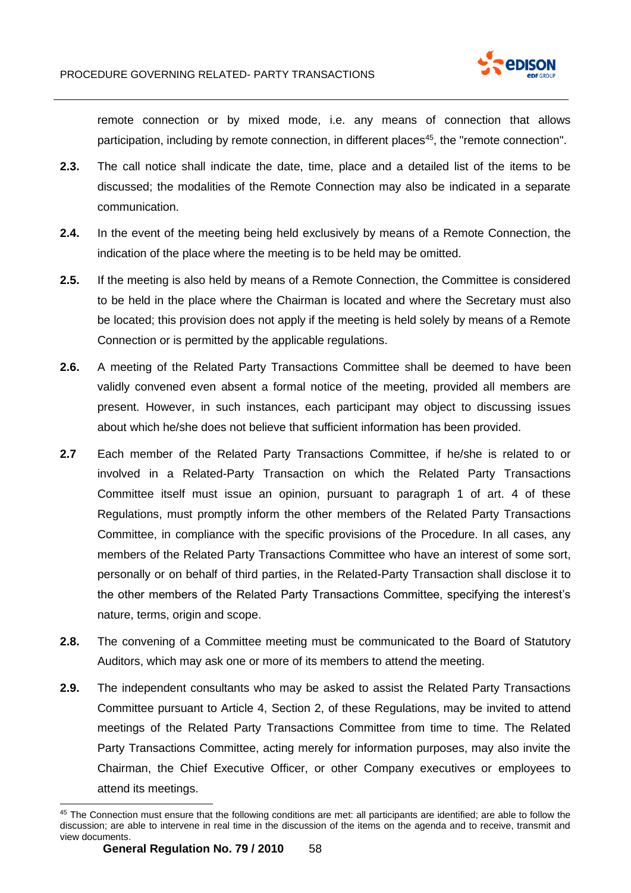remote connection or by mixed mode, i.e. any means of connection that allows participation, including by remote connection, in different places[45], the "remote connection".

**2.3.** The call notice shall indicate the date, time, place and a detailed list of the items to be discussed; the modalities of the Remote Connection may also be indicated in a separate communication.

**2.4.** In the event of the meeting being held exclusively by means of a Remote Connection, the indication of the place where the meeting is to be held may be omitted.

**2.5.** If the meeting is also held by means of a Remote Connection, the Committee is considered to be held in the place where the Chairman is located and where the Secretary must also be located; this provision does not apply if the meeting is held solely by means of a Remote Connection or is permitted by the applicable regulations.

**2.6.** A meeting of the Related Party Transactions Committee shall be deemed to have been validly convened even absent a formal notice of the meeting, provided all members are present. However, in such instances, each participant may object to discussing issues about which he/she does not believe that sufficient information has been provided.

**2.7** Each member of the Related Party Transactions Committee, if he/she is related to or involved in a Related-Party Transaction on which the Related Party Transactions Committee itself must issue an opinion, pursuant to paragraph 1 of art. 4 of these Regulations, must promptly inform the other members of the Related Party Transactions Committee, in compliance with the specific provisions of the Procedure. In all cases, any members of the Related Party Transactions Committee who have an interest of some sort, personally or on behalf of third parties, in the Related-Party Transaction shall disclose it to the other members of the Related Party Transactions Committee, specifying the interest's nature, terms, origin and scope.

**2.8.** The convening of a Committee meeting must be communicated to the Board of Statutory Auditors, which may ask one or more of its members to attend the meeting.

**2.9.** The independent consultants who may be asked to assist the Related Party Transactions Committee pursuant to Article 4, Section 2, of these Regulations, may be invited to attend meetings of the Related Party Transactions Committee from time to time. The Related Party Transactions Committee, acting merely for information purposes, may also invite the Chairman, the Chief Executive Officer, or other Company executives or employees to attend its meetings.

---

[45] The Connection must ensure that the following conditions are met: all participants are identified; are able to follow the discussion; are able to intervene in real time in the discussion of the items on the agenda and to receive, transmit and view documents.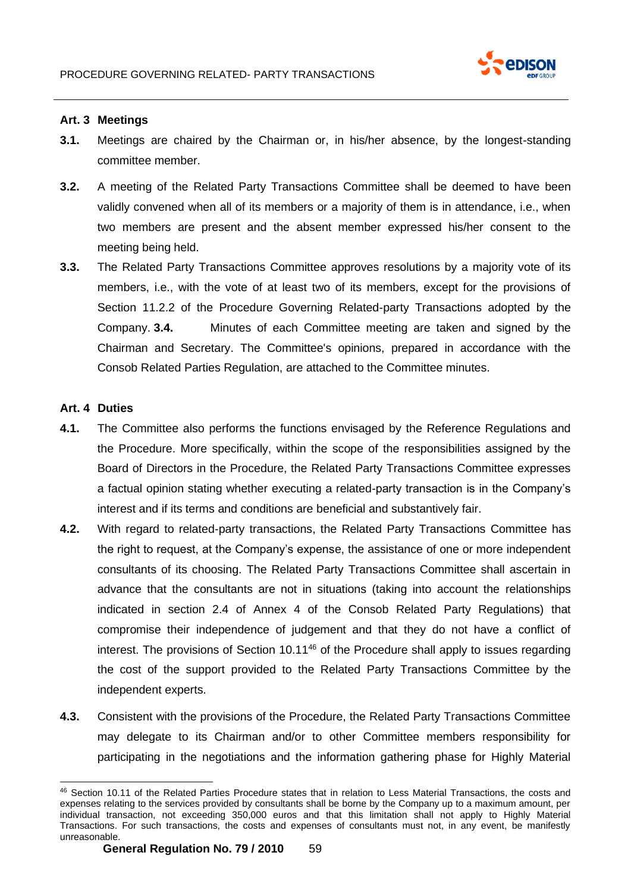### Art. 3 Meetings

**3.1.** Meetings are chaired by the Chairman or, in his/her absence, by the longest-standing committee member.

**3.2.** A meeting of the Related Party Transactions Committee shall be deemed to have been validly convened when all of its members or a majority of them is in attendance, i.e., when two members are present and the absent member expressed his/her consent to the meeting being held.

**3.3.** The Related Party Transactions Committee approves resolutions by a majority vote of its members, i.e., with the vote of at least two of its members, except for the provisions of Section 11.2.2 of the Procedure Governing Related-party Transactions adopted by the Company. **3.4.** Minutes of each Committee meeting are taken and signed by the Chairman and Secretary. The Committee's opinions, prepared in accordance with the Consob Related Parties Regulation, are attached to the Committee minutes.

### Art. 4 Duties

**4.1.** The Committee also performs the functions envisaged by the Reference Regulations and the Procedure. More specifically, within the scope of the responsibilities assigned by the Board of Directors in the Procedure, the Related Party Transactions Committee expresses a factual opinion stating whether executing a related-party transaction is in the Company's interest and if its terms and conditions are beneficial and substantively fair.

**4.2.** With regard to related-party transactions, the Related Party Transactions Committee has the right to request, at the Company's expense, the assistance of one or more independent consultants of its choosing. The Related Party Transactions Committee shall ascertain in advance that the consultants are not in situations (taking into account the relationships indicated in section 2.4 of Annex 4 of the Consob Related Party Regulations) that compromise their independence of judgement and that they do not have a conflict of interest. The provisions of Section 10.11[46] of the Procedure shall apply to issues regarding the cost of the support provided to the Related Party Transactions Committee by the independent experts.

**4.3.** Consistent with the provisions of the Procedure, the Related Party Transactions Committee may delegate to its Chairman and/or to other Committee members responsibility for participating in the negotiations and the information gathering phase for Highly Material

---

[46] Section 10.11 of the Related Parties Procedure states that in relation to Less Material Transactions, the costs and expenses relating to the services provided by consultants shall be borne by the Company up to a maximum amount, per individual transaction, not exceeding 350,000 euros and that this limitation shall not apply to Highly Material Transactions. For such transactions, the costs and expenses of consultants must not, in any event, be manifestly unreasonable.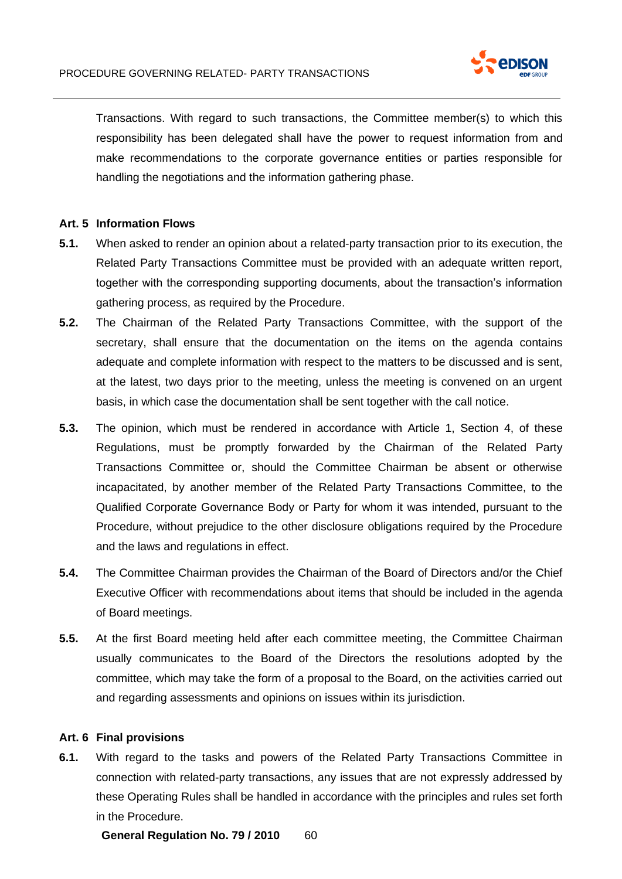Transactions. With regard to such transactions, the Committee member(s) to which this responsibility has been delegated shall have the power to request information from and make recommendations to the corporate governance entities or parties responsible for handling the negotiations and the information gathering phase.

### Art. 5 Information Flows

**5.1.** When asked to render an opinion about a related-party transaction prior to its execution, the Related Party Transactions Committee must be provided with an adequate written report, together with the corresponding supporting documents, about the transaction's information gathering process, as required by the Procedure.

**5.2.** The Chairman of the Related Party Transactions Committee, with the support of the secretary, shall ensure that the documentation on the items on the agenda contains adequate and complete information with respect to the matters to be discussed and is sent, at the latest, two days prior to the meeting, unless the meeting is convened on an urgent basis, in which case the documentation shall be sent together with the call notice.

**5.3.** The opinion, which must be rendered in accordance with Article 1, Section 4, of these Regulations, must be promptly forwarded by the Chairman of the Related Party Transactions Committee or, should the Committee Chairman be absent or otherwise incapacitated, by another member of the Related Party Transactions Committee, to the Qualified Corporate Governance Body or Party for whom it was intended, pursuant to the Procedure, without prejudice to the other disclosure obligations required by the Procedure and the laws and regulations in effect.

**5.4.** The Committee Chairman provides the Chairman of the Board of Directors and/or the Chief Executive Officer with recommendations about items that should be included in the agenda of Board meetings.

**5.5.** At the first Board meeting held after each committee meeting, the Committee Chairman usually communicates to the Board of the Directors the resolutions adopted by the committee, which may take the form of a proposal to the Board, on the activities carried out and regarding assessments and opinions on issues within its jurisdiction.

### Art. 6 Final provisions

**6.1.** With regard to the tasks and powers of the Related Party Transactions Committee in connection with related-party transactions, any issues that are not expressly addressed by these Operating Rules shall be handled in accordance with the principles and rules set forth in the Procedure.